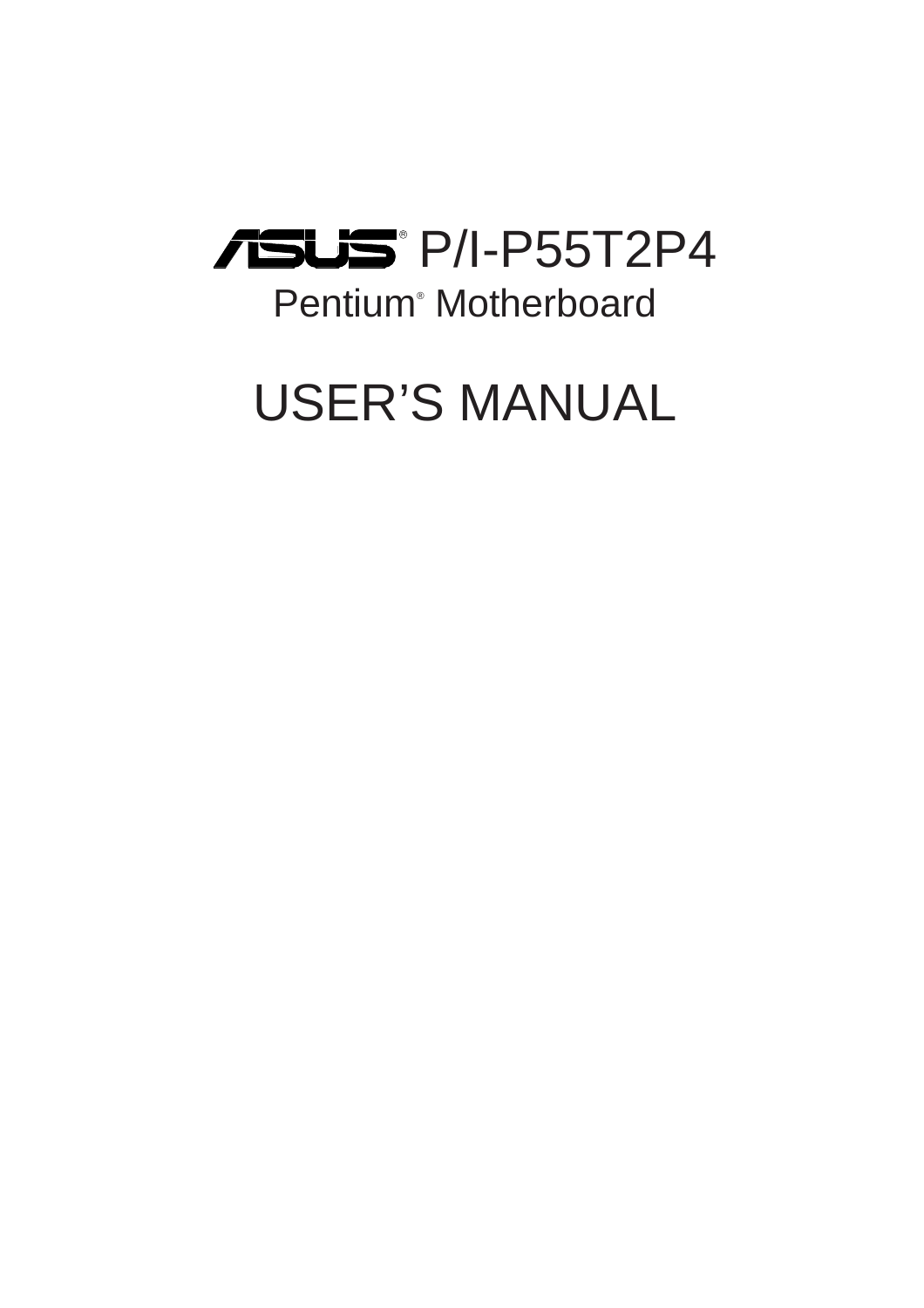# ASUS® P/I-P55T2P4

## Pentium® Motherboard

# USER'S MANUAL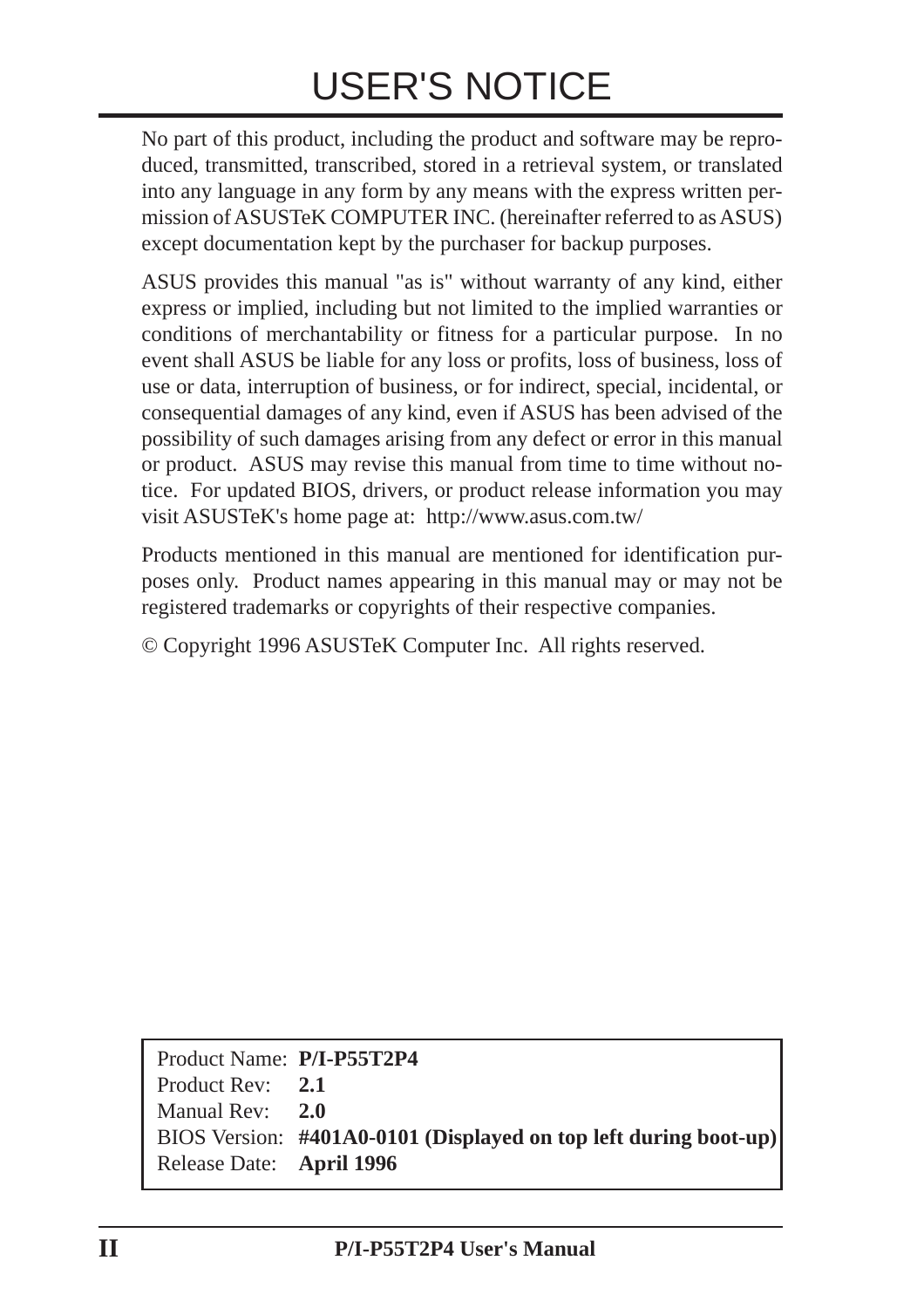# USER'S NOTICE

No part of this product, including the product and software may be reproduced, transmitted, transcribed, stored in a retrieval system, or translated into any language in any form by any means with the express written permission of ASUSTeK COMPUTER INC. (hereinafter referred to as ASUS) except documentation kept by the purchaser for backup purposes.

ASUS provides this manual "as is" without warranty of any kind, either express or implied, including but not limited to the implied warranties or conditions of merchantability or fitness for a particular purpose. In no event shall ASUS be liable for any loss or profits, loss of business, loss of use or data, interruption of business, or for indirect, special, incidental, or consequential damages of any kind, even if ASUS has been advised of the possibility of such damages arising from any defect or error in this manual or product. ASUS may revise this manual from time to time without notice. For updated BIOS, drivers, or product release information you may visit ASUSTeK's home page at: http://www.asus.com.tw/

Products mentioned in this manual are mentioned for identification purposes only. Product names appearing in this manual may or may not be registered trademarks or copyrights of their respective companies.

© Copyright 1996 ASUSTeK Computer Inc. All rights reserved.

| | |
|---|---|
| Product Name: | **P/I-P55T2P4** |
| Product Rev: | **2.1** |
| Manual Rev: | **2.0** |
| BIOS Version: | **#401A0-0101 (Displayed on top left during boot-up)** |
| Release Date: | **April 1996** |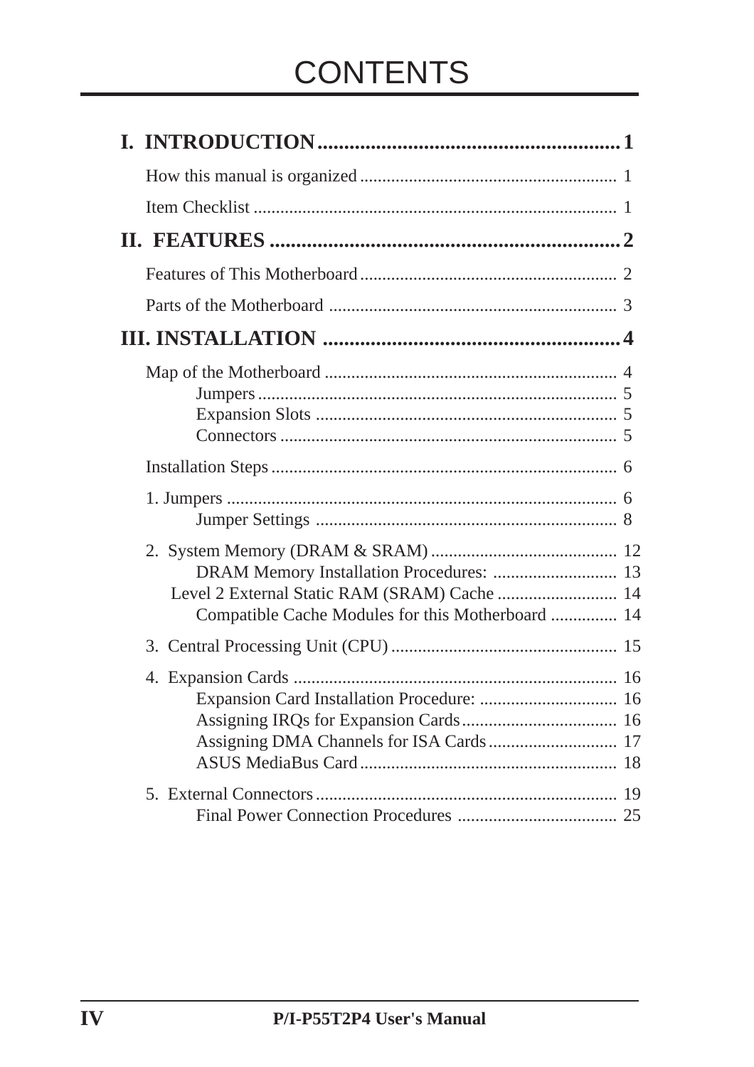# CONTENTS

**I. INTRODUCTION** .......................................................... **1**

How this manual is organized .......................................................... 1

Item Checklist .......................................................... 1

**II. FEATURES** .......................................................... **2**

Features of This Motherboard .......................................................... 2

Parts of the Motherboard .......................................................... 3

**III. INSTALLATION** .......................................................... **4**

Map of the Motherboard .......................................................... 4
- Jumpers .......................................................... 5
- Expansion Slots .......................................................... 5
- Connectors .......................................................... 5

Installation Steps .......................................................... 6

1. Jumpers .......................................................... 6
   - Jumper Settings .......................................................... 8

2. System Memory (DRAM & SRAM) .......................................................... 12
   - DRAM Memory Installation Procedures: .......................................................... 13
   - Level 2 External Static RAM (SRAM) Cache .......................................................... 14
   - Compatible Cache Modules for this Motherboard .......................................................... 14

3. Central Processing Unit (CPU) .......................................................... 15

4. Expansion Cards .......................................................... 16
   - Expansion Card Installation Procedure: .......................................................... 16
   - Assigning IRQs for Expansion Cards .......................................................... 16
   - Assigning DMA Channels for ISA Cards .......................................................... 17
   - ASUS MediaBus Card .......................................................... 18

5. External Connectors .......................................................... 19
   - Final Power Connection Procedures .......................................................... 25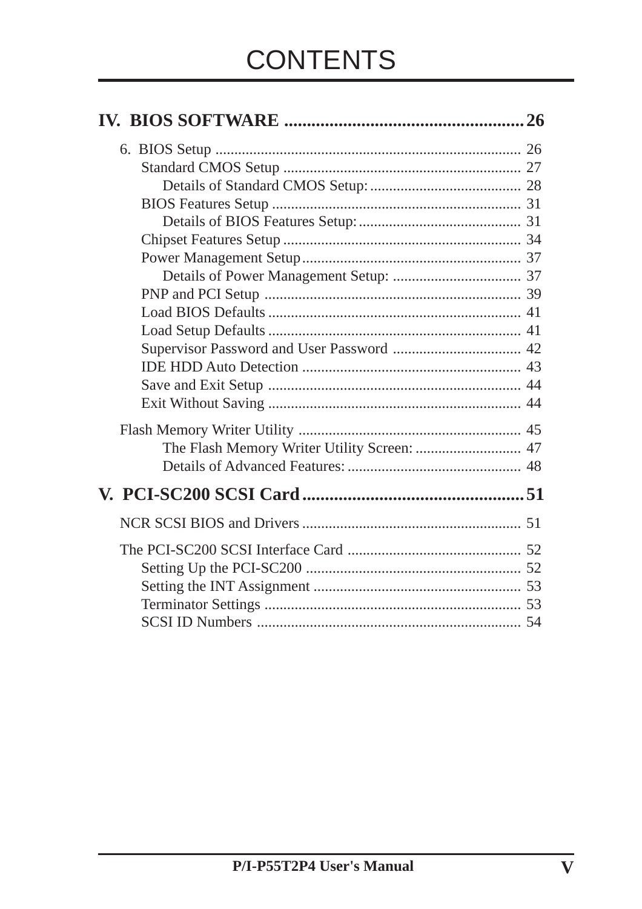# CONTENTS

## IV. BIOS SOFTWARE ..................................................... 26

6. BIOS Setup ..................................................................... 26
   - Standard CMOS Setup ............................................................. 27
     - Details of Standard CMOS Setup: ....................................... 28
   - BIOS Features Setup ................................................................ 31
     - Details of BIOS Features Setup: .......................................... 31
   - Chipset Features Setup ............................................................. 34
   - Power Management Setup ......................................................... 37
     - Details of Power Management Setup: ................................. 37
   - PNP and PCI Setup .................................................................. 39
   - Load BIOS Defaults ................................................................. 41
   - Load Setup Defaults ................................................................. 41
   - Supervisor Password and User Password ................................. 42
   - IDE HDD Auto Detection ......................................................... 43
   - Save and Exit Setup ................................................................. 44
   - Exit Without Saving ................................................................. 44

Flash Memory Writer Utility .......................................................... 45
   - The Flash Memory Writer Utility Screen: ........................... 47
   - Details of Advanced Features: ............................................. 48

## V. PCI-SC200 SCSI Card ................................................ 51

NCR SCSI BIOS and Drivers ......................................................... 51

The PCI-SC200 SCSI Interface Card ............................................. 52
   - Setting Up the PCI-SC200 ........................................................ 52
   - Setting the INT Assignment ...................................................... 53
   - Terminator Settings ................................................................... 53
   - SCSI ID Numbers ..................................................................... 54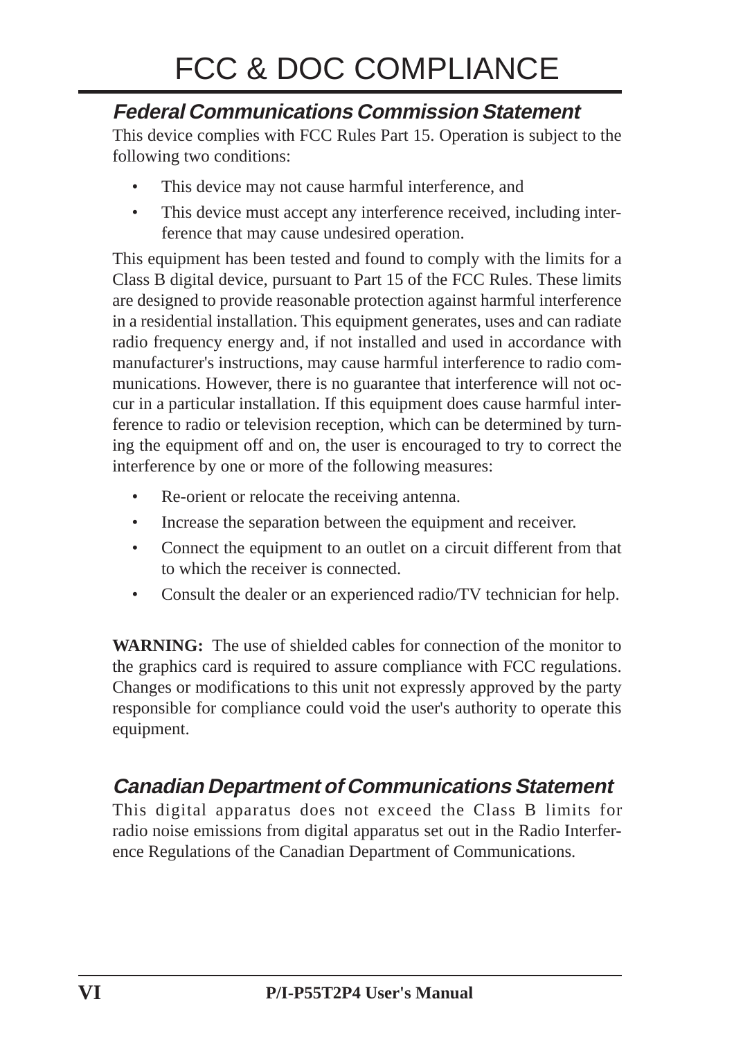# FCC & DOC COMPLIANCE

## *Federal Communications Commission Statement*

This device complies with FCC Rules Part 15. Operation is subject to the following two conditions:

- This device may not cause harmful interference, and
- This device must accept any interference received, including interference that may cause undesired operation.

This equipment has been tested and found to comply with the limits for a Class B digital device, pursuant to Part 15 of the FCC Rules. These limits are designed to provide reasonable protection against harmful interference in a residential installation. This equipment generates, uses and can radiate radio frequency energy and, if not installed and used in accordance with manufacturer's instructions, may cause harmful interference to radio communications. However, there is no guarantee that interference will not occur in a particular installation. If this equipment does cause harmful interference to radio or television reception, which can be determined by turning the equipment off and on, the user is encouraged to try to correct the interference by one or more of the following measures:

- Re-orient or relocate the receiving antenna.
- Increase the separation between the equipment and receiver.
- Connect the equipment to an outlet on a circuit different from that to which the receiver is connected.
- Consult the dealer or an experienced radio/TV technician for help.

**WARNING:** The use of shielded cables for connection of the monitor to the graphics card is required to assure compliance with FCC regulations. Changes or modifications to this unit not expressly approved by the party responsible for compliance could void the user's authority to operate this equipment.

## *Canadian Department of Communications Statement*

This digital apparatus does not exceed the Class B limits for radio noise emissions from digital apparatus set out in the Radio Interference Regulations of the Canadian Department of Communications.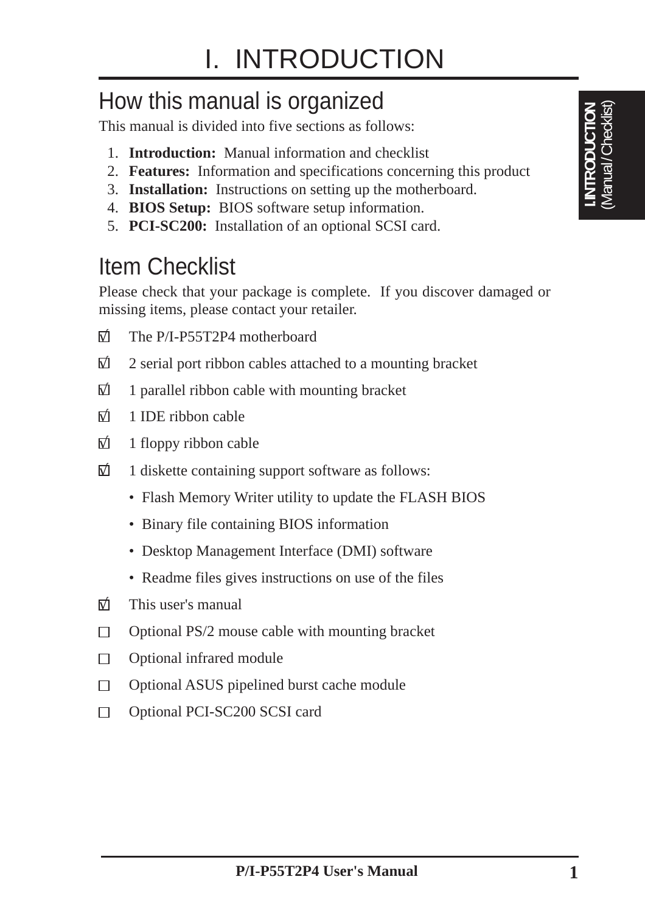# I. INTRODUCTION

## How this manual is organized

This manual is divided into five sections as follows:

1. **Introduction:** Manual information and checklist
2. **Features:** Information and specifications concerning this product
3. **Installation:** Instructions on setting up the motherboard.
4. **BIOS Setup:** BIOS software setup information.
5. **PCI-SC200:** Installation of an optional SCSI card.

## Item Checklist

Please check that your package is complete. If you discover damaged or missing items, please contact your retailer.

- [x] The P/I-P55T2P4 motherboard
- [x] 2 serial port ribbon cables attached to a mounting bracket
- [x] 1 parallel ribbon cable with mounting bracket
- [x] 1 IDE ribbon cable
- [x] 1 floppy ribbon cable
- [x] 1 diskette containing support software as follows:
  - Flash Memory Writer utility to update the FLASH BIOS
  - Binary file containing BIOS information
  - Desktop Management Interface (DMI) software
  - Readme files gives instructions on use of the files
- [x] This user's manual
- [ ] Optional PS/2 mouse cable with mounting bracket
- [ ] Optional infrared module
- [ ] Optional ASUS pipelined burst cache module
- [ ] Optional PCI-SC200 SCSI card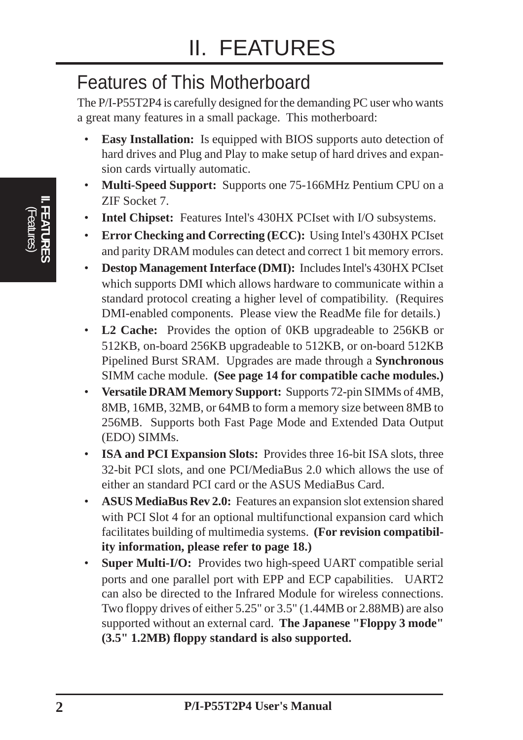# II. FEATURES

## Features of This Motherboard

The P/I-P55T2P4 is carefully designed for the demanding PC user who wants a great many features in a small package. This motherboard:

- **Easy Installation:** Is equipped with BIOS supports auto detection of hard drives and Plug and Play to make setup of hard drives and expansion cards virtually automatic.
- **Multi-Speed Support:** Supports one 75-166MHz Pentium CPU on a ZIF Socket 7.
- **Intel Chipset:** Features Intel's 430HX PCIset with I/O subsystems.
- **Error Checking and Correcting (ECC):** Using Intel's 430HX PCIset and parity DRAM modules can detect and correct 1 bit memory errors.
- **Destop Management Interface (DMI):** Includes Intel's 430HX PCIset which supports DMI which allows hardware to communicate within a standard protocol creating a higher level of compatibility. (Requires DMI-enabled components. Please view the ReadMe file for details.)
- **L2 Cache:** Provides the option of 0KB upgradeable to 256KB or 512KB, on-board 256KB upgradeable to 512KB, or on-board 512KB Pipelined Burst SRAM. Upgrades are made through a **Synchronous** SIMM cache module. **(See page 14 for compatible cache modules.)**
- **Versatile DRAM Memory Support:** Supports 72-pin SIMMs of 4MB, 8MB, 16MB, 32MB, or 64MB to form a memory size between 8MB to 256MB. Supports both Fast Page Mode and Extended Data Output (EDO) SIMMs.
- **ISA and PCI Expansion Slots:** Provides three 16-bit ISA slots, three 32-bit PCI slots, and one PCI/MediaBus 2.0 which allows the use of either an standard PCI card or the ASUS MediaBus Card.
- **ASUS MediaBus Rev 2.0:** Features an expansion slot extension shared with PCI Slot 4 for an optional multifunctional expansion card which facilitates building of multimedia systems. **(For revision compatibility information, please refer to page 18.)**
- **Super Multi-I/O:** Provides two high-speed UART compatible serial ports and one parallel port with EPP and ECP capabilities. UART2 can also be directed to the Infrared Module for wireless connections. Two floppy drives of either 5.25" or 3.5" (1.44MB or 2.88MB) are also supported without an external card. **The Japanese "Floppy 3 mode" (3.5" 1.2MB) floppy standard is also supported.**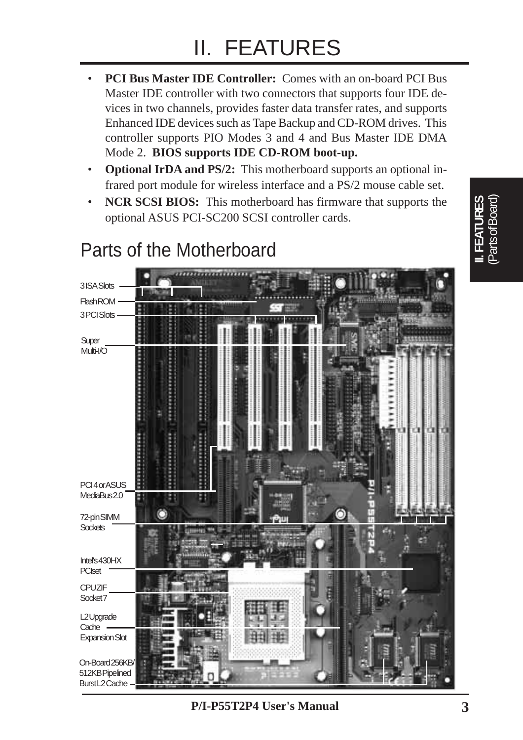# II. FEATURES

- **PCI Bus Master IDE Controller:** Comes with an on-board PCI Bus Master IDE controller with two connectors that supports four IDE devices in two channels, provides faster data transfer rates, and supports Enhanced IDE devices such as Tape Backup and CD-ROM drives. This controller supports PIO Modes 3 and 4 and Bus Master IDE DMA Mode 2. **BIOS supports IDE CD-ROM boot-up.**
- **Optional IrDA and PS/2:** This motherboard supports an optional infrared port module for wireless interface and a PS/2 mouse cable set.
- **NCR SCSI BIOS:** This motherboard has firmware that supports the optional ASUS PCI-SC200 SCSI controller cards.

## Parts of the Motherboard

3 ISA Slots

Flash ROM

3 PCI Slots

Super Multi-I/O

PCI 4 or ASUS MediaBus 2.0

72-pin SIMM Sockets

Intel's 430HX PCIset

CPU ZIF Socket 7

L2 Upgrade Cache Expansion Slot

On-Board 256KB/512KB Pipelined Burst L2 Cache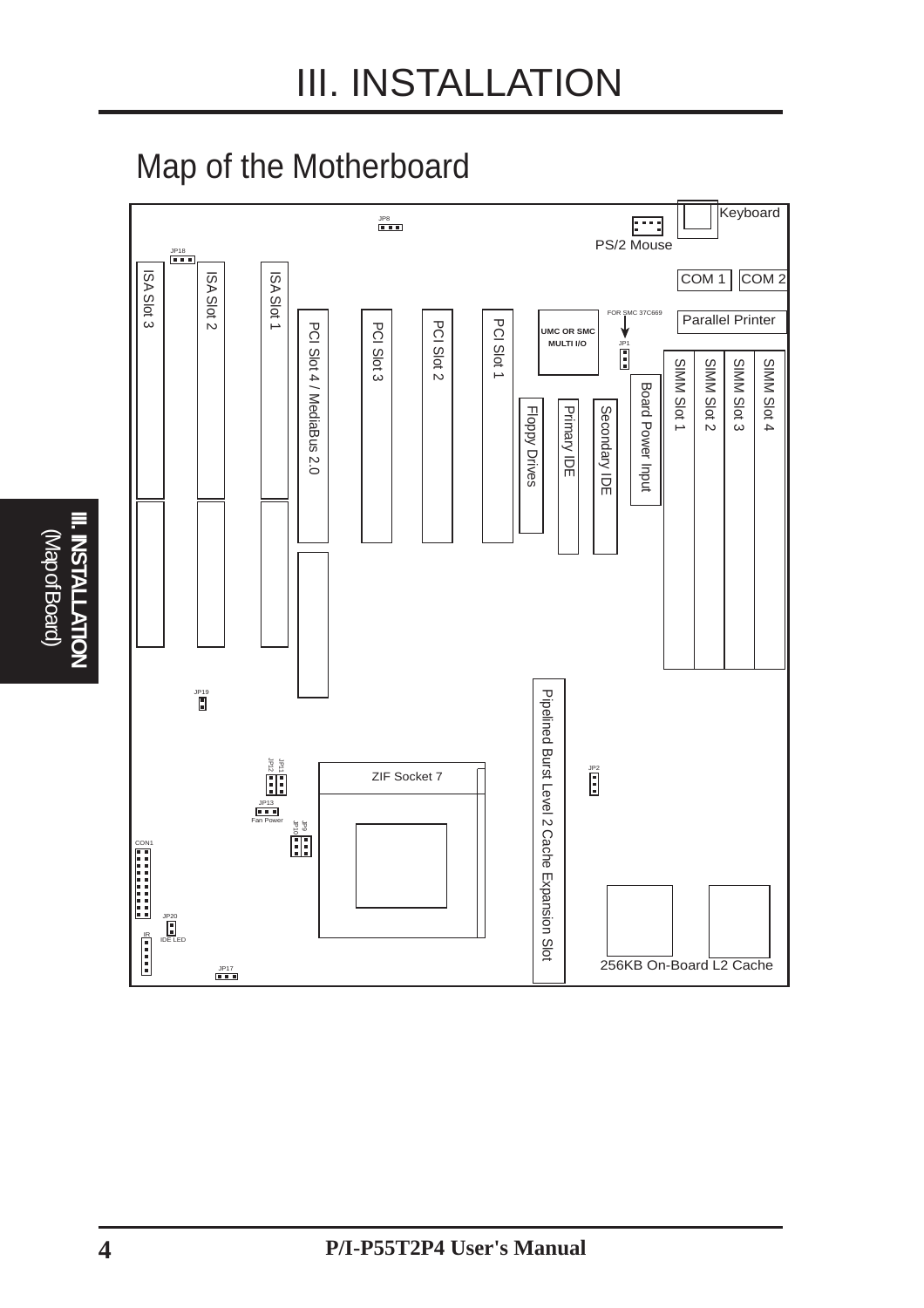# III. INSTALLATION

## Map of the Motherboard

JP8

Keyboard

PS/2 Mouse

JP18

ISA Slot 3

ISA Slot 2

ISA Slot 1

COM 1

COM 2

PCI Slot 4 / MediaBus 2.0

PCI Slot 3

PCI Slot 2

PCI Slot 1

UMC OR SMC MULTI I/O

FOR SMC 37C669

JP1

Parallel Printer

Board Power Input

SIMM Slot 1

SIMM Slot 2

SIMM Slot 3

SIMM Slot 4

Floppy Drives

Primary IDE

Secondary IDE

JP19

Pipelined Burst Level 2 Cache Expansion Slot

JP11

JP12

ZIF Socket 7

JP2

JP13

Fan Power

JP9

JP10

CON1

JP20

IDE LED

IR

JP17

256KB On-Board L2 Cache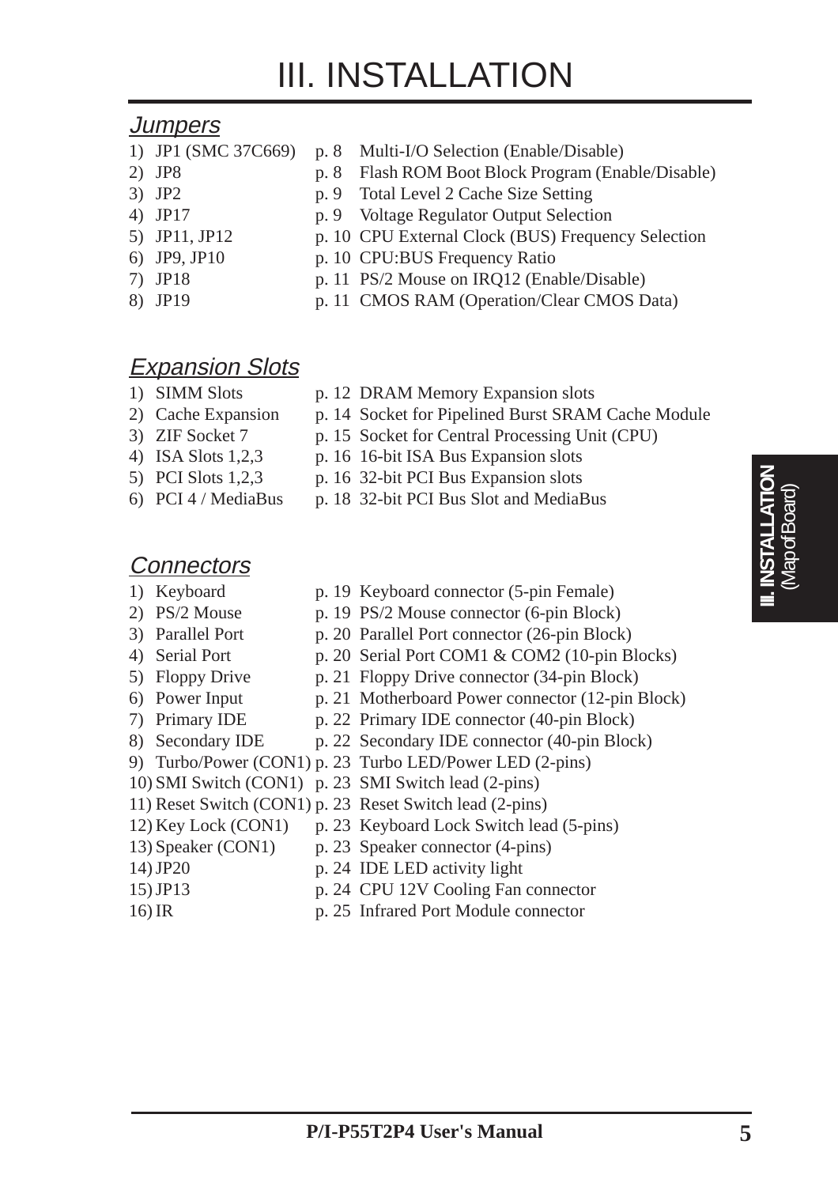# III. INSTALLATION

## *Jumpers*

| | | | |
|---|---|---|---|
| 1) | JP1 (SMC 37C669) | p. 8 | Multi-I/O Selection (Enable/Disable) |
| 2) | JP8 | p. 8 | Flash ROM Boot Block Program (Enable/Disable) |
| 3) | JP2 | p. 9 | Total Level 2 Cache Size Setting |
| 4) | JP17 | p. 9 | Voltage Regulator Output Selection |
| 5) | JP11, JP12 | p. 10 | CPU External Clock (BUS) Frequency Selection |
| 6) | JP9, JP10 | p. 10 | CPU:BUS Frequency Ratio |
| 7) | JP18 | p. 11 | PS/2 Mouse on IRQ12 (Enable/Disable) |
| 8) | JP19 | p. 11 | CMOS RAM (Operation/Clear CMOS Data) |

## *Expansion Slots*

| | | | |
|---|---|---|---|
| 1) | SIMM Slots | p. 12 | DRAM Memory Expansion slots |
| 2) | Cache Expansion | p. 14 | Socket for Pipelined Burst SRAM Cache Module |
| 3) | ZIF Socket 7 | p. 15 | Socket for Central Processing Unit (CPU) |
| 4) | ISA Slots 1,2,3 | p. 16 | 16-bit ISA Bus Expansion slots |
| 5) | PCI Slots 1,2,3 | p. 16 | 32-bit PCI Bus Expansion slots |
| 6) | PCI 4 / MediaBus | p. 18 | 32-bit PCI Bus Slot and MediaBus |

## *Connectors*

| | | | |
|---|---|---|---|
| 1) | Keyboard | p. 19 | Keyboard connector (5-pin Female) |
| 2) | PS/2 Mouse | p. 19 | PS/2 Mouse connector (6-pin Block) |
| 3) | Parallel Port | p. 20 | Parallel Port connector (26-pin Block) |
| 4) | Serial Port | p. 20 | Serial Port COM1 & COM2 (10-pin Blocks) |
| 5) | Floppy Drive | p. 21 | Floppy Drive connector (34-pin Block) |
| 6) | Power Input | p. 21 | Motherboard Power connector (12-pin Block) |
| 7) | Primary IDE | p. 22 | Primary IDE connector (40-pin Block) |
| 8) | Secondary IDE | p. 22 | Secondary IDE connector (40-pin Block) |
| 9) | Turbo/Power (CON1) | p. 23 | Turbo LED/Power LED (2-pins) |
| 10) | SMI Switch (CON1) | p. 23 | SMI Switch lead (2-pins) |
| 11) | Reset Switch (CON1) | p. 23 | Reset Switch lead (2-pins) |
| 12) | Key Lock (CON1) | p. 23 | Keyboard Lock Switch lead (5-pins) |
| 13) | Speaker (CON1) | p. 23 | Speaker connector (4-pins) |
| 14) | JP20 | p. 24 | IDE LED activity light |
| 15) | JP13 | p. 24 | CPU 12V Cooling Fan connector |
| 16) | IR | p. 25 | Infrared Port Module connector |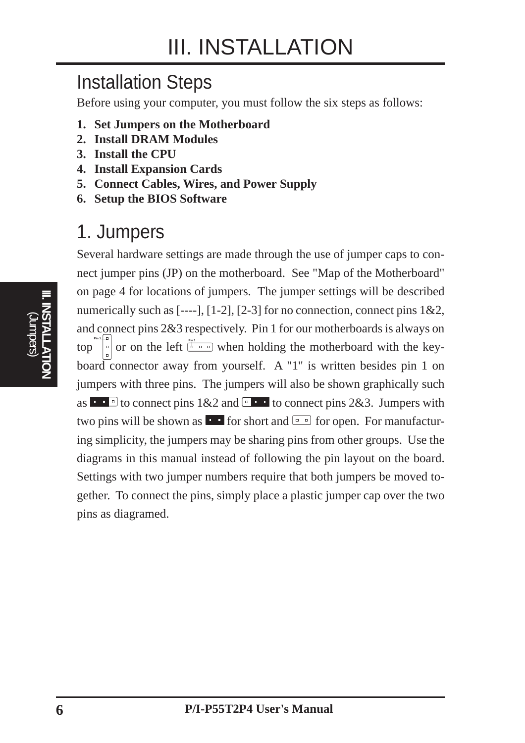# III. INSTALLATION

## Installation Steps

Before using your computer, you must follow the six steps as follows:

1. **Set Jumpers on the Motherboard**
2. **Install DRAM Modules**
3. **Install the CPU**
4. **Install Expansion Cards**
5. **Connect Cables, Wires, and Power Supply**
6. **Setup the BIOS Software**

## 1. Jumpers

Several hardware settings are made through the use of jumper caps to connect jumper pins (JP) on the motherboard. See "Map of the Motherboard" on page 4 for locations of jumpers. The jumper settings will be described numerically such as [----], [1-2], [2-3] for no connection, connect pins 1&2, and connect pins 2&3 respectively. Pin 1 for our motherboards is always on top or on the left when holding the motherboard with the keyboard connector away from yourself. A "1" is written besides pin 1 on jumpers with three pins. The jumpers will also be shown graphically such as to connect pins 1&2 and to connect pins 2&3. Jumpers with two pins will be shown as for short and for open. For manufacturing simplicity, the jumpers may be sharing pins from other groups. Use the diagrams in this manual instead of following the pin layout on the board. Settings with two jumper numbers require that both jumpers be moved together. To connect the pins, simply place a plastic jumper cap over the two pins as diagramed.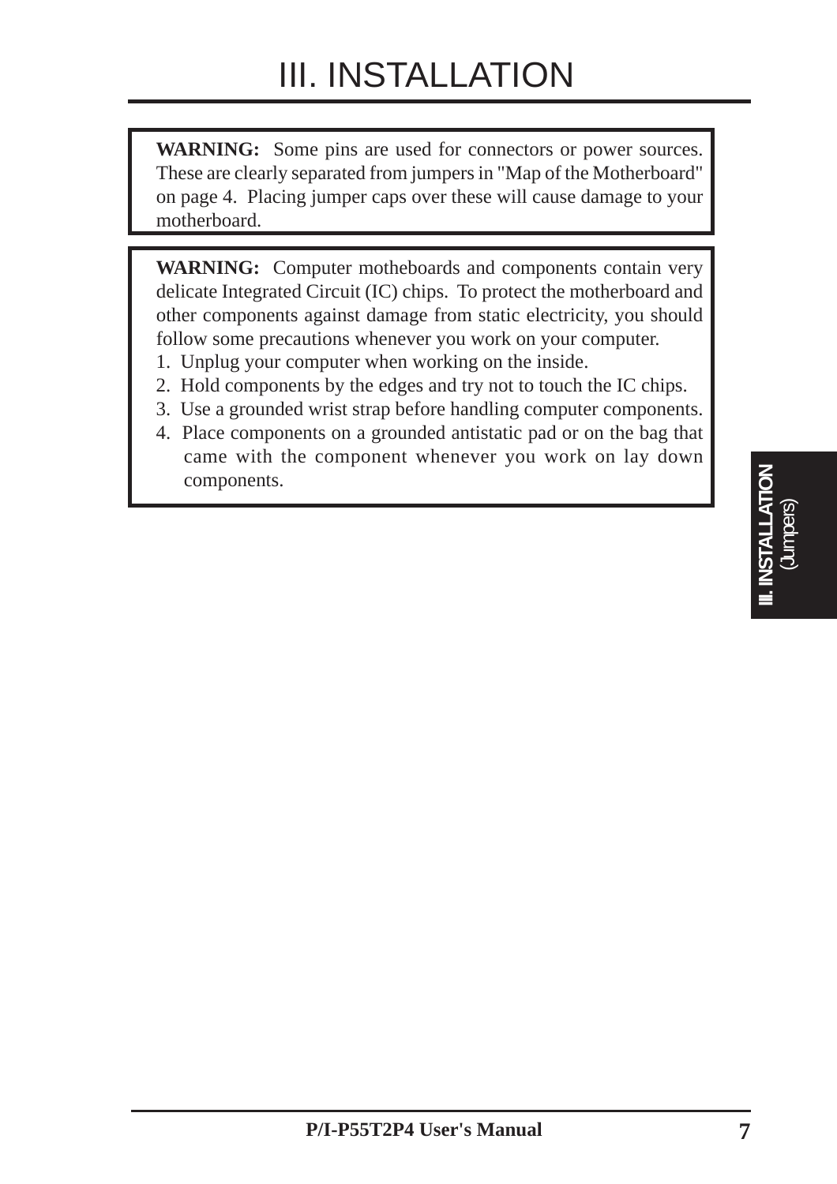# III. INSTALLATION

**WARNING:** Some pins are used for connectors or power sources. These are clearly separated from jumpers in "Map of the Motherboard" on page 4. Placing jumper caps over these will cause damage to your motherboard.

**WARNING:** Computer motheboards and components contain very delicate Integrated Circuit (IC) chips. To protect the motherboard and other components against damage from static electricity, you should follow some precautions whenever you work on your computer.

1. Unplug your computer when working on the inside.
2. Hold components by the edges and try not to touch the IC chips.
3. Use a grounded wrist strap before handling computer components.
4. Place components on a grounded antistatic pad or on the bag that came with the component whenever you work on lay down components.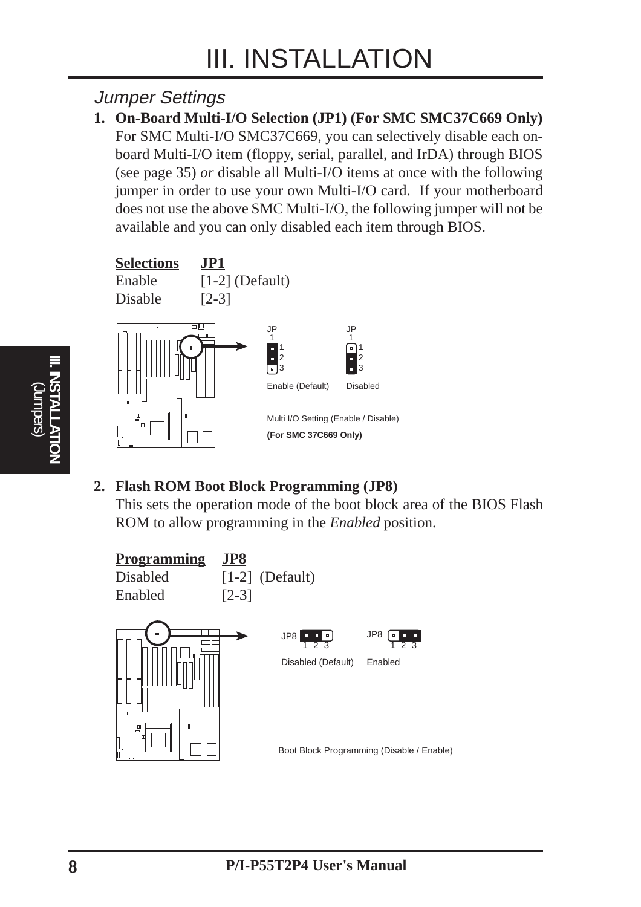## Jumper Settings

1. **On-Board Multi-I/O Selection (JP1) (For SMC SMC37C669 Only)**
   For SMC Multi-I/O SMC37C669, you can selectively disable each on-board Multi-I/O item (floppy, serial, parallel, and IrDA) through BIOS (see page 35) *or* disable all Multi-I/O items at once with the following jumper in order to use your own Multi-I/O card. If your motherboard does not use the above SMC Multi-I/O, the following jumper will not be available and you can only disabled each item through BIOS.

| Selections | JP1 |
|---|---|
| Enable | [1-2] (Default) |
| Disable | [2-3] |

JP1 1 2 3 Enable (Default) | JP1 1 2 3 Disabled

Multi I/O Setting (Enable / Disable)
**(For SMC 37C669 Only)**

2. **Flash ROM Boot Block Programming (JP8)**
   This sets the operation mode of the boot block area of the BIOS Flash ROM to allow programming in the *Enabled* position.

| Programming | JP8 |
|---|---|
| Disabled | [1-2] (Default) |
| Enabled | [2-3] |

JP8 1 2 3 Disabled (Default) | JP8 1 2 3 Enabled

Boot Block Programming (Disable / Enable)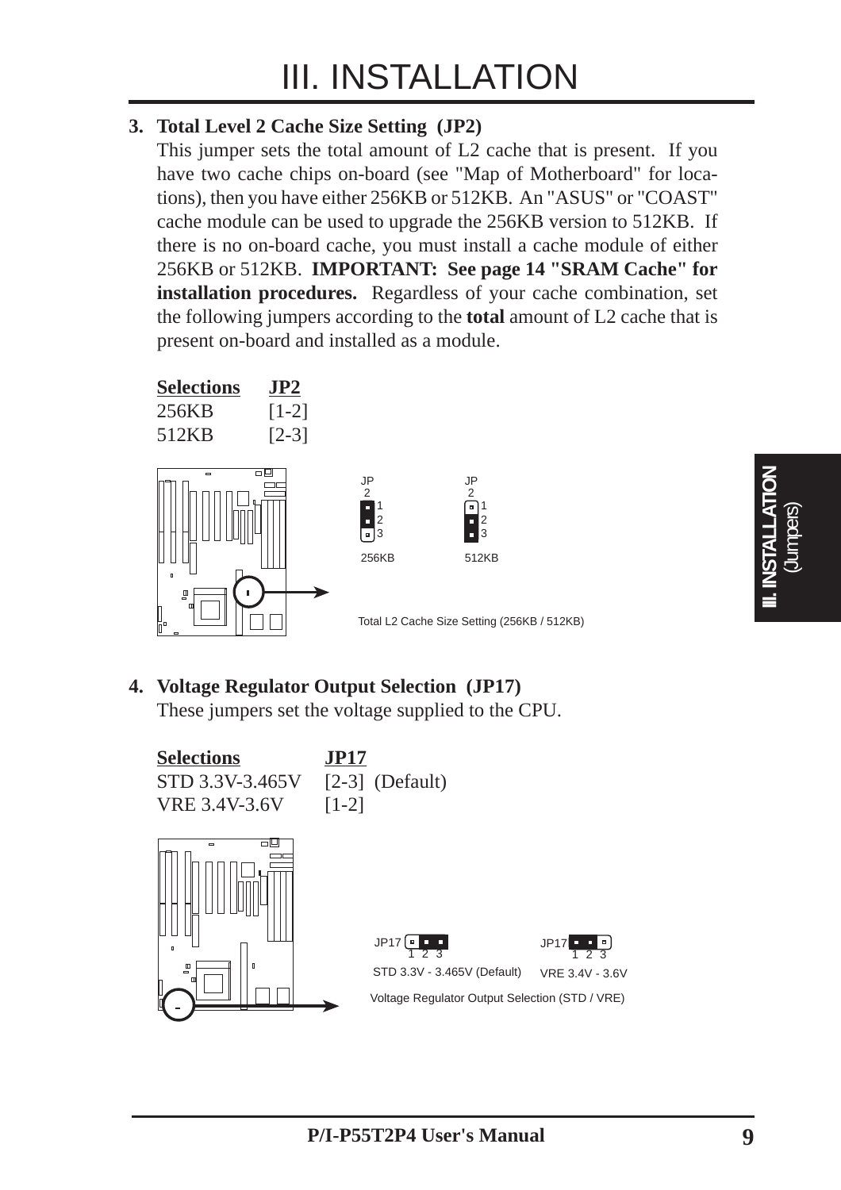**3. Total Level 2 Cache Size Setting (JP2)**

This jumper sets the total amount of L2 cache that is present. If you have two cache chips on-board (see "Map of Motherboard" for locations), then you have either 256KB or 512KB. An "ASUS" or "COAST" cache module can be used to upgrade the 256KB version to 512KB. If there is no on-board cache, you must install a cache module of either 256KB or 512KB. **IMPORTANT: See page 14 "SRAM Cache" for installation procedures.** Regardless of your cache combination, set the following jumpers according to the **total** amount of L2 cache that is present on-board and installed as a module.

| Selections | JP2 |
|---|---|
| 256KB | [1-2] |
| 512KB | [2-3] |

Total L2 Cache Size Setting (256KB / 512KB)

**4. Voltage Regulator Output Selection (JP17)**

These jumpers set the voltage supplied to the CPU.

| Selections | JP17 |
|---|---|
| STD 3.3V-3.465V | [2-3] (Default) |
| VRE 3.4V-3.6V | [1-2] |

Voltage Regulator Output Selection (STD / VRE)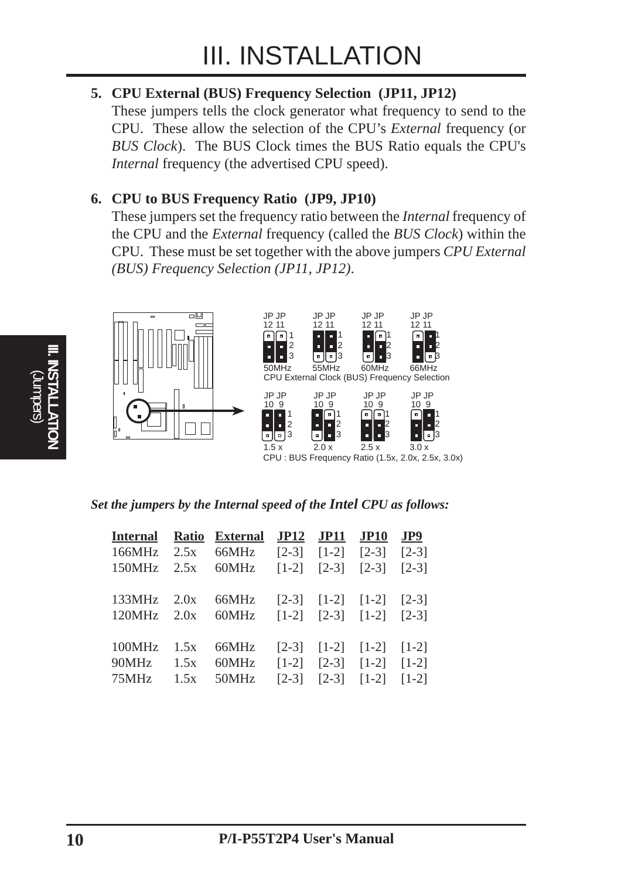# III. INSTALLATION

**5. CPU External (BUS) Frequency Selection (JP11, JP12)**

These jumpers tells the clock generator what frequency to send to the CPU. These allow the selection of the CPU's *External* frequency (or *BUS Clock*). The BUS Clock times the BUS Ratio equals the CPU's *Internal* frequency (the advertised CPU speed).

**6. CPU to BUS Frequency Ratio (JP9, JP10)**

These jumpers set the frequency ratio between the *Internal* frequency of the CPU and the *External* frequency (called the *BUS Clock*) within the CPU. These must be set together with the above jumpers *CPU External (BUS) Frequency Selection (JP11, JP12)*.

CPU External Clock (BUS) Frequency Selection

CPU : BUS Frequency Ratio (1.5x, 2.0x, 2.5x, 3.0x)

***Set the jumpers by the Internal speed of the Intel CPU as follows:***

| Internal | Ratio | External | JP12 | JP11 | JP10 | JP9 |
|---|---|---|---|---|---|---|
| 166MHz | 2.5x | 66MHz | [2-3] | [1-2] | [2-3] | [2-3] |
| 150MHz | 2.5x | 60MHz | [1-2] | [2-3] | [2-3] | [2-3] |
| 133MHz | 2.0x | 66MHz | [2-3] | [1-2] | [1-2] | [2-3] |
| 120MHz | 2.0x | 60MHz | [1-2] | [2-3] | [1-2] | [2-3] |
| 100MHz | 1.5x | 66MHz | [2-3] | [1-2] | [1-2] | [1-2] |
| 90MHz | 1.5x | 60MHz | [1-2] | [2-3] | [1-2] | [1-2] |
| 75MHz | 1.5x | 50MHz | [2-3] | [2-3] | [1-2] | [1-2] |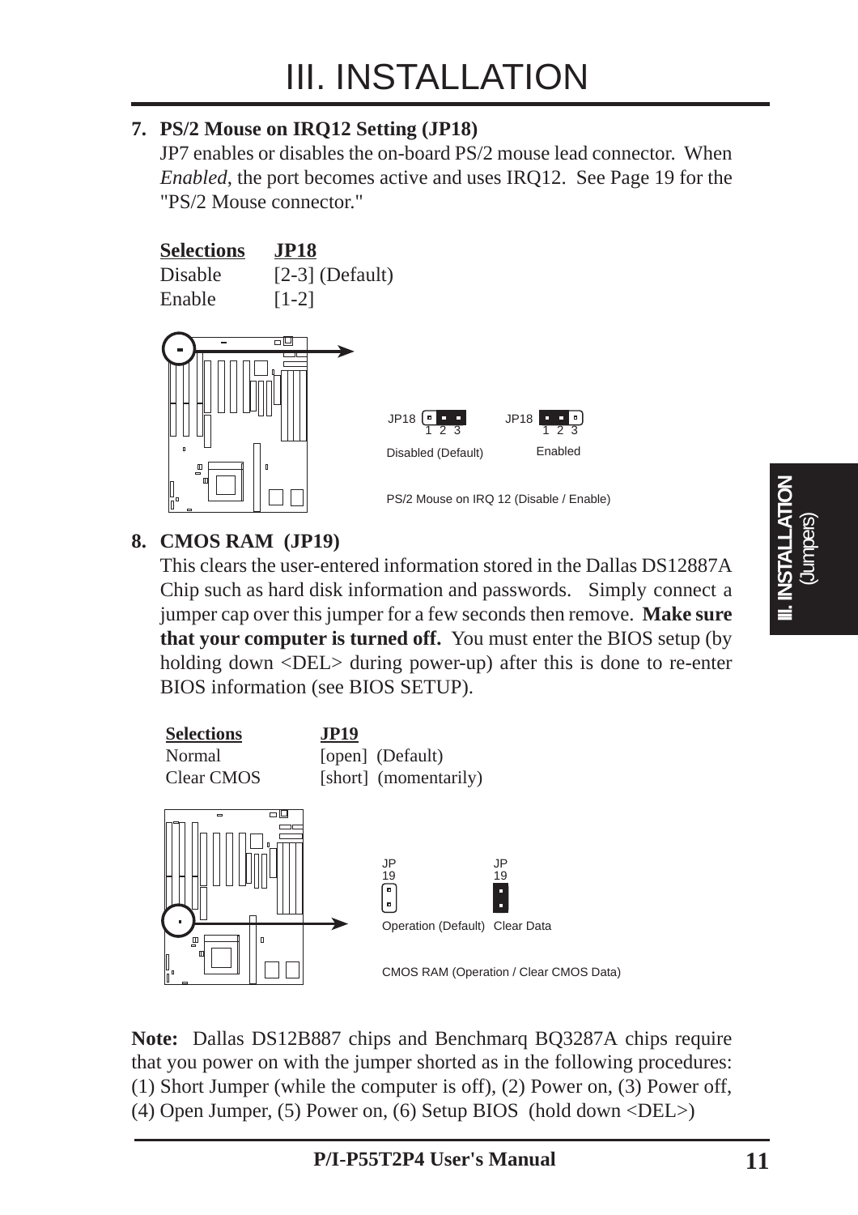# III. INSTALLATION

**7. PS/2 Mouse on IRQ12 Setting (JP18)**

JP7 enables or disables the on-board PS/2 mouse lead connector. When *Enabled*, the port becomes active and uses IRQ12. See Page 19 for the "PS/2 Mouse connector."

| Selections | JP18 |
|---|---|
| Disable | [2-3] (Default) |
| Enable | [1-2] |

JP18 1 2 3 Disabled (Default)    JP18 1 2 3 Enabled

PS/2 Mouse on IRQ 12 (Disable / Enable)

**8. CMOS RAM (JP19)**

This clears the user-entered information stored in the Dallas DS12887A Chip such as hard disk information and passwords. Simply connect a jumper cap over this jumper for a few seconds then remove. **Make sure that your computer is turned off.** You must enter the BIOS setup (by holding down <DEL> during power-up) after this is done to re-enter BIOS information (see BIOS SETUP).

| Selections | JP19 |
|---|---|
| Normal | [open] (Default) |
| Clear CMOS | [short] (momentarily) |

JP 19 Operation (Default)    JP 19 Clear Data

CMOS RAM (Operation / Clear CMOS Data)

**Note:** Dallas DS12B887 chips and Benchmarq BQ3287A chips require that you power on with the jumper shorted as in the following procedures: (1) Short Jumper (while the computer is off), (2) Power on, (3) Power off, (4) Open Jumper, (5) Power on, (6) Setup BIOS (hold down <DEL>)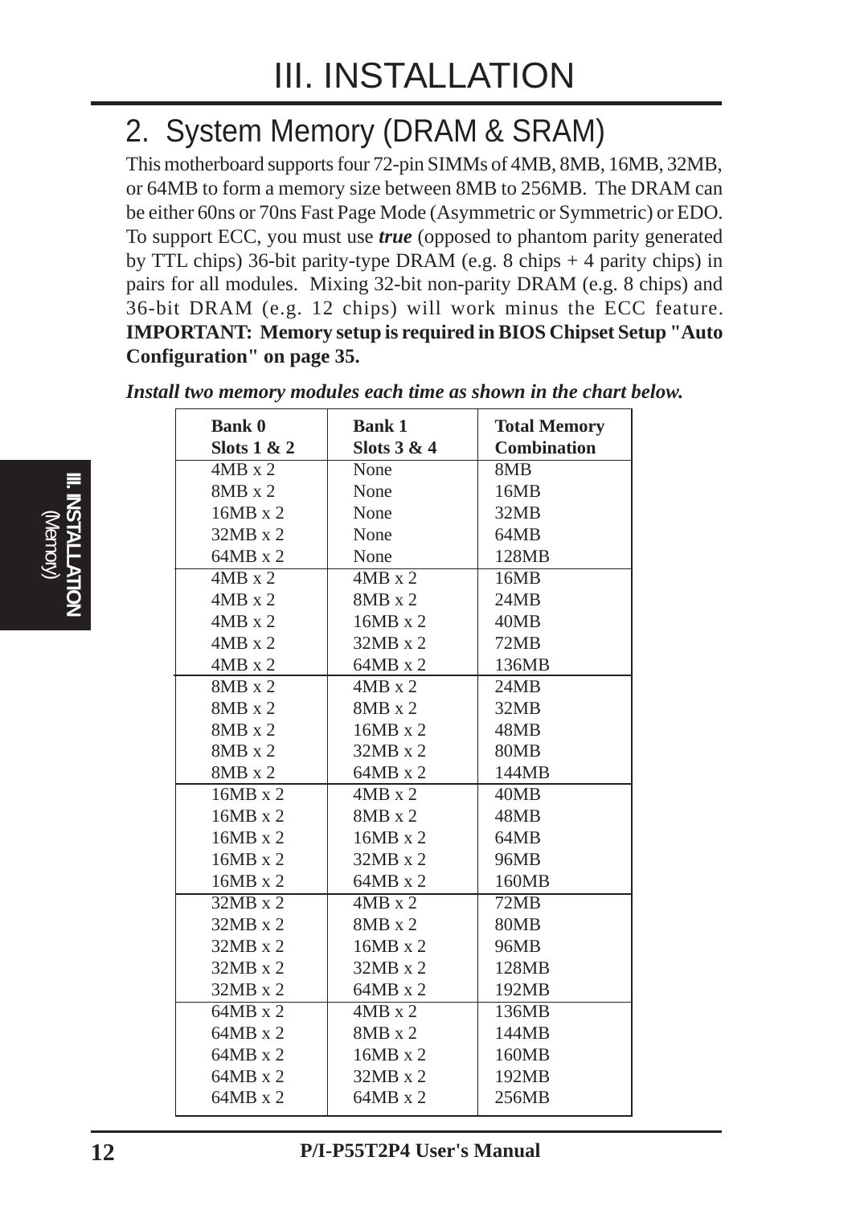# III. INSTALLATION

## 2. System Memory (DRAM & SRAM)

This motherboard supports four 72-pin SIMMs of 4MB, 8MB, 16MB, 32MB, or 64MB to form a memory size between 8MB to 256MB. The DRAM can be either 60ns or 70ns Fast Page Mode (Asymmetric or Symmetric) or EDO. To support ECC, you must use ***true*** (opposed to phantom parity generated by TTL chips) 36-bit parity-type DRAM (e.g. 8 chips + 4 parity chips) in pairs for all modules. Mixing 32-bit non-parity DRAM (e.g. 8 chips) and 36-bit DRAM (e.g. 12 chips) will work minus the ECC feature. **IMPORTANT: Memory setup is required in BIOS Chipset Setup "Auto Configuration" on page 35.**

***Install two memory modules each time as shown in the chart below.***

| Bank 0 Slots 1 & 2 | Bank 1 Slots 3 & 4 | Total Memory Combination |
|---|---|---|
| 4MB x 2 | None | 8MB |
| 8MB x 2 | None | 16MB |
| 16MB x 2 | None | 32MB |
| 32MB x 2 | None | 64MB |
| 64MB x 2 | None | 128MB |
| 4MB x 2 | 4MB x 2 | 16MB |
| 4MB x 2 | 8MB x 2 | 24MB |
| 4MB x 2 | 16MB x 2 | 40MB |
| 4MB x 2 | 32MB x 2 | 72MB |
| 4MB x 2 | 64MB x 2 | 136MB |
| 8MB x 2 | 4MB x 2 | 24MB |
| 8MB x 2 | 8MB x 2 | 32MB |
| 8MB x 2 | 16MB x 2 | 48MB |
| 8MB x 2 | 32MB x 2 | 80MB |
| 8MB x 2 | 64MB x 2 | 144MB |
| 16MB x 2 | 4MB x 2 | 40MB |
| 16MB x 2 | 8MB x 2 | 48MB |
| 16MB x 2 | 16MB x 2 | 64MB |
| 16MB x 2 | 32MB x 2 | 96MB |
| 16MB x 2 | 64MB x 2 | 160MB |
| 32MB x 2 | 4MB x 2 | 72MB |
| 32MB x 2 | 8MB x 2 | 80MB |
| 32MB x 2 | 16MB x 2 | 96MB |
| 32MB x 2 | 32MB x 2 | 128MB |
| 32MB x 2 | 64MB x 2 | 192MB |
| 64MB x 2 | 4MB x 2 | 136MB |
| 64MB x 2 | 8MB x 2 | 144MB |
| 64MB x 2 | 16MB x 2 | 160MB |
| 64MB x 2 | 32MB x 2 | 192MB |
| 64MB x 2 | 64MB x 2 | 256MB |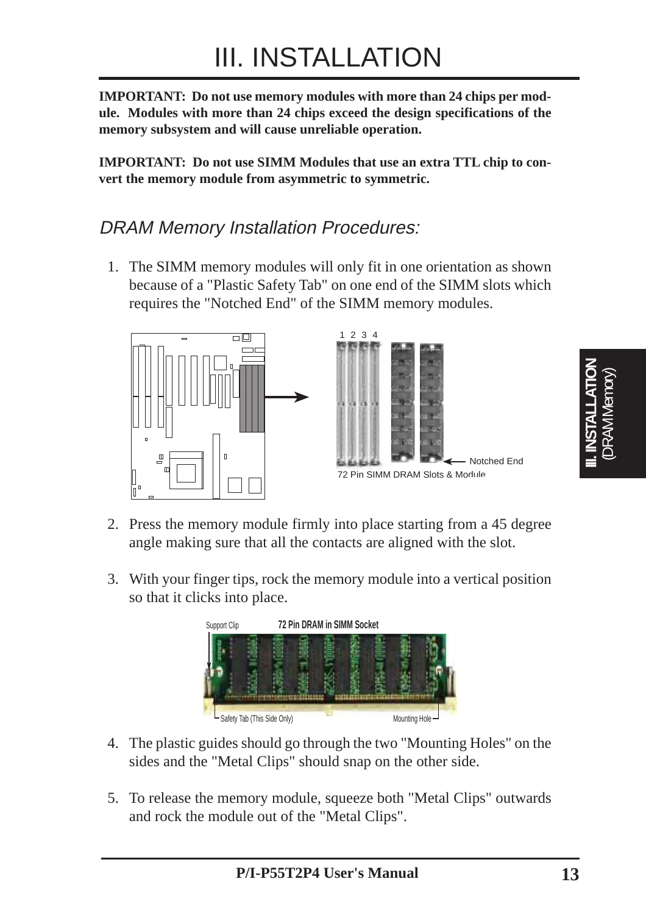# III. INSTALLATION

**IMPORTANT: Do not use memory modules with more than 24 chips per module. Modules with more than 24 chips exceed the design specifications of the memory subsystem and will cause unreliable operation.**

**IMPORTANT: Do not use SIMM Modules that use an extra TTL chip to convert the memory module from asymmetric to symmetric.**

## *DRAM Memory Installation Procedures:*

1. The SIMM memory modules will only fit in one orientation as shown because of a "Plastic Safety Tab" on one end of the SIMM slots which requires the "Notched End" of the SIMM memory modules.

1 2 3 4

Notched End

72 Pin SIMM DRAM Slots & Module

2. Press the memory module firmly into place starting from a 45 degree angle making sure that all the contacts are aligned with the slot.

3. With your finger tips, rock the memory module into a vertical position so that it clicks into place.

Support Clip **72 Pin DRAM in SIMM Socket**

Safety Tab (This Side Only) Mounting Hole

4. The plastic guides should go through the two "Mounting Holes" on the sides and the "Metal Clips" should snap on the other side.

5. To release the memory module, squeeze both "Metal Clips" outwards and rock the module out of the "Metal Clips".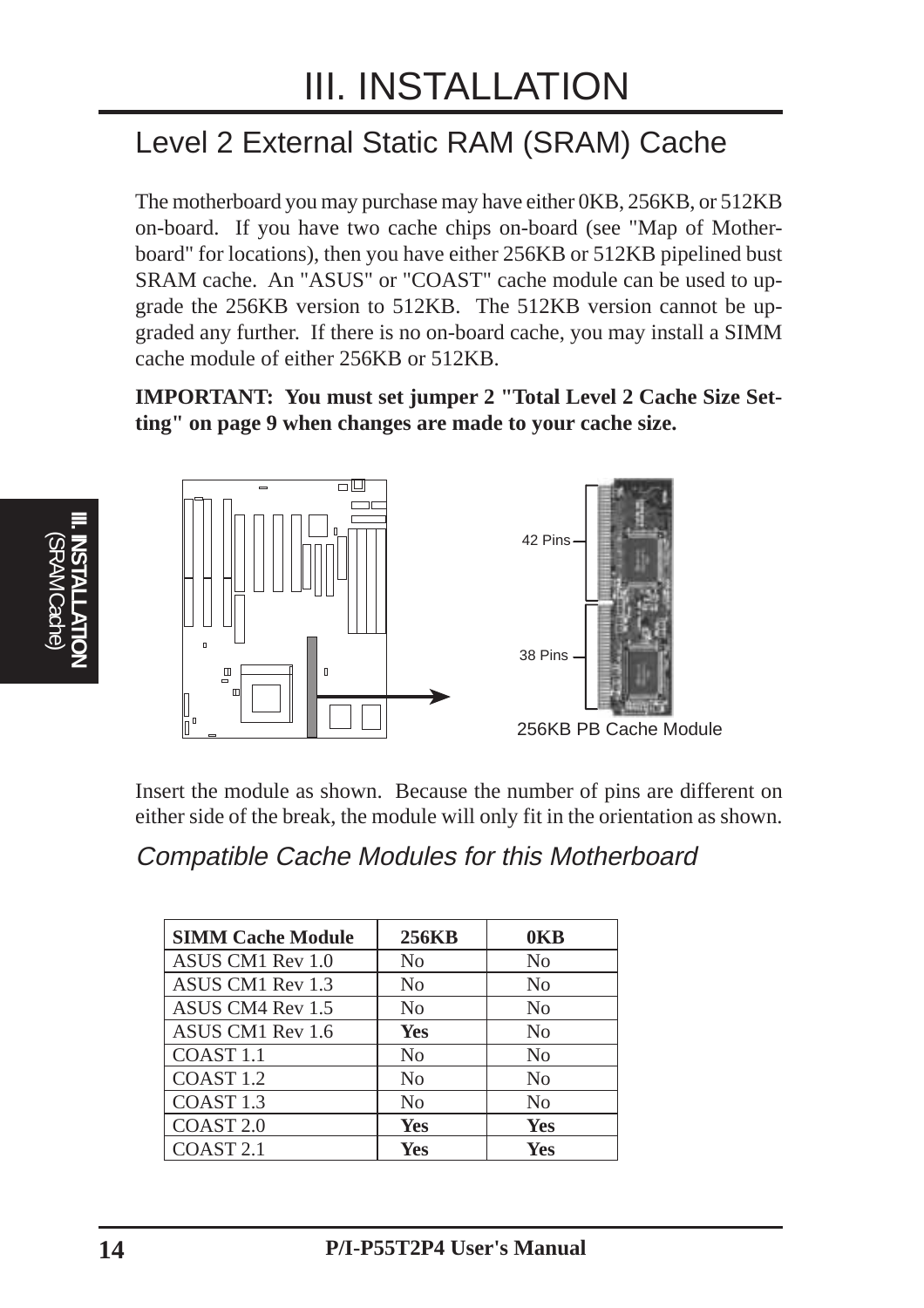# III. INSTALLATION

## Level 2 External Static RAM (SRAM) Cache

The motherboard you may purchase may have either 0KB, 256KB, or 512KB on-board. If you have two cache chips on-board (see "Map of Motherboard" for locations), then you have either 256KB or 512KB pipelined bust SRAM cache. An "ASUS" or "COAST" cache module can be used to upgrade the 256KB version to 512KB. The 512KB version cannot be upgraded any further. If there is no on-board cache, you may install a SIMM cache module of either 256KB or 512KB.

**IMPORTANT: You must set jumper 2 "Total Level 2 Cache Size Setting" on page 9 when changes are made to your cache size.**

42 Pins

38 Pins

256KB PB Cache Module

Insert the module as shown. Because the number of pins are different on either side of the break, the module will only fit in the orientation as shown.

### *Compatible Cache Modules for this Motherboard*

| SIMM Cache Module | 256KB | 0KB |
|---|---|---|
| ASUS CM1 Rev 1.0 | No | No |
| ASUS CM1 Rev 1.3 | No | No |
| ASUS CM4 Rev 1.5 | No | No |
| ASUS CM1 Rev 1.6 | **Yes** | No |
| COAST 1.1 | No | No |
| COAST 1.2 | No | No |
| COAST 1.3 | No | No |
| COAST 2.0 | **Yes** | **Yes** |
| COAST 2.1 | **Yes** | **Yes** |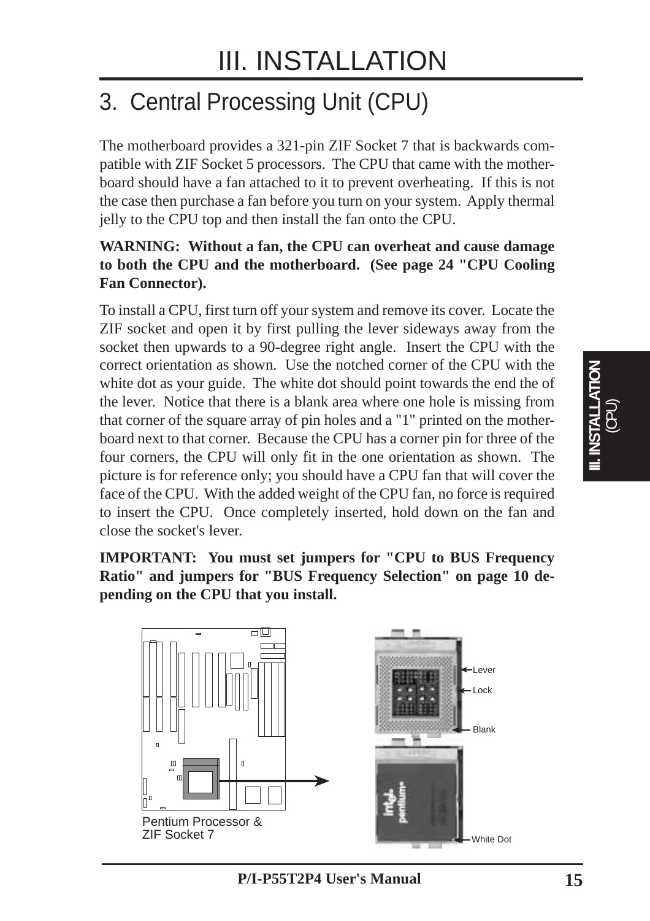# III. INSTALLATION

## 3. Central Processing Unit (CPU)

The motherboard provides a 321-pin ZIF Socket 7 that is backwards compatible with ZIF Socket 5 processors. The CPU that came with the motherboard should have a fan attached to it to prevent overheating. If this is not the case then purchase a fan before you turn on your system. Apply thermal jelly to the CPU top and then install the fan onto the CPU.

**WARNING: Without a fan, the CPU can overheat and cause damage to both the CPU and the motherboard. (See page 24 "CPU Cooling Fan Connector).**

To install a CPU, first turn off your system and remove its cover. Locate the ZIF socket and open it by first pulling the lever sideways away from the socket then upwards to a 90-degree right angle. Insert the CPU with the correct orientation as shown. Use the notched corner of the CPU with the white dot as your guide. The white dot should point towards the end the of the lever. Notice that there is a blank area where one hole is missing from that corner of the square array of pin holes and a "1" printed on the motherboard next to that corner. Because the CPU has a corner pin for three of the four corners, the CPU will only fit in the one orientation as shown. The picture is for reference only; you should have a CPU fan that will cover the face of the CPU. With the added weight of the CPU fan, no force is required to insert the CPU. Once completely inserted, hold down on the fan and close the socket's lever.

**IMPORTANT: You must set jumpers for "CPU to BUS Frequency Ratio" and jumpers for "BUS Frequency Selection" on page 10 depending on the CPU that you install.**

Pentium Processor & ZIF Socket 7

Lever

Lock

Blank

White Dot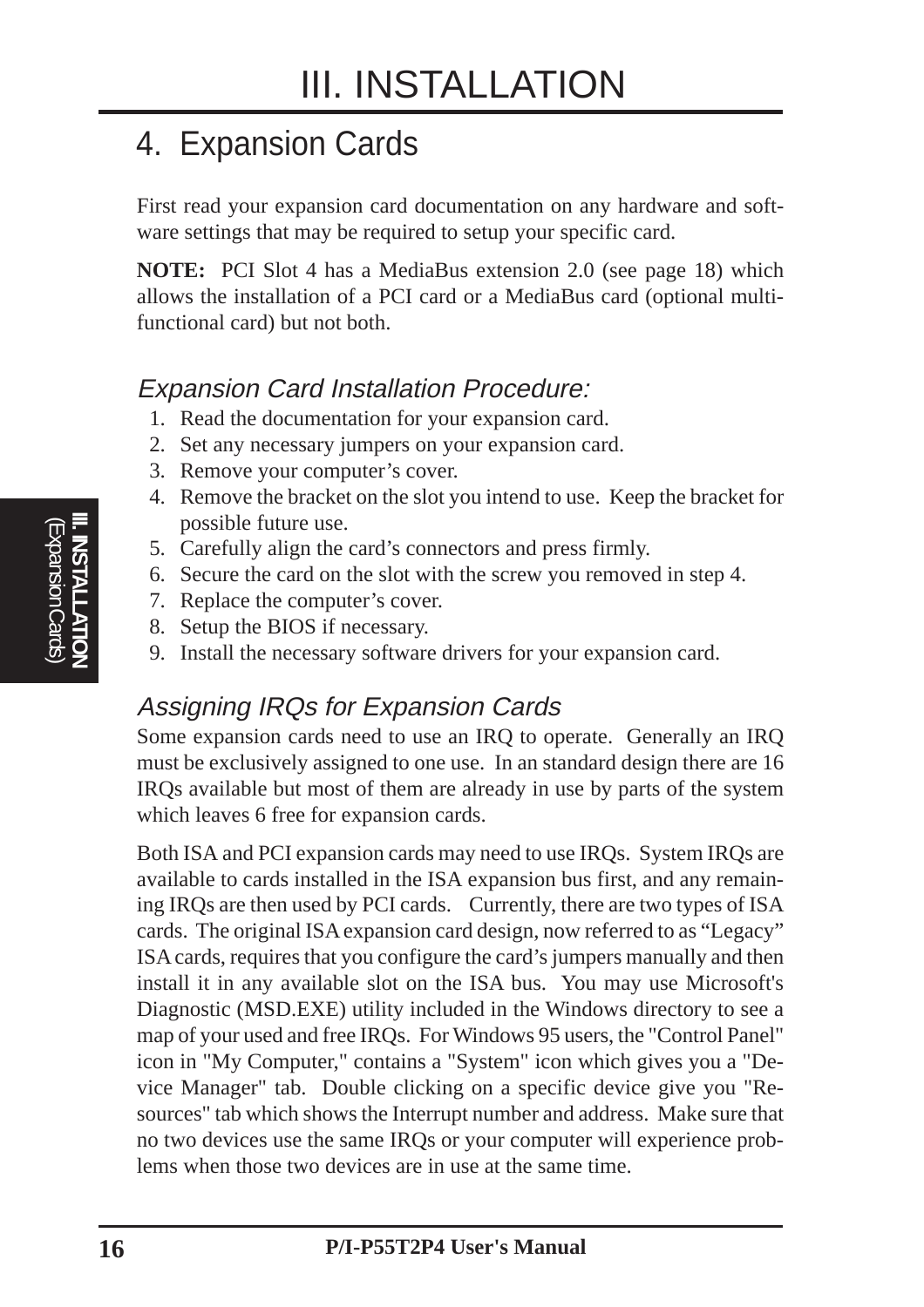# III. INSTALLATION

## 4. Expansion Cards

First read your expansion card documentation on any hardware and software settings that may be required to setup your specific card.

**NOTE:** PCI Slot 4 has a MediaBus extension 2.0 (see page 18) which allows the installation of a PCI card or a MediaBus card (optional multi-functional card) but not both.

### *Expansion Card Installation Procedure:*

1. Read the documentation for your expansion card.
2. Set any necessary jumpers on your expansion card.
3. Remove your computer's cover.
4. Remove the bracket on the slot you intend to use. Keep the bracket for possible future use.
5. Carefully align the card's connectors and press firmly.
6. Secure the card on the slot with the screw you removed in step 4.
7. Replace the computer's cover.
8. Setup the BIOS if necessary.
9. Install the necessary software drivers for your expansion card.

### *Assigning IRQs for Expansion Cards*

Some expansion cards need to use an IRQ to operate. Generally an IRQ must be exclusively assigned to one use. In an standard design there are 16 IRQs available but most of them are already in use by parts of the system which leaves 6 free for expansion cards.

Both ISA and PCI expansion cards may need to use IRQs. System IRQs are available to cards installed in the ISA expansion bus first, and any remaining IRQs are then used by PCI cards. Currently, there are two types of ISA cards. The original ISA expansion card design, now referred to as "Legacy" ISA cards, requires that you configure the card's jumpers manually and then install it in any available slot on the ISA bus. You may use Microsoft's Diagnostic (MSD.EXE) utility included in the Windows directory to see a map of your used and free IRQs. For Windows 95 users, the "Control Panel" icon in "My Computer," contains a "System" icon which gives you a "Device Manager" tab. Double clicking on a specific device give you "Resources" tab which shows the Interrupt number and address. Make sure that no two devices use the same IRQs or your computer will experience problems when those two devices are in use at the same time.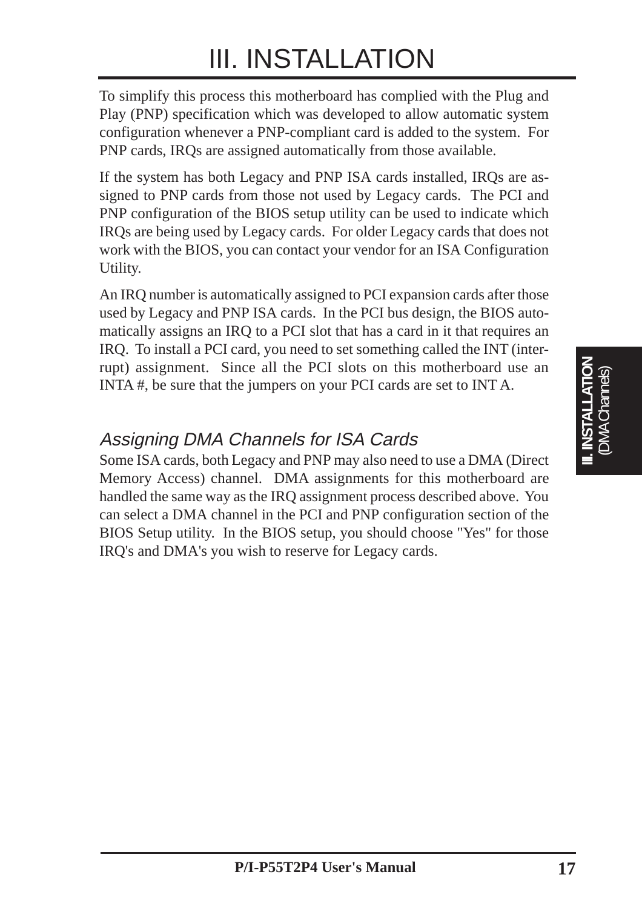To simplify this process this motherboard has complied with the Plug and Play (PNP) specification which was developed to allow automatic system configuration whenever a PNP-compliant card is added to the system. For PNP cards, IRQs are assigned automatically from those available.

If the system has both Legacy and PNP ISA cards installed, IRQs are assigned to PNP cards from those not used by Legacy cards. The PCI and PNP configuration of the BIOS setup utility can be used to indicate which IRQs are being used by Legacy cards. For older Legacy cards that does not work with the BIOS, you can contact your vendor for an ISA Configuration Utility.

An IRQ number is automatically assigned to PCI expansion cards after those used by Legacy and PNP ISA cards. In the PCI bus design, the BIOS automatically assigns an IRQ to a PCI slot that has a card in it that requires an IRQ. To install a PCI card, you need to set something called the INT (interrupt) assignment. Since all the PCI slots on this motherboard use an INTA #, be sure that the jumpers on your PCI cards are set to INT A.

## *Assigning DMA Channels for ISA Cards*

Some ISA cards, both Legacy and PNP may also need to use a DMA (Direct Memory Access) channel. DMA assignments for this motherboard are handled the same way as the IRQ assignment process described above. You can select a DMA channel in the PCI and PNP configuration section of the BIOS Setup utility. In the BIOS setup, you should choose "Yes" for those IRQ's and DMA's you wish to reserve for Legacy cards.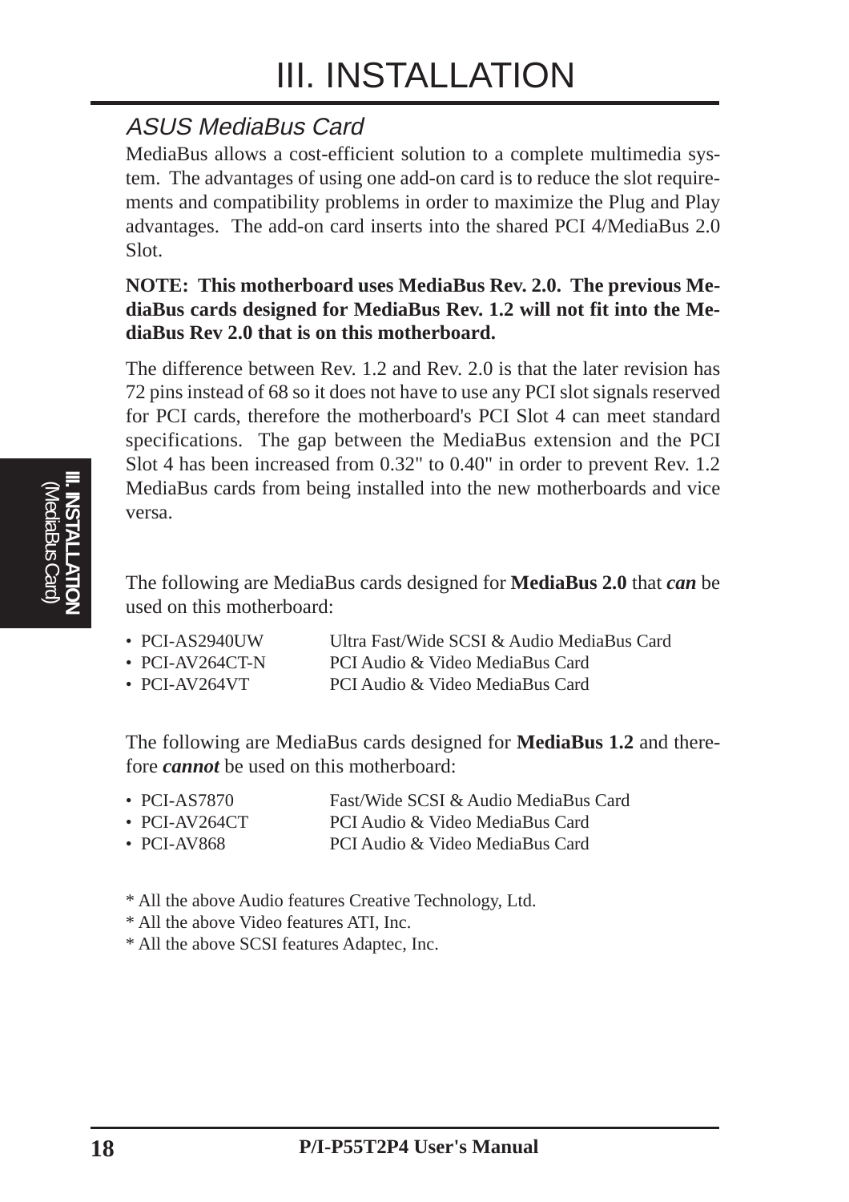## ASUS MediaBus Card

MediaBus allows a cost-efficient solution to a complete multimedia system. The advantages of using one add-on card is to reduce the slot requirements and compatibility problems in order to maximize the Plug and Play advantages. The add-on card inserts into the shared PCI 4/MediaBus 2.0 Slot.

**NOTE: This motherboard uses MediaBus Rev. 2.0. The previous MediaBus cards designed for MediaBus Rev. 1.2 will not fit into the MediaBus Rev 2.0 that is on this motherboard.**

The difference between Rev. 1.2 and Rev. 2.0 is that the later revision has 72 pins instead of 68 so it does not have to use any PCI slot signals reserved for PCI cards, therefore the motherboard's PCI Slot 4 can meet standard specifications. The gap between the MediaBus extension and the PCI Slot 4 has been increased from 0.32" to 0.40" in order to prevent Rev. 1.2 MediaBus cards from being installed into the new motherboards and vice versa.

The following are MediaBus cards designed for **MediaBus 2.0** that ***can*** be used on this motherboard:

- PCI-AS2940UW — Ultra Fast/Wide SCSI & Audio MediaBus Card
- PCI-AV264CT-N — PCI Audio & Video MediaBus Card
- PCI-AV264VT — PCI Audio & Video MediaBus Card

The following are MediaBus cards designed for **MediaBus 1.2** and therefore ***cannot*** be used on this motherboard:

- PCI-AS7870 — Fast/Wide SCSI & Audio MediaBus Card
- PCI-AV264CT — PCI Audio & Video MediaBus Card
- PCI-AV868 — PCI Audio & Video MediaBus Card

\* All the above Audio features Creative Technology, Ltd.

\* All the above Video features ATI, Inc.

\* All the above SCSI features Adaptec, Inc.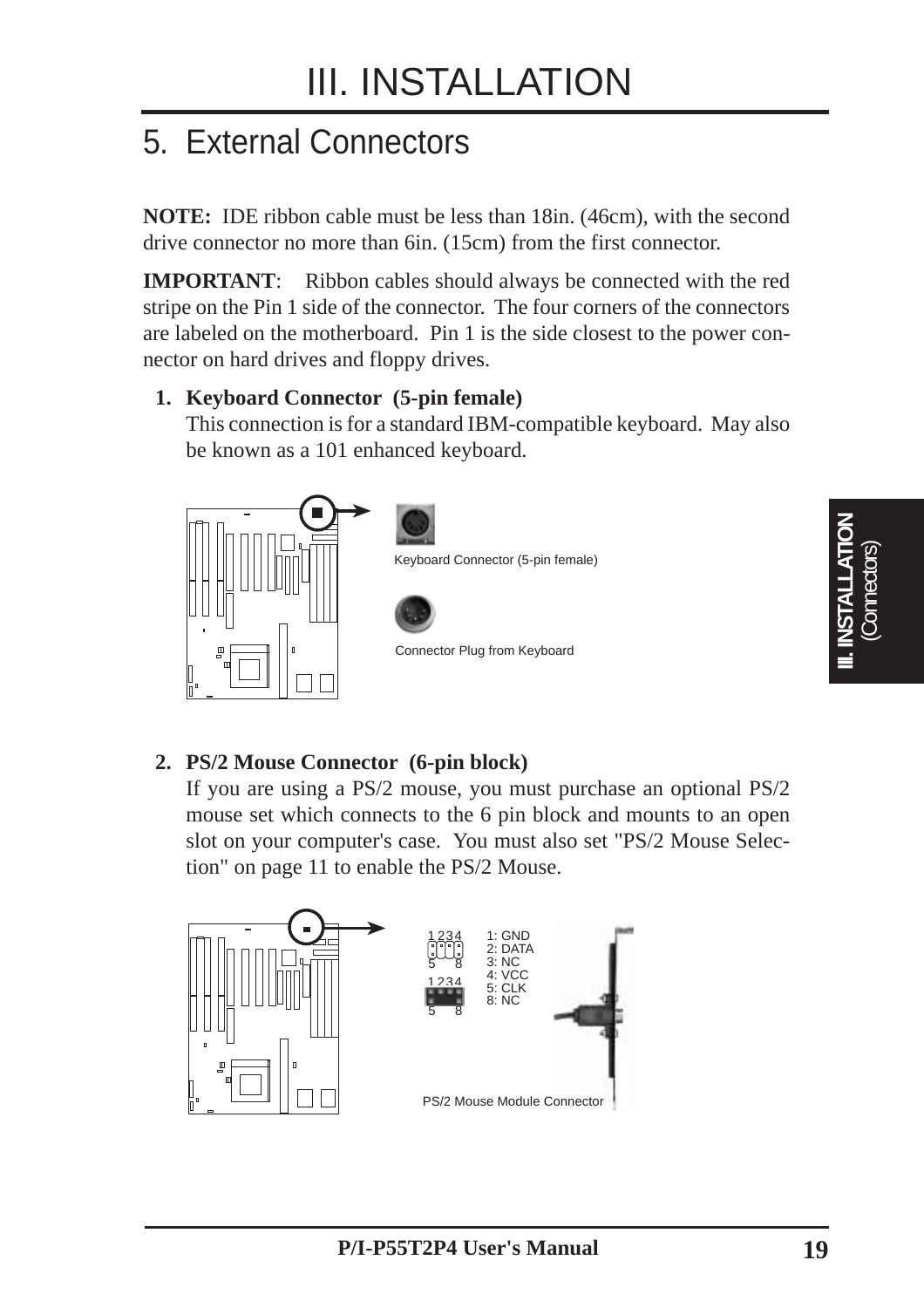# III. INSTALLATION

## 5. External Connectors

**NOTE:** IDE ribbon cable must be less than 18in. (46cm), with the second drive connector no more than 6in. (15cm) from the first connector.

**IMPORTANT**: Ribbon cables should always be connected with the red stripe on the Pin 1 side of the connector. The four corners of the connectors are labeled on the motherboard. Pin 1 is the side closest to the power connector on hard drives and floppy drives.

1. **Keyboard Connector (5-pin female)**
   This connection is for a standard IBM-compatible keyboard. May also be known as a 101 enhanced keyboard.

Keyboard Connector (5-pin female)

Connector Plug from Keyboard

2. **PS/2 Mouse Connector (6-pin block)**
   If you are using a PS/2 mouse, you must purchase an optional PS/2 mouse set which connects to the 6 pin block and mounts to an open slot on your computer's case. You must also set "PS/2 Mouse Selection" on page 11 to enable the PS/2 Mouse.

1: GND
2: DATA
3: NC
4: VCC
5: CLK
8: NC

PS/2 Mouse Module Connector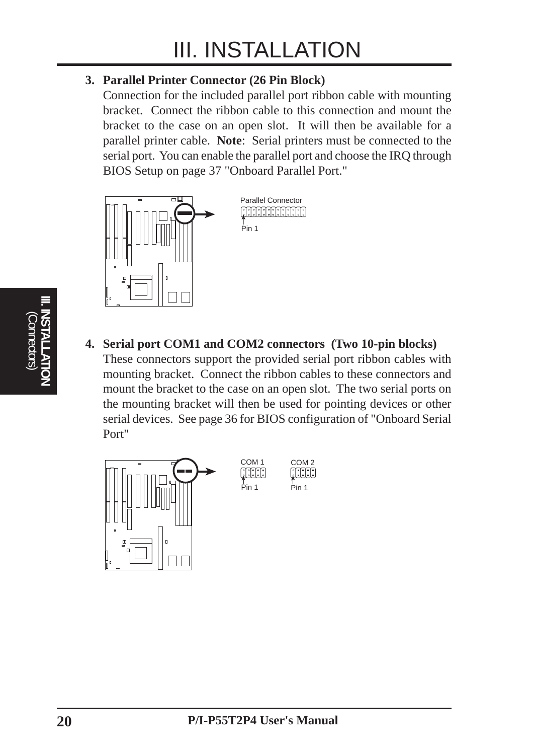3. **Parallel Printer Connector (26 Pin Block)**
   Connection for the included parallel port ribbon cable with mounting bracket. Connect the ribbon cable to this connection and mount the bracket to the case on an open slot. It will then be available for a parallel printer cable. **Note**: Serial printers must be connected to the serial port. You can enable the parallel port and choose the IRQ through BIOS Setup on page 37 "Onboard Parallel Port."

Parallel Connector

Pin 1

4. **Serial port COM1 and COM2 connectors (Two 10-pin blocks)**
   These connectors support the provided serial port ribbon cables with mounting bracket. Connect the ribbon cables to these connectors and mount the bracket to the case on an open slot. The two serial ports on the mounting bracket will then be used for pointing devices or other serial devices. See page 36 for BIOS configuration of "Onboard Serial Port"

COM 1 — Pin 1

COM 2 — Pin 1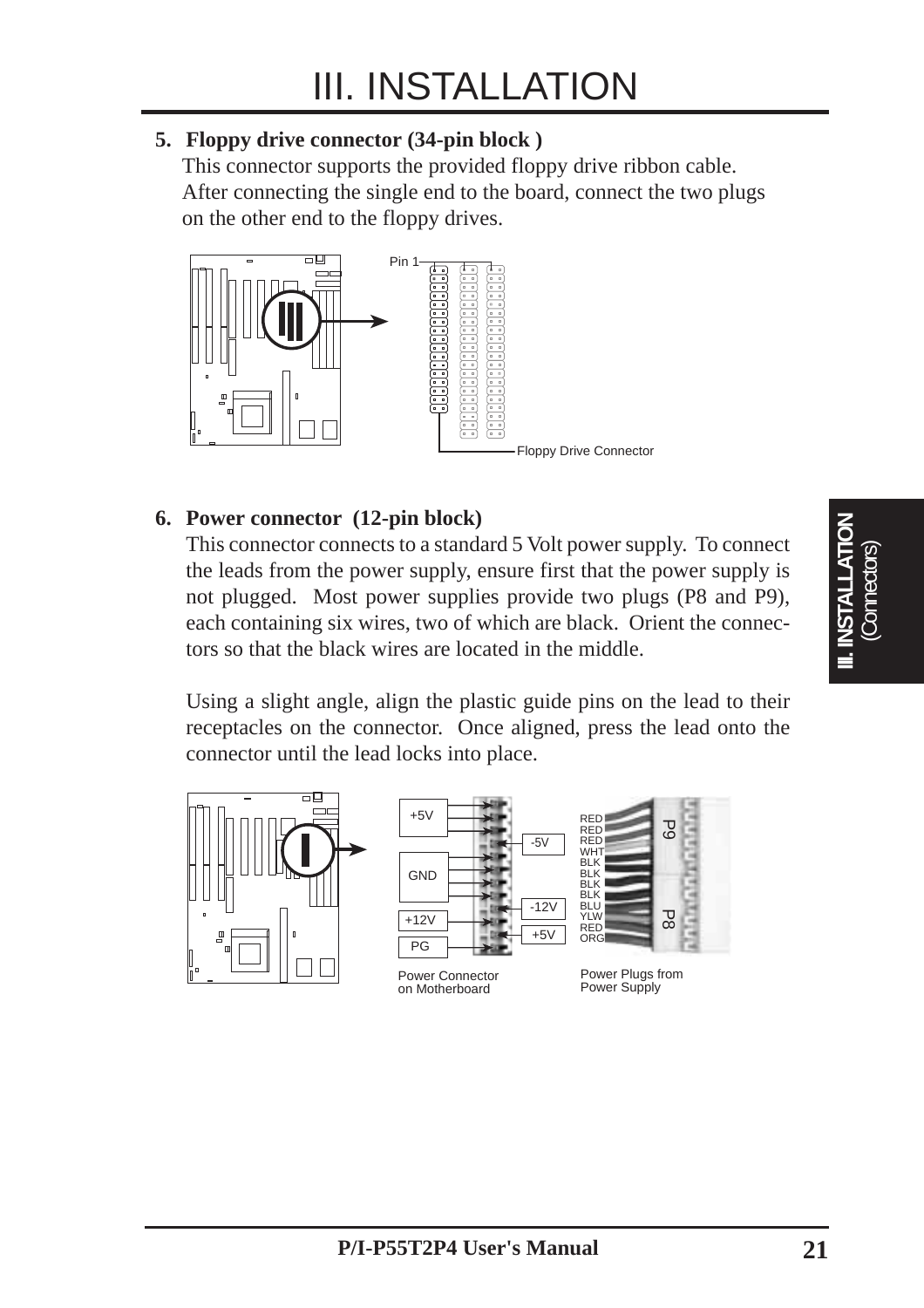# III. INSTALLATION

**5. Floppy drive connector (34-pin block )**

This connector supports the provided floppy drive ribbon cable. After connecting the single end to the board, connect the two plugs on the other end to the floppy drives.

Pin 1

Floppy Drive Connector

**6. Power connector (12-pin block)**

This connector connects to a standard 5 Volt power supply. To connect the leads from the power supply, ensure first that the power supply is not plugged. Most power supplies provide two plugs (P8 and P9), each containing six wires, two of which are black. Orient the connectors so that the black wires are located in the middle.

Using a slight angle, align the plastic guide pins on the lead to their receptacles on the connector. Once aligned, press the lead onto the connector until the lead locks into place.

+5V, -5V, GND, -12V, +12V, +5V, PG

RED, RED, RED, WHT, BLK, BLK, BLK, BLK, BLU, YLW, RED, ORG

P9

P8

Power Connector on Motherboard

Power Plugs from Power Supply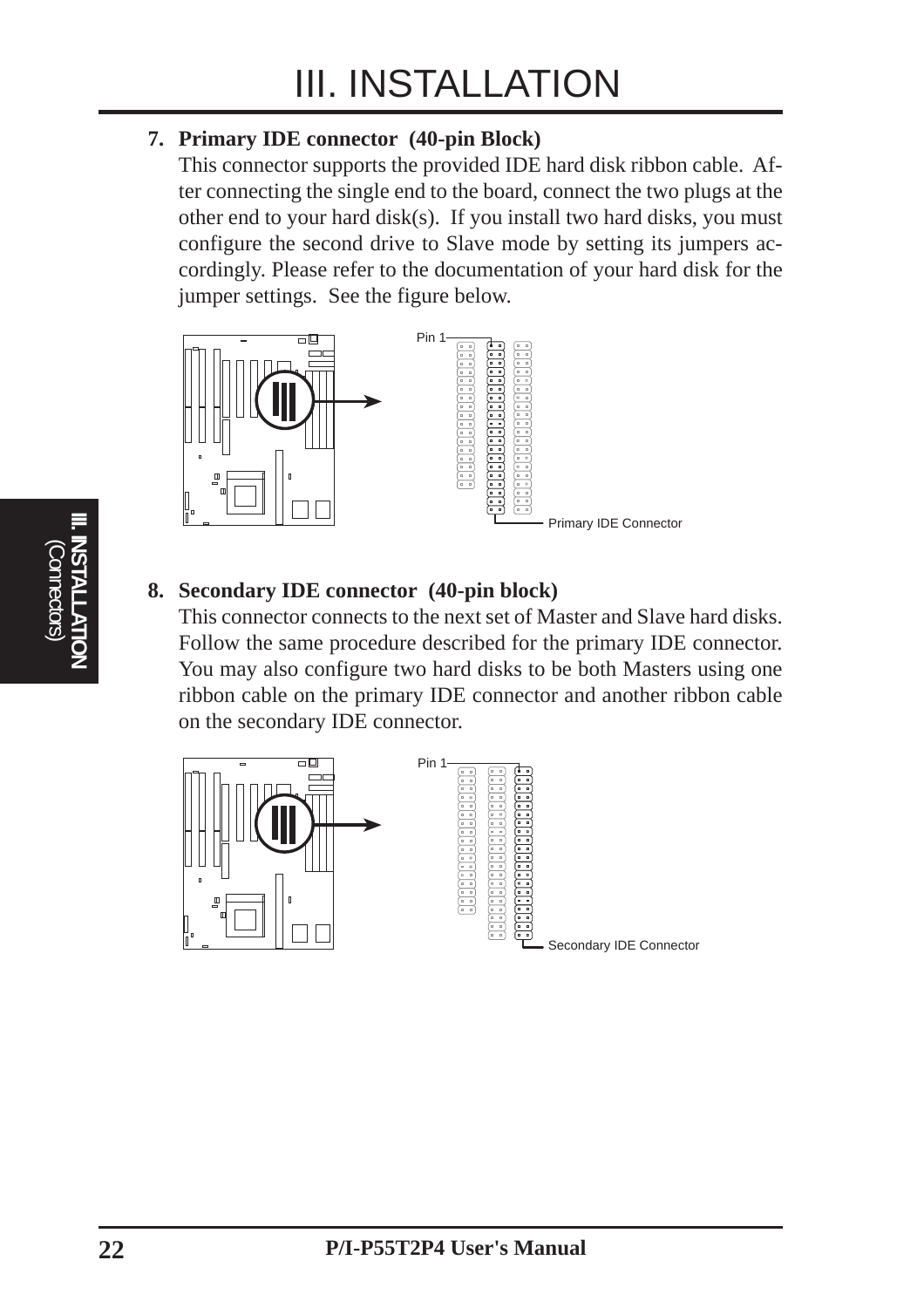# III. INSTALLATION

**7. Primary IDE connector (40-pin Block)**

This connector supports the provided IDE hard disk ribbon cable. After connecting the single end to the board, connect the two plugs at the other end to your hard disk(s). If you install two hard disks, you must configure the second drive to Slave mode by setting its jumpers accordingly. Please refer to the documentation of your hard disk for the jumper settings. See the figure below.

Pin 1

Primary IDE Connector

**8. Secondary IDE connector (40-pin block)**

This connector connects to the next set of Master and Slave hard disks. Follow the same procedure described for the primary IDE connector. You may also configure two hard disks to be both Masters using one ribbon cable on the primary IDE connector and another ribbon cable on the secondary IDE connector.

Pin 1

Secondary IDE Connector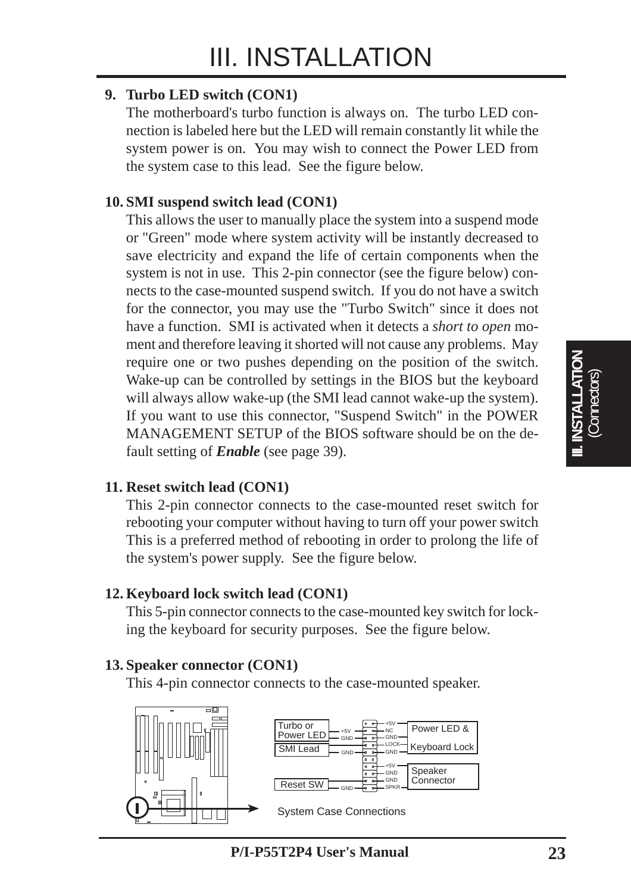# III. INSTALLATION

**9. Turbo LED switch (CON1)**

The motherboard's turbo function is always on. The turbo LED connection is labeled here but the LED will remain constantly lit while the system power is on. You may wish to connect the Power LED from the system case to this lead. See the figure below.

**10. SMI suspend switch lead (CON1)**

This allows the user to manually place the system into a suspend mode or "Green" mode where system activity will be instantly decreased to save electricity and expand the life of certain components when the system is not in use. This 2-pin connector (see the figure below) connects to the case-mounted suspend switch. If you do not have a switch for the connector, you may use the "Turbo Switch" since it does not have a function. SMI is activated when it detects a *short to open* moment and therefore leaving it shorted will not cause any problems. May require one or two pushes depending on the position of the switch. Wake-up can be controlled by settings in the BIOS but the keyboard will always allow wake-up (the SMI lead cannot wake-up the system). If you want to use this connector, "Suspend Switch" in the POWER MANAGEMENT SETUP of the BIOS software should be on the default setting of ***Enable*** (see page 39).

**11. Reset switch lead (CON1)**

This 2-pin connector connects to the case-mounted reset switch for rebooting your computer without having to turn off your power switch This is a preferred method of rebooting in order to prolong the life of the system's power supply. See the figure below.

**12. Keyboard lock switch lead (CON1)**

This 5-pin connector connects to the case-mounted key switch for locking the keyboard for security purposes. See the figure below.

**13. Speaker connector (CON1)**

This 4-pin connector connects to the case-mounted speaker.

Turbo or Power LED: +5V, GND
SMI Lead: GND
Reset SW: GND
Power LED & Keyboard Lock: +5V, NC, GND, LOCK, GND
Speaker Connector: +5V, GND, GND, SPKR

System Case Connections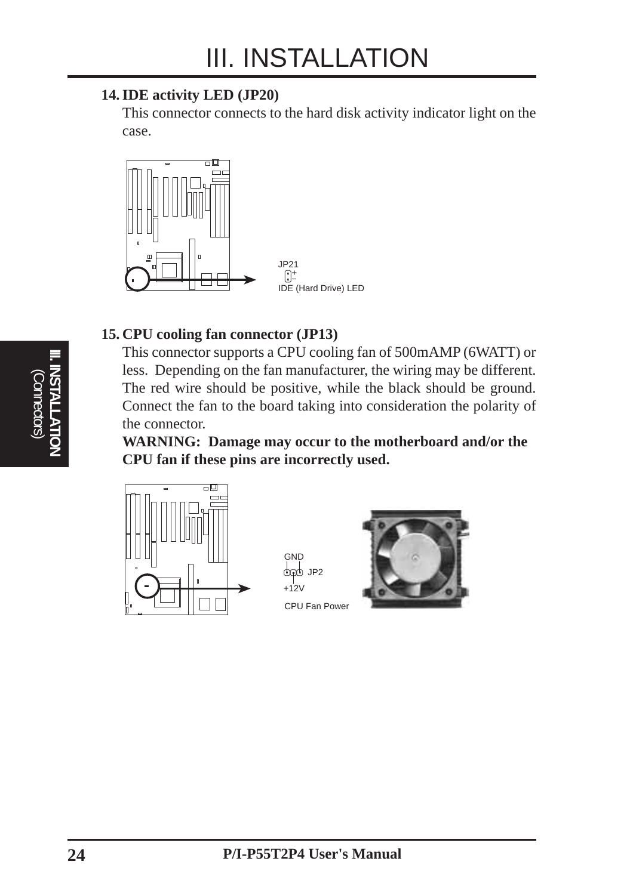### 14. IDE activity LED (JP20)

This connector connects to the hard disk activity indicator light on the case.

JP21

IDE (Hard Drive) LED

### 15. CPU cooling fan connector (JP13)

This connector supports a CPU cooling fan of 500mAMP (6WATT) or less. Depending on the fan manufacturer, the wiring may be different. The red wire should be positive, while the black should be ground. Connect the fan to the board taking into consideration the polarity of the connector.

**WARNING: Damage may occur to the motherboard and/or the CPU fan if these pins are incorrectly used.**

GND

JP2

+12V

CPU Fan Power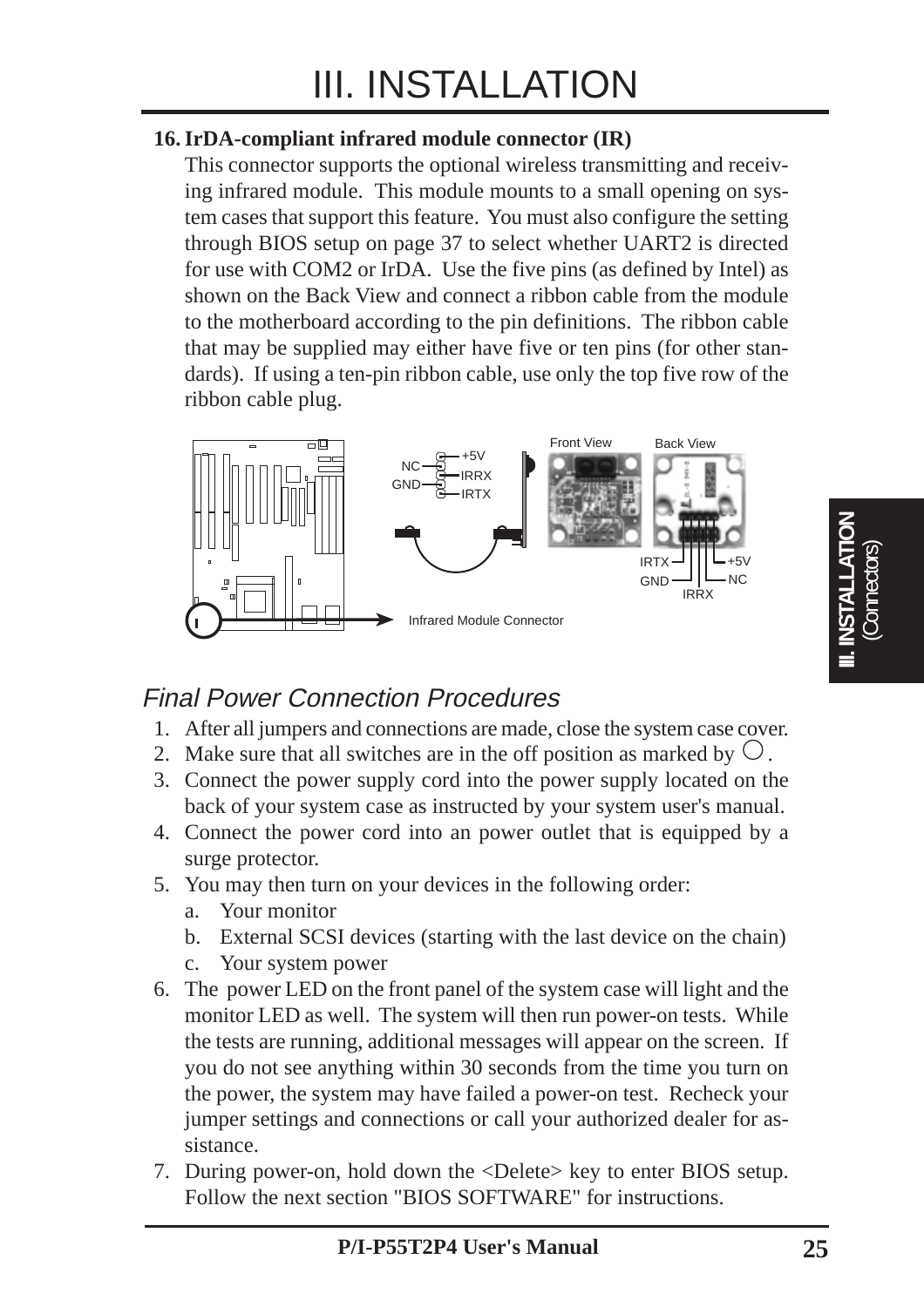# III. INSTALLATION

**16. IrDA-compliant infrared module connector (IR)**

This connector supports the optional wireless transmitting and receiving infrared module. This module mounts to a small opening on system cases that support this feature. You must also configure the setting through BIOS setup on page 37 to select whether UART2 is directed for use with COM2 or IrDA. Use the five pins (as defined by Intel) as shown on the Back View and connect a ribbon cable from the module to the motherboard according to the pin definitions. The ribbon cable that may be supplied may either have five or ten pins (for other standards). If using a ten-pin ribbon cable, use only the top five row of the ribbon cable plug.

NC, GND, +5V, IRRX, IRTX

Front View | Back View

IRTX, GND, IRRX, +5V, NC

Infrared Module Connector

## *Final Power Connection Procedures*

1. After all jumpers and connections are made, close the system case cover.
2. Make sure that all switches are in the off position as marked by ○.
3. Connect the power supply cord into the power supply located on the back of your system case as instructed by your system user's manual.
4. Connect the power cord into an power outlet that is equipped by a surge protector.
5. You may then turn on your devices in the following order:
   a. Your monitor
   b. External SCSI devices (starting with the last device on the chain)
   c. Your system power
6. The power LED on the front panel of the system case will light and the monitor LED as well. The system will then run power-on tests. While the tests are running, additional messages will appear on the screen. If you do not see anything within 30 seconds from the time you turn on the power, the system may have failed a power-on test. Recheck your jumper settings and connections or call your authorized dealer for assistance.
7. During power-on, hold down the <Delete> key to enter BIOS setup. Follow the next section "BIOS SOFTWARE" for instructions.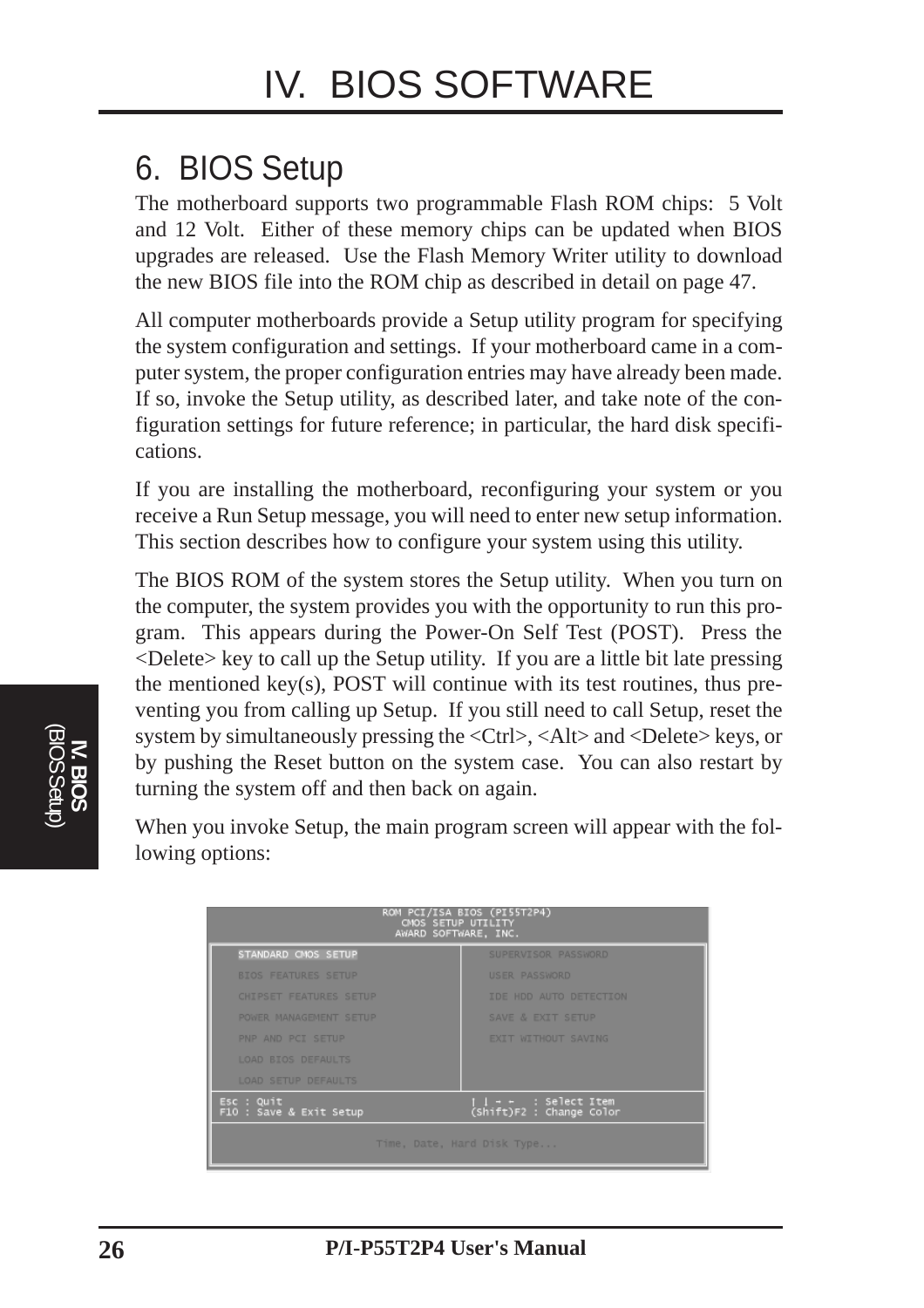# IV. BIOS SOFTWARE

## 6. BIOS Setup

The motherboard supports two programmable Flash ROM chips: 5 Volt and 12 Volt. Either of these memory chips can be updated when BIOS upgrades are released. Use the Flash Memory Writer utility to download the new BIOS file into the ROM chip as described in detail on page 47.

All computer motherboards provide a Setup utility program for specifying the system configuration and settings. If your motherboard came in a computer system, the proper configuration entries may have already been made. If so, invoke the Setup utility, as described later, and take note of the configuration settings for future reference; in particular, the hard disk specifications.

If you are installing the motherboard, reconfiguring your system or you receive a Run Setup message, you will need to enter new setup information. This section describes how to configure your system using this utility.

The BIOS ROM of the system stores the Setup utility. When you turn on the computer, the system provides you with the opportunity to run this program. This appears during the Power-On Self Test (POST). Press the <Delete> key to call up the Setup utility. If you are a little bit late pressing the mentioned key(s), POST will continue with its test routines, thus preventing you from calling up Setup. If you still need to call Setup, reset the system by simultaneously pressing the <Ctrl>, <Alt> and <Delete> keys, or by pushing the Reset button on the system case. You can also restart by turning the system off and then back on again.

When you invoke Setup, the main program screen will appear with the following options:

```
                ROM PCI/ISA BIOS (PI55T2P4)
                    CMOS SETUP UTILITY
                   AWARD SOFTWARE, INC.

  STANDARD CMOS SETUP             SUPERVISOR PASSWORD
  BIOS FEATURES SETUP             USER PASSWORD
  CHIPSET FEATURES SETUP          IDE HDD AUTO DETECTION
  POWER MANAGEMENT SETUP          SAVE & EXIT SETUP
  PNP AND PCI SETUP               EXIT WITHOUT SAVING
  LOAD BIOS DEFAULTS
  LOAD SETUP DEFAULTS

Esc : Quit                        ↑ ↓ → ←   : Select Item
F10 : Save & Exit Setup           (Shift)F2 : Change Color

                Time, Date, Hard Disk Type...
```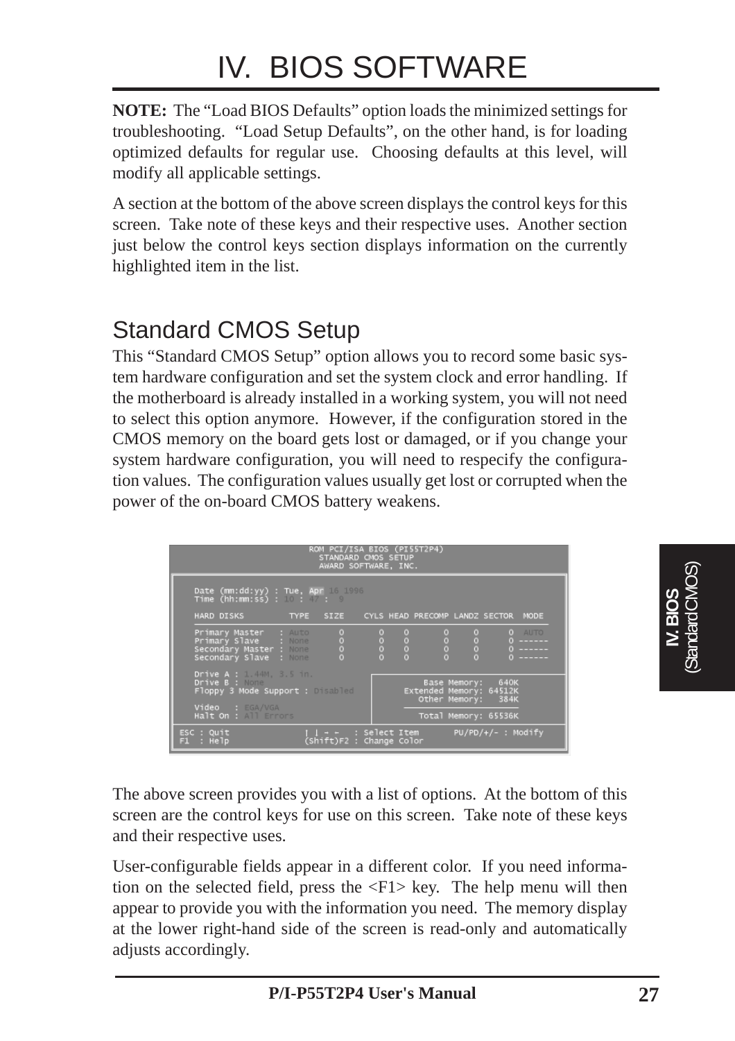# IV. BIOS SOFTWARE

**NOTE:** The "Load BIOS Defaults" option loads the minimized settings for troubleshooting. "Load Setup Defaults", on the other hand, is for loading optimized defaults for regular use. Choosing defaults at this level, will modify all applicable settings.

A section at the bottom of the above screen displays the control keys for this screen. Take note of these keys and their respective uses. Another section just below the control keys section displays information on the currently highlighted item in the list.

## Standard CMOS Setup

This "Standard CMOS Setup" option allows you to record some basic system hardware configuration and set the system clock and error handling. If the motherboard is already installed in a working system, you will not need to select this option anymore. However, if the configuration stored in the CMOS memory on the board gets lost or damaged, or if you change your system hardware configuration, you will need to respecify the configuration values. The configuration values usually get lost or corrupted when the power of the on-board CMOS battery weakens.

```
                    ROM PCI/ISA BIOS (PI55T2P4)
                       STANDARD CMOS SETUP
                       AWARD SOFTWARE, INC.

 Date (mm:dd:yy) : Tue, Apr 16 1996
 Time (hh:mm:ss) : 10 : 47 :  9

 HARD DISKS          TYPE   SIZE    CYLS HEAD PRECOMP LANDZ SECTOR  MODE

 Primary Master    : Auto     0       0    0      0     0      0   AUTO
 Primary Slave     : None     0       0    0      0     0      0 ------
 Secondary Master  : None     0       0    0      0     0      0 ------
 Secondary Slave   : None     0       0    0      0     0      0 ------

 Drive A : 1.44M, 3.5 in.
 Drive B : None                                    Base Memory:   640K
 Floppy 3 Mode Support : Disabled              Extended Memory: 64512K
                                                  Other Memory:   384K
 Video   : EGA/VGA
 Halt On : All Errors                             Total Memory: 65536K

 ESC : Quit              ↑ ↓ → ←   : Select Item     PU/PD/+/- : Modify
 F1  : Help              (Shift)F2 : Change Color
```

The above screen provides you with a list of options. At the bottom of this screen are the control keys for use on this screen. Take note of these keys and their respective uses.

User-configurable fields appear in a different color. If you need information on the selected field, press the <F1> key. The help menu will then appear to provide you with the information you need. The memory display at the lower right-hand side of the screen is read-only and automatically adjusts accordingly.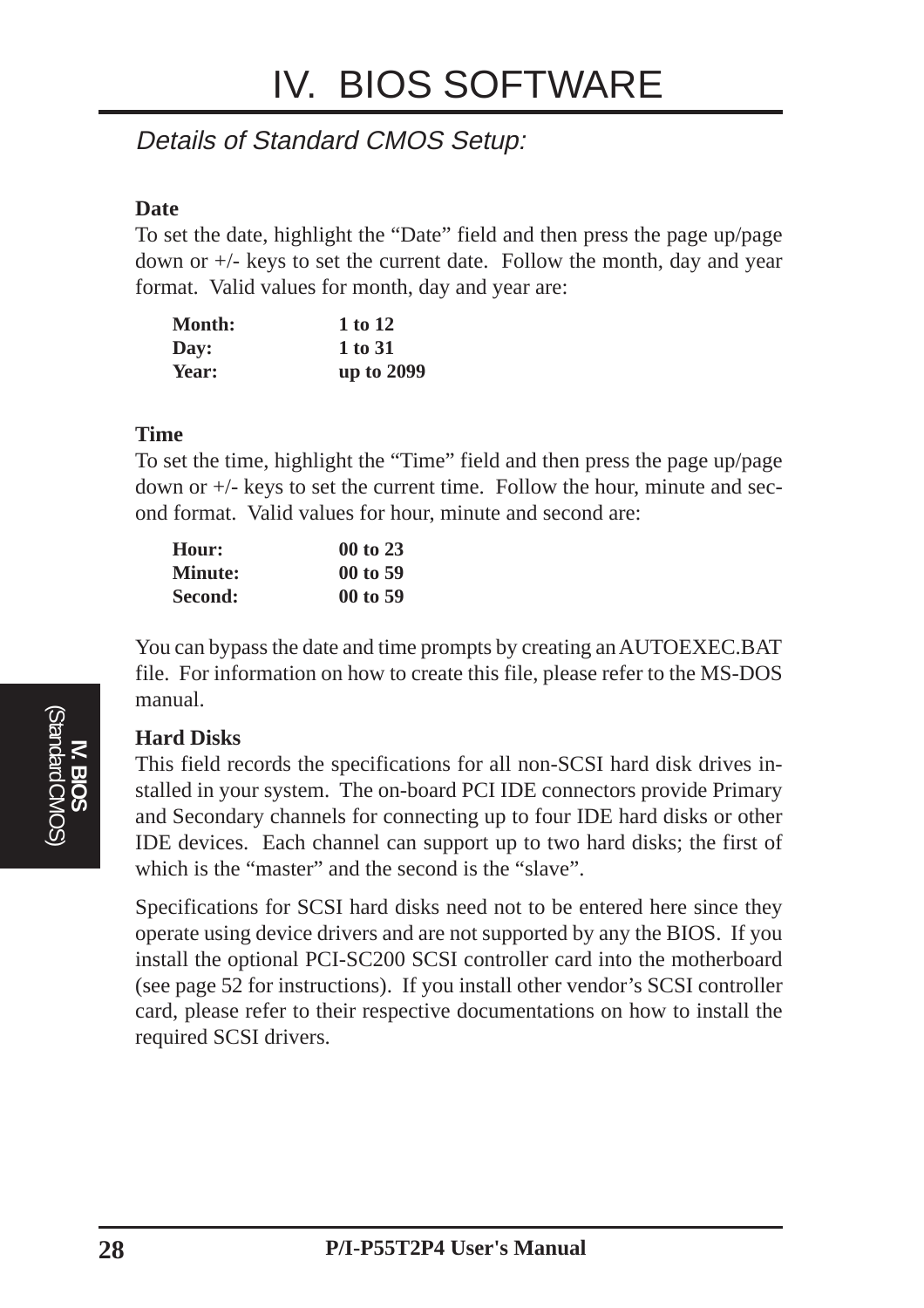# IV. BIOS SOFTWARE

## *Details of Standard CMOS Setup:*

**Date**

To set the date, highlight the "Date" field and then press the page up/page down or +/- keys to set the current date. Follow the month, day and year format. Valid values for month, day and year are:

| | |
|---|---|
| **Month:** | **1 to 12** |
| **Day:** | **1 to 31** |
| **Year:** | **up to 2099** |

**Time**

To set the time, highlight the "Time" field and then press the page up/page down or +/- keys to set the current time. Follow the hour, minute and second format. Valid values for hour, minute and second are:

| | |
|---|---|
| **Hour:** | **00 to 23** |
| **Minute:** | **00 to 59** |
| **Second:** | **00 to 59** |

You can bypass the date and time prompts by creating an AUTOEXEC.BAT file. For information on how to create this file, please refer to the MS-DOS manual.

**Hard Disks**

This field records the specifications for all non-SCSI hard disk drives installed in your system. The on-board PCI IDE connectors provide Primary and Secondary channels for connecting up to four IDE hard disks or other IDE devices. Each channel can support up to two hard disks; the first of which is the "master" and the second is the "slave".

Specifications for SCSI hard disks need not to be entered here since they operate using device drivers and are not supported by any the BIOS. If you install the optional PCI-SC200 SCSI controller card into the motherboard (see page 52 for instructions). If you install other vendor's SCSI controller card, please refer to their respective documentations on how to install the required SCSI drivers.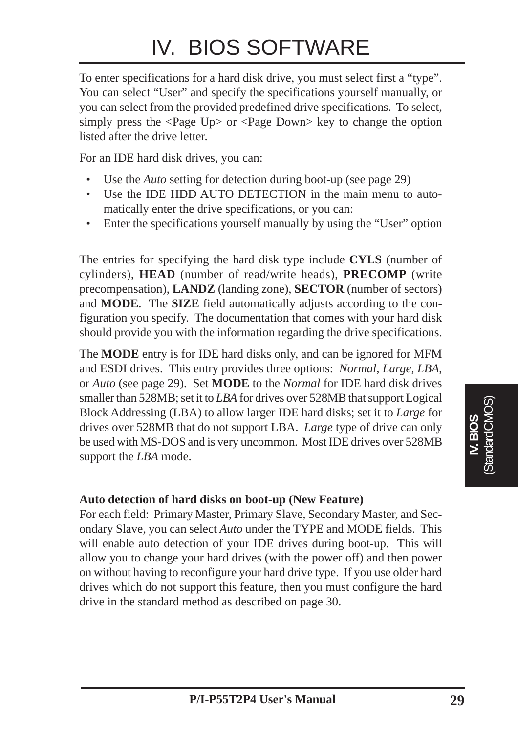To enter specifications for a hard disk drive, you must select first a "type". You can select "User" and specify the specifications yourself manually, or you can select from the provided predefined drive specifications. To select, simply press the <Page Up> or <Page Down> key to change the option listed after the drive letter.

For an IDE hard disk drives, you can:

- Use the *Auto* setting for detection during boot-up (see page 29)
- Use the IDE HDD AUTO DETECTION in the main menu to automatically enter the drive specifications, or you can:
- Enter the specifications yourself manually by using the "User" option

The entries for specifying the hard disk type include **CYLS** (number of cylinders), **HEAD** (number of read/write heads), **PRECOMP** (write precompensation), **LANDZ** (landing zone), **SECTOR** (number of sectors) and **MODE**. The **SIZE** field automatically adjusts according to the configuration you specify. The documentation that comes with your hard disk should provide you with the information regarding the drive specifications.

The **MODE** entry is for IDE hard disks only, and can be ignored for MFM and ESDI drives. This entry provides three options: *Normal, Large, LBA*, or *Auto* (see page 29). Set **MODE** to the *Normal* for IDE hard disk drives smaller than 528MB; set it to *LBA* for drives over 528MB that support Logical Block Addressing (LBA) to allow larger IDE hard disks; set it to *Large* for drives over 528MB that do not support LBA. *Large* type of drive can only be used with MS-DOS and is very uncommon. Most IDE drives over 528MB support the *LBA* mode.

**Auto detection of hard disks on boot-up (New Feature)**

For each field: Primary Master, Primary Slave, Secondary Master, and Secondary Slave, you can select *Auto* under the TYPE and MODE fields. This will enable auto detection of your IDE drives during boot-up. This will allow you to change your hard drives (with the power off) and then power on without having to reconfigure your hard drive type. If you use older hard drives which do not support this feature, then you must configure the hard drive in the standard method as described on page 30.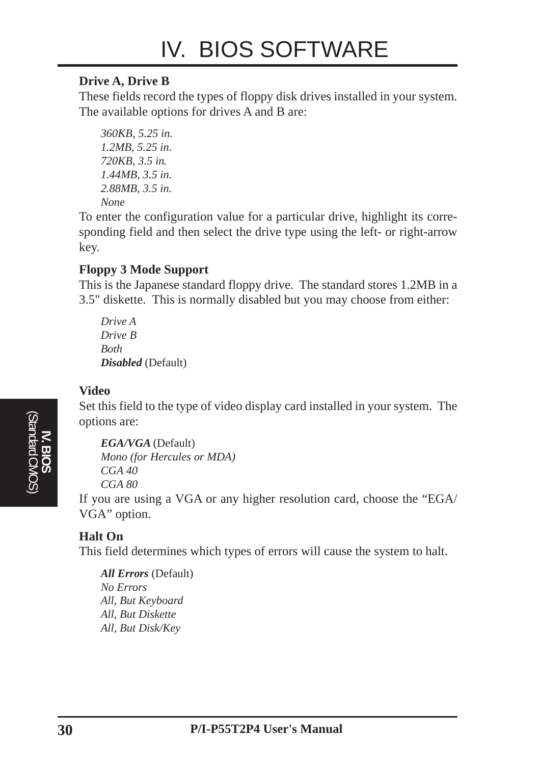### Drive A, Drive B

These fields record the types of floppy disk drives installed in your system. The available options for drives A and B are:

*360KB, 5.25 in.*
*1.2MB, 5.25 in.*
*720KB, 3.5 in.*
*1.44MB, 3.5 in.*
*2.88MB, 3.5 in.*
*None*

To enter the configuration value for a particular drive, highlight its corresponding field and then select the drive type using the left- or right-arrow key.

### Floppy 3 Mode Support

This is the Japanese standard floppy drive. The standard stores 1.2MB in a 3.5" diskette. This is normally disabled but you may choose from either:

*Drive A*
*Drive B*
*Both*
***Disabled*** (Default)

### Video

Set this field to the type of video display card installed in your system. The options are:

***EGA/VGA*** (Default)
*Mono (for Hercules or MDA)*
*CGA 40*
*CGA 80*

If you are using a VGA or any higher resolution card, choose the “EGA/VGA” option.

### Halt On

This field determines which types of errors will cause the system to halt.

***All Errors*** (Default)
*No Errors*
*All, But Keyboard*
*All, But Diskette*
*All, But Disk/Key*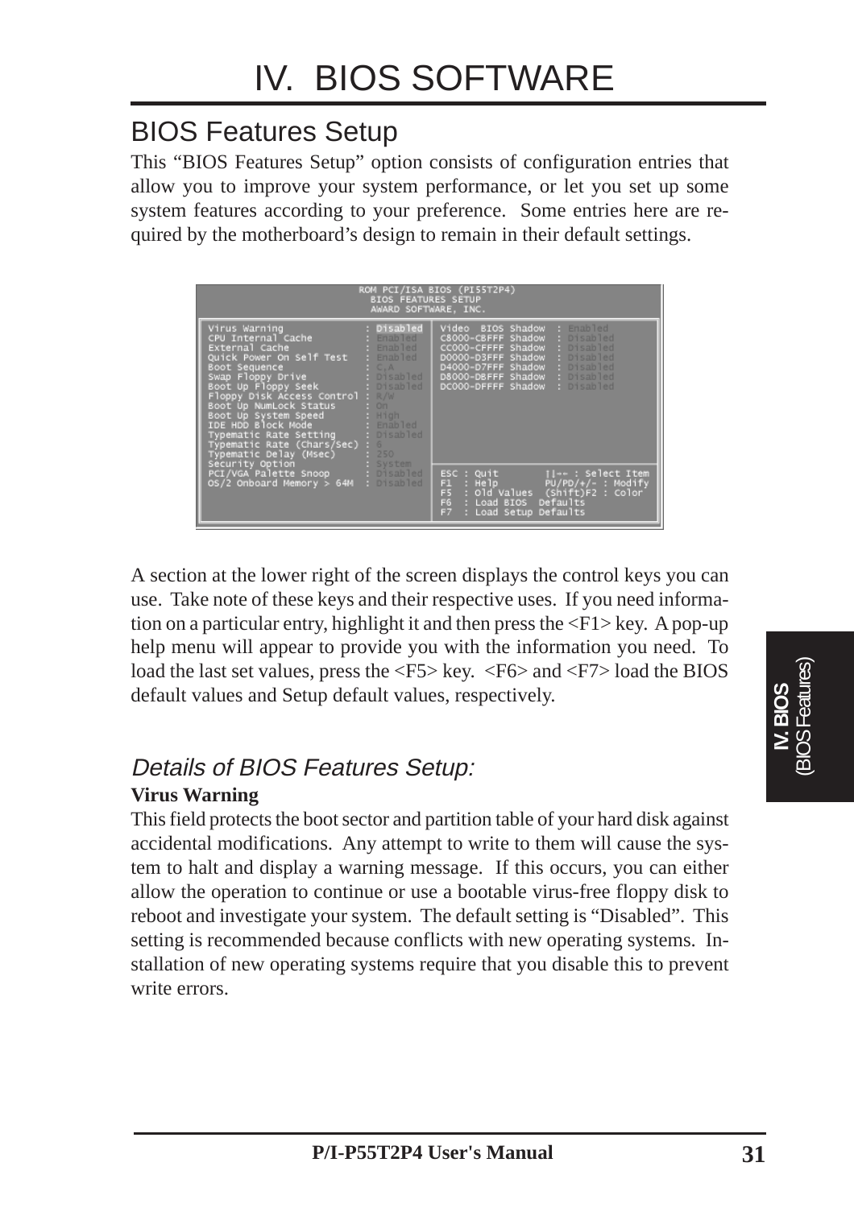## BIOS Features Setup

This “BIOS Features Setup” option consists of configuration entries that allow you to improve your system performance, or let you set up some system features according to your preference. Some entries here are required by the motherboard’s design to remain in their default settings.

```
                     ROM PCI/ISA BIOS (PI55T2P4)
                       BIOS FEATURES SETUP
                       AWARD SOFTWARE, INC.

Virus Warning                : Disabled   Video   BIOS Shadow  : Enabled
CPU Internal Cache           : Enabled    C8000-CBFFF Shadow  : Disabled
External Cache               : Enabled    CC000-CFFFF Shadow  : Disabled
Quick Power On Self Test     : Enabled    D0000-D3FFF Shadow  : Disabled
Boot Sequence                : C,A        D4000-D7FFF Shadow  : Disabled
Swap Floppy Drive            : Disabled   D8000-DBFFF Shadow  : Disabled
Boot Up Floppy Seek          : Disabled   DC000-DFFFF Shadow  : Disabled
Floppy Disk Access Control   : R/W
Boot Up NumLock Status       : On
Boot Up System Speed         : High
IDE HDD Block Mode           : Enabled
Typematic Rate Setting       : Disabled
Typematic Rate (Chars/Sec)   : 6
Typematic Delay (Msec)       : 250
Security Option              : System
PCI/VGA Palette Snoop        : Disabled   ESC : Quit        ↑↓→← : Select Item
OS/2 Onboard Memory > 64M    : Disabled   F1  : Help        PU/PD/+/- : Modify
                                          F5  : Old Values  (Shift)F2 : Color
                                          F6  : Load BIOS  Defaults
                                          F7  : Load Setup Defaults
```

A section at the lower right of the screen displays the control keys you can use. Take note of these keys and their respective uses. If you need information on a particular entry, highlight it and then press the <F1> key. A pop-up help menu will appear to provide you with the information you need. To load the last set values, press the <F5> key. <F6> and <F7> load the BIOS default values and Setup default values, respectively.

### *Details of BIOS Features Setup:*

**Virus Warning**

This field protects the boot sector and partition table of your hard disk against accidental modifications. Any attempt to write to them will cause the system to halt and display a warning message. If this occurs, you can either allow the operation to continue or use a bootable virus-free floppy disk to reboot and investigate your system. The default setting is “Disabled”. This setting is recommended because conflicts with new operating systems. Installation of new operating systems require that you disable this to prevent write errors.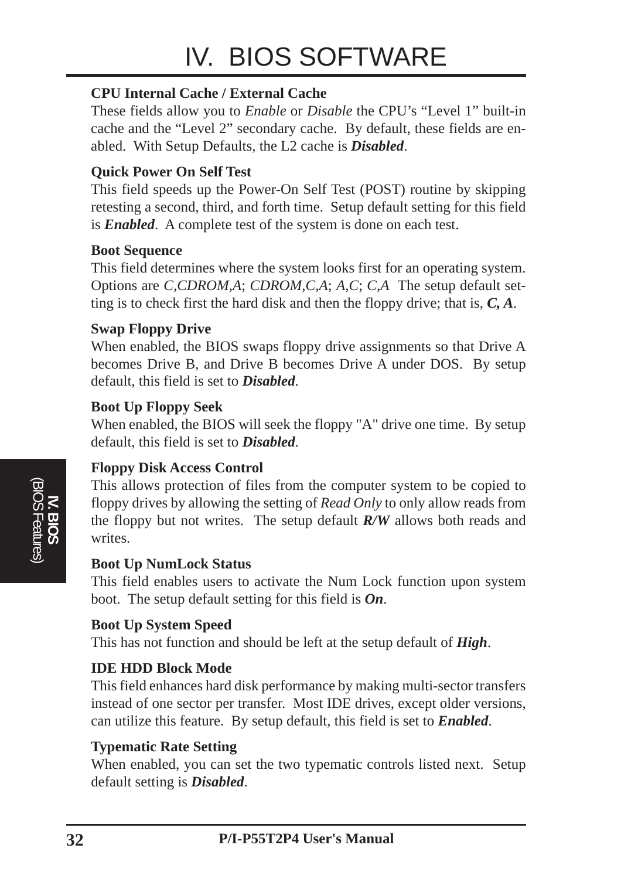**CPU Internal Cache / External Cache**

These fields allow you to *Enable* or *Disable* the CPU's "Level 1" built-in cache and the "Level 2" secondary cache. By default, these fields are enabled. With Setup Defaults, the L2 cache is ***Disabled***.

**Quick Power On Self Test**

This field speeds up the Power-On Self Test (POST) routine by skipping retesting a second, third, and forth time. Setup default setting for this field is ***Enabled***. A complete test of the system is done on each test.

**Boot Sequence**

This field determines where the system looks first for an operating system. Options are *C,CDROM,A*; *CDROM,C,A*; *A,C*; *C,A* The setup default setting is to check first the hard disk and then the floppy drive; that is, ***C, A***.

**Swap Floppy Drive**

When enabled, the BIOS swaps floppy drive assignments so that Drive A becomes Drive B, and Drive B becomes Drive A under DOS. By setup default, this field is set to ***Disabled***.

**Boot Up Floppy Seek**

When enabled, the BIOS will seek the floppy "A" drive one time. By setup default, this field is set to ***Disabled***.

**Floppy Disk Access Control**

This allows protection of files from the computer system to be copied to floppy drives by allowing the setting of *Read Only* to only allow reads from the floppy but not writes. The setup default ***R/W*** allows both reads and writes.

**Boot Up NumLock Status**

This field enables users to activate the Num Lock function upon system boot. The setup default setting for this field is ***On***.

**Boot Up System Speed**

This has not function and should be left at the setup default of ***High***.

**IDE HDD Block Mode**

This field enhances hard disk performance by making multi-sector transfers instead of one sector per transfer. Most IDE drives, except older versions, can utilize this feature. By setup default, this field is set to ***Enabled***.

**Typematic Rate Setting**

When enabled, you can set the two typematic controls listed next. Setup default setting is ***Disabled***.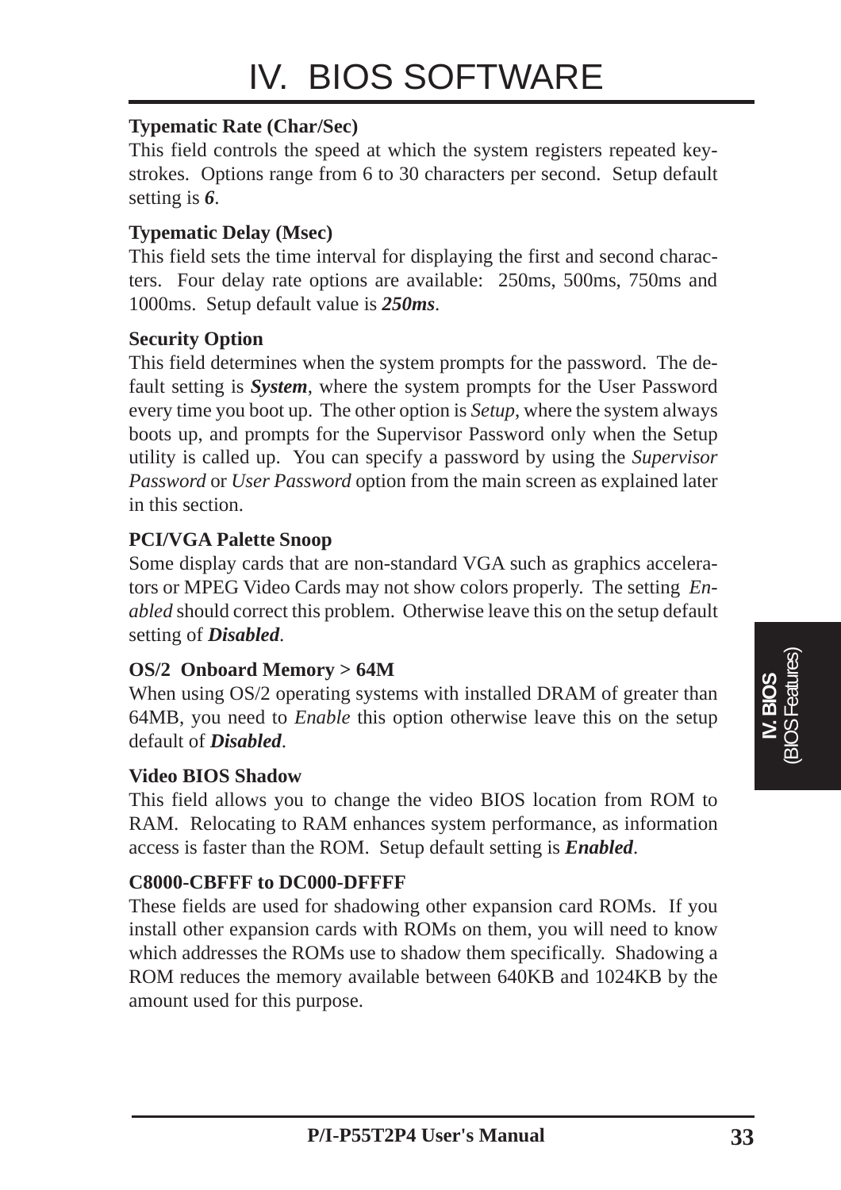# IV. BIOS SOFTWARE

**Typematic Rate (Char/Sec)**

This field controls the speed at which the system registers repeated keystrokes. Options range from 6 to 30 characters per second. Setup default setting is ***6***.

**Typematic Delay (Msec)**

This field sets the time interval for displaying the first and second characters. Four delay rate options are available: 250ms, 500ms, 750ms and 1000ms. Setup default value is ***250ms***.

**Security Option**

This field determines when the system prompts for the password. The default setting is ***System***, where the system prompts for the User Password every time you boot up. The other option is *Setup*, where the system always boots up, and prompts for the Supervisor Password only when the Setup utility is called up. You can specify a password by using the *Supervisor Password* or *User Password* option from the main screen as explained later in this section.

**PCI/VGA Palette Snoop**

Some display cards that are non-standard VGA such as graphics accelerators or MPEG Video Cards may not show colors properly. The setting *Enabled* should correct this problem. Otherwise leave this on the setup default setting of ***Disabled***.

**OS/2 Onboard Memory > 64M**

When using OS/2 operating systems with installed DRAM of greater than 64MB, you need to *Enable* this option otherwise leave this on the setup default of ***Disabled***.

**Video BIOS Shadow**

This field allows you to change the video BIOS location from ROM to RAM. Relocating to RAM enhances system performance, as information access is faster than the ROM. Setup default setting is ***Enabled***.

**C8000-CBFFF to DC000-DFFFF**

These fields are used for shadowing other expansion card ROMs. If you install other expansion cards with ROMs on them, you will need to know which addresses the ROMs use to shadow them specifically. Shadowing a ROM reduces the memory available between 640KB and 1024KB by the amount used for this purpose.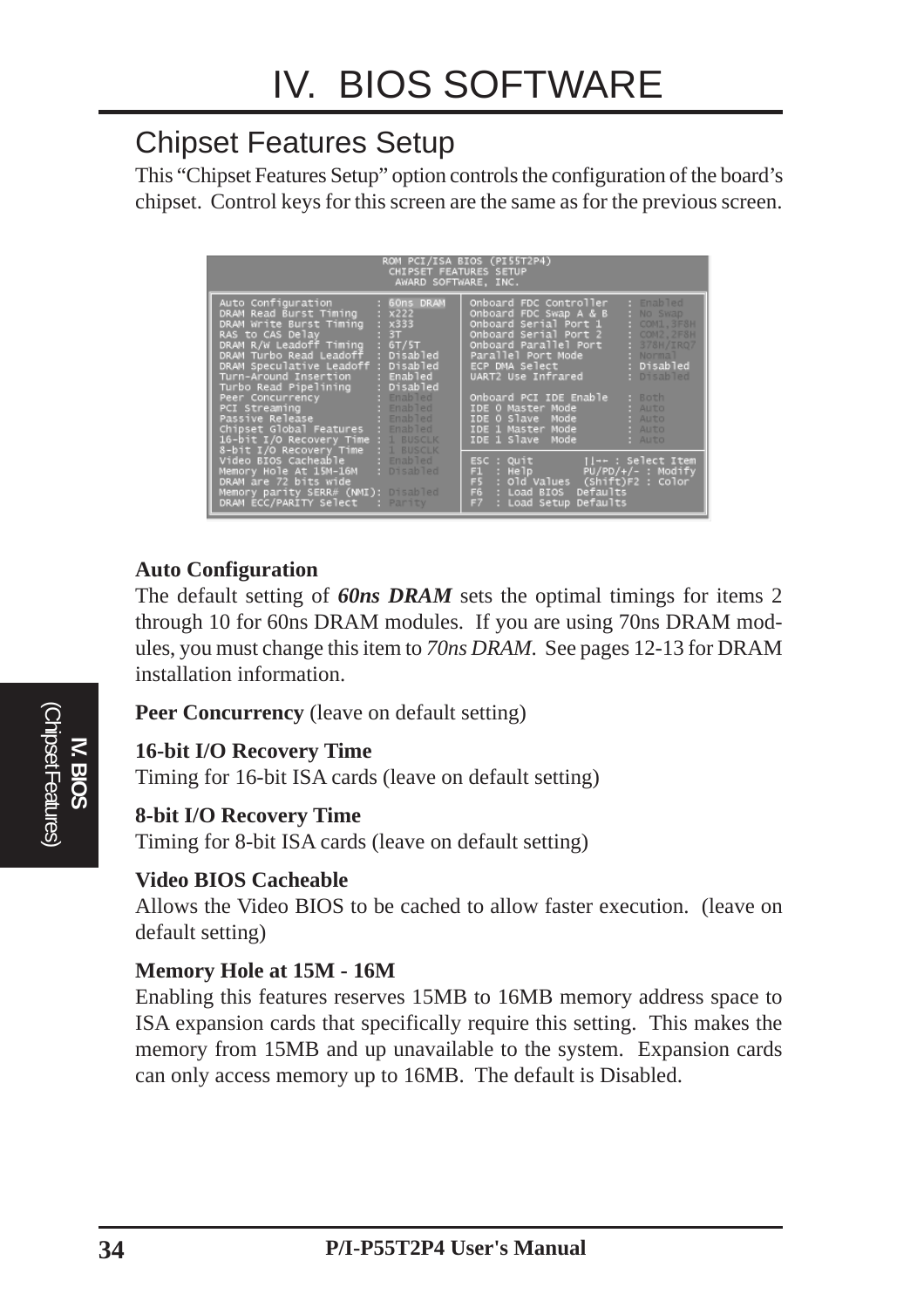# IV. BIOS SOFTWARE

## Chipset Features Setup

This "Chipset Features Setup" option controls the configuration of the board's chipset. Control keys for this screen are the same as for the previous screen.

```
                         ROM PCI/ISA BIOS (PI55T2P4)
                           CHIPSET FEATURES SETUP
                            AWARD SOFTWARE, INC.

Auto Configuration         : 60ns DRAM    Onboard FDC Controller   : Enabled
DRAM Read Burst Timing     : x222         Onboard FDC Swap A & B   : No Swap
DRAM Write Burst Timing    : x333         Onboard Serial Port 1    : COM1,3F8H
RAS to CAS Delay           : 3T           Onboard Serial Port 2    : COM2,2F8H
DRAM R/W Leadoff Timing    : 6T/5T        Onboard Parallel Port    : 378H/IRQ7
DRAM Turbo Read Leadoff    : Disabled     Parallel Port Mode       : Normal
DRAM Speculative Leadoff   : Disabled     ECP DMA Select           : Disabled
Turn-Around Insertion      : Enabled      UART2 Use Infrared       : Disabled
Turbo Read Pipelining      : Disabled
Peer Concurrency           : Enabled      Onboard PCI IDE Enable   : Both
PCI Streaming              : Enabled      IDE 0 Master Mode        : Auto
Passive Release            : Enabled      IDE 0 Slave  Mode        : Auto
Chipset Global Features    : Enabled      IDE 1 Master Mode        : Auto
16-bit I/O Recovery Time   : 1 BUSCLK     IDE 1 Slave  Mode        : Auto
8-bit I/O Recovery Time    : 1 BUSCLK
Video BIOS Cacheable       : Enabled      ESC : Quit        ↑↓→← : Select Item
Memory Hole At 15M-16M     : Disabled     F1  : Help        PU/PD/+/- : Modify
DRAM are 72 bits wide                     F5  : Old Values  (Shift)F2 : Color
Memory parity SERR# (NMI): Disabled       F6  : Load BIOS  Defaults
DRAM ECC/PARITY Select     : Parity       F7  : Load Setup Defaults
```

**Auto Configuration**

The default setting of ***60ns DRAM*** sets the optimal timings for items 2 through 10 for 60ns DRAM modules. If you are using 70ns DRAM modules, you must change this item to *70ns DRAM*. See pages 12-13 for DRAM installation information.

**Peer Concurrency** (leave on default setting)

**16-bit I/O Recovery Time**
Timing for 16-bit ISA cards (leave on default setting)

**8-bit I/O Recovery Time**
Timing for 8-bit ISA cards (leave on default setting)

**Video BIOS Cacheable**
Allows the Video BIOS to be cached to allow faster execution. (leave on default setting)

**Memory Hole at 15M - 16M**
Enabling this features reserves 15MB to 16MB memory address space to ISA expansion cards that specifically require this setting. This makes the memory from 15MB and up unavailable to the system. Expansion cards can only access memory up to 16MB. The default is Disabled.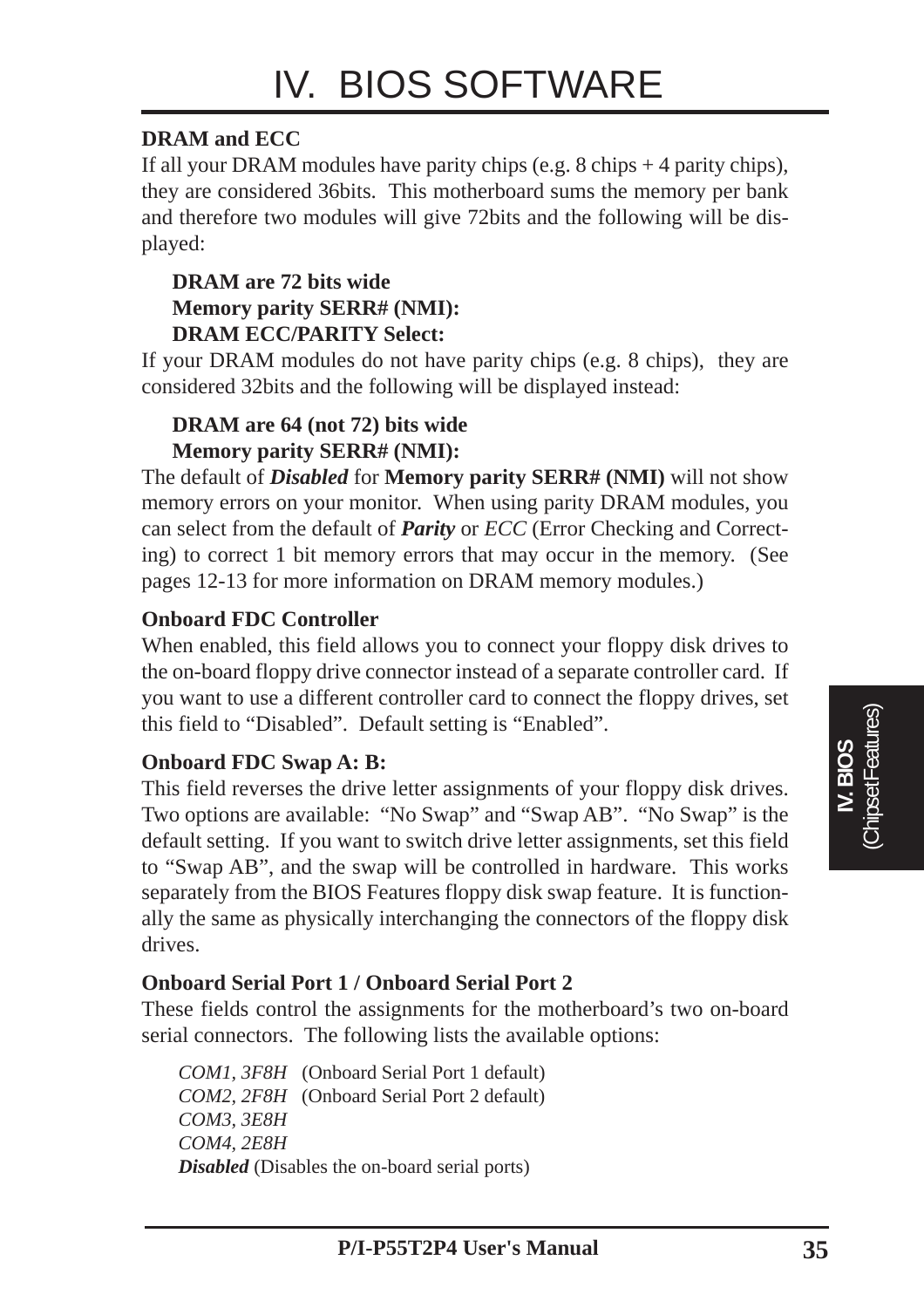**DRAM and ECC**

If all your DRAM modules have parity chips (e.g. 8 chips + 4 parity chips), they are considered 36bits. This motherboard sums the memory per bank and therefore two modules will give 72bits and the following will be displayed:

**DRAM are 72 bits wide**
**Memory parity SERR# (NMI):**
**DRAM ECC/PARITY Select:**

If your DRAM modules do not have parity chips (e.g. 8 chips), they are considered 32bits and the following will be displayed instead:

**DRAM are 64 (not 72) bits wide**
**Memory parity SERR# (NMI):**

The default of ***Disabled*** for **Memory parity SERR# (NMI)** will not show memory errors on your monitor. When using parity DRAM modules, you can select from the default of ***Parity*** or *ECC* (Error Checking and Correcting) to correct 1 bit memory errors that may occur in the memory. (See pages 12-13 for more information on DRAM memory modules.)

**Onboard FDC Controller**

When enabled, this field allows you to connect your floppy disk drives to the on-board floppy drive connector instead of a separate controller card. If you want to use a different controller card to connect the floppy drives, set this field to "Disabled". Default setting is "Enabled".

**Onboard FDC Swap A: B:**

This field reverses the drive letter assignments of your floppy disk drives. Two options are available: "No Swap" and "Swap AB". "No Swap" is the default setting. If you want to switch drive letter assignments, set this field to "Swap AB", and the swap will be controlled in hardware. This works separately from the BIOS Features floppy disk swap feature. It is functionally the same as physically interchanging the connectors of the floppy disk drives.

**Onboard Serial Port 1 / Onboard Serial Port 2**

These fields control the assignments for the motherboard's two on-board serial connectors. The following lists the available options:

*COM1, 3F8H* (Onboard Serial Port 1 default)
*COM2, 2F8H* (Onboard Serial Port 2 default)
*COM3, 3E8H*
*COM4, 2E8H*
***Disabled*** (Disables the on-board serial ports)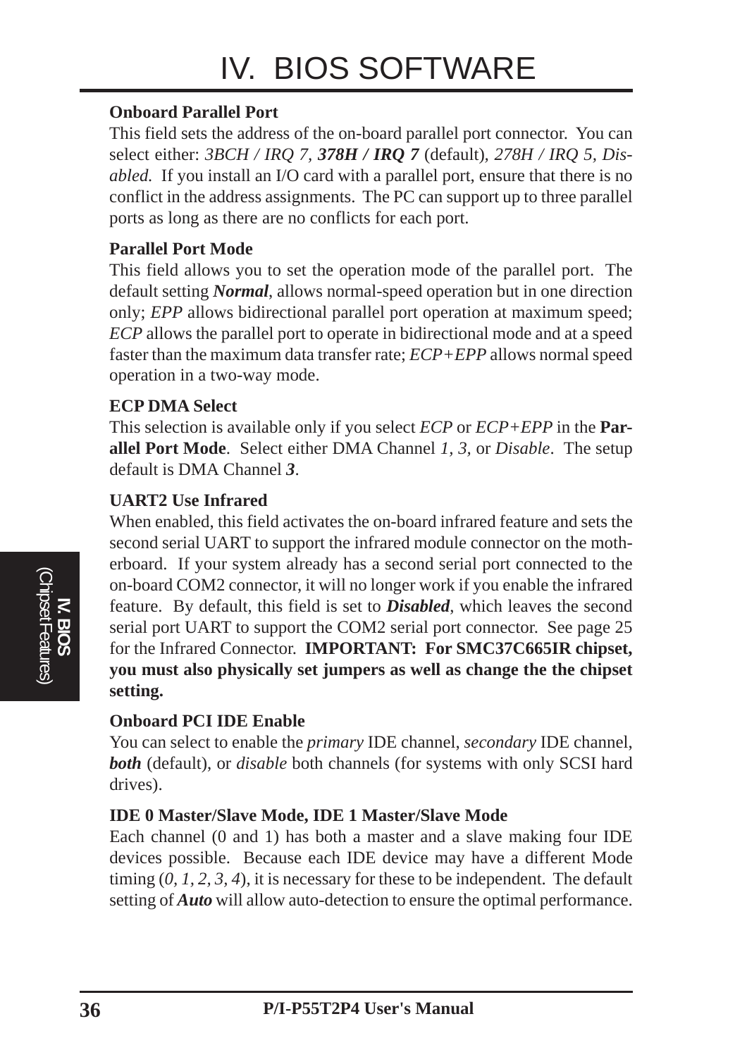**Onboard Parallel Port**

This field sets the address of the on-board parallel port connector. You can select either: *3BCH / IRQ 7*, ***378H / IRQ 7*** (default), *278H / IRQ 5*, *Disabled.* If you install an I/O card with a parallel port, ensure that there is no conflict in the address assignments. The PC can support up to three parallel ports as long as there are no conflicts for each port.

**Parallel Port Mode**

This field allows you to set the operation mode of the parallel port. The default setting ***Normal***, allows normal-speed operation but in one direction only; *EPP* allows bidirectional parallel port operation at maximum speed; *ECP* allows the parallel port to operate in bidirectional mode and at a speed faster than the maximum data transfer rate; *ECP+EPP* allows normal speed operation in a two-way mode.

**ECP DMA Select**

This selection is available only if you select *ECP* or *ECP+EPP* in the **Parallel Port Mode**. Select either DMA Channel *1*, *3*, or *Disable*. The setup default is DMA Channel ***3***.

**UART2 Use Infrared**

When enabled, this field activates the on-board infrared feature and sets the second serial UART to support the infrared module connector on the motherboard. If your system already has a second serial port connected to the on-board COM2 connector, it will no longer work if you enable the infrared feature. By default, this field is set to ***Disabled***, which leaves the second serial port UART to support the COM2 serial port connector. See page 25 for the Infrared Connector. **IMPORTANT: For SMC37C665IR chipset, you must also physically set jumpers as well as change the the chipset setting.**

**Onboard PCI IDE Enable**

You can select to enable the *primary* IDE channel, *secondary* IDE channel, ***both*** (default), or *disable* both channels (for systems with only SCSI hard drives).

**IDE 0 Master/Slave Mode, IDE 1 Master/Slave Mode**

Each channel (0 and 1) has both a master and a slave making four IDE devices possible. Because each IDE device may have a different Mode timing (*0*, *1*, *2*, *3*, *4*), it is necessary for these to be independent. The default setting of ***Auto*** will allow auto-detection to ensure the optimal performance.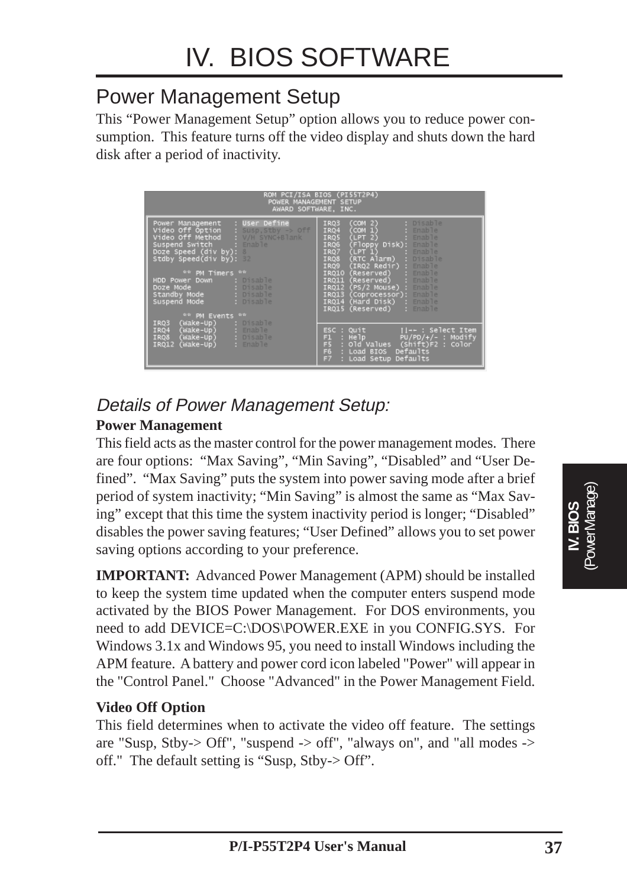## Power Management Setup

This "Power Management Setup" option allows you to reduce power consumption. This feature turns off the video display and shuts down the hard disk after a period of inactivity.

```
                     ROM PCI/ISA BIOS (PI55T2P4)
                       POWER MANAGEMENT SETUP
                        AWARD SOFTWARE, INC.

Power Management    : User Define        IRQ3  (COM 2)      : Disable
Video Off Option    : Susp,Stby -> Off   IRQ4  (COM 1)      : Enable
Video Off Method    : V/H SYNC+Blank     IRQ5  (LPT 2)      : Enable
Suspend Switch      : Enable             IRQ6  (Floppy Disk): Enable
Doze Speed (div by) : 8                  IRQ7  (LPT 1)      : Enable
Stdby Speed(div by) : 32                 IRQ8  (RTC Alarm)  : Disable
                                         IRQ9  (IRQ2 Redir) : Enable
      ** PM Timers **                    IRQ10 (Reserved)   : Enable
HDD Power Down      : Disable            IRQ11 (Reserved)   : Enable
Doze Mode           : Disable            IRQ12 (PS/2 Mouse) : Enable
Standby Mode        : Disable            IRQ13 (Coprocessor): Enable
Suspend Mode        : Disable            IRQ14 (Hard Disk)  : Enable
                                         IRQ15 (Reserved)   : Enable
      ** PM Events **
IRQ3  (Wake-Up)     : Disable            ESC : Quit        ↑↓→← : Select Item
IRQ4  (Wake-Up)     : Enable             F1  : Help        PU/PD/+/- : Modify
IRQ8  (Wake-Up)     : Disable            F5  : Old Values  (Shift)F2 : Color
IRQ12 (Wake-Up)     : Enable             F6  : Load BIOS  Defaults
                                         F7  : Load Setup Defaults
```

### *Details of Power Management Setup:*

**Power Management**

This field acts as the master control for the power management modes. There are four options: "Max Saving", "Min Saving", "Disabled" and "User Defined". "Max Saving" puts the system into power saving mode after a brief period of system inactivity; "Min Saving" is almost the same as "Max Saving" except that this time the system inactivity period is longer; "Disabled" disables the power saving features; "User Defined" allows you to set power saving options according to your preference.

**IMPORTANT:** Advanced Power Management (APM) should be installed to keep the system time updated when the computer enters suspend mode activated by the BIOS Power Management. For DOS environments, you need to add DEVICE=C:\DOS\POWER.EXE in you CONFIG.SYS. For Windows 3.1x and Windows 95, you need to install Windows including the APM feature. A battery and power cord icon labeled "Power" will appear in the "Control Panel." Choose "Advanced" in the Power Management Field.

**Video Off Option**

This field determines when to activate the video off feature. The settings are "Susp, Stby-> Off", "suspend -> off", "always on", and "all modes -> off." The default setting is "Susp, Stby-> Off".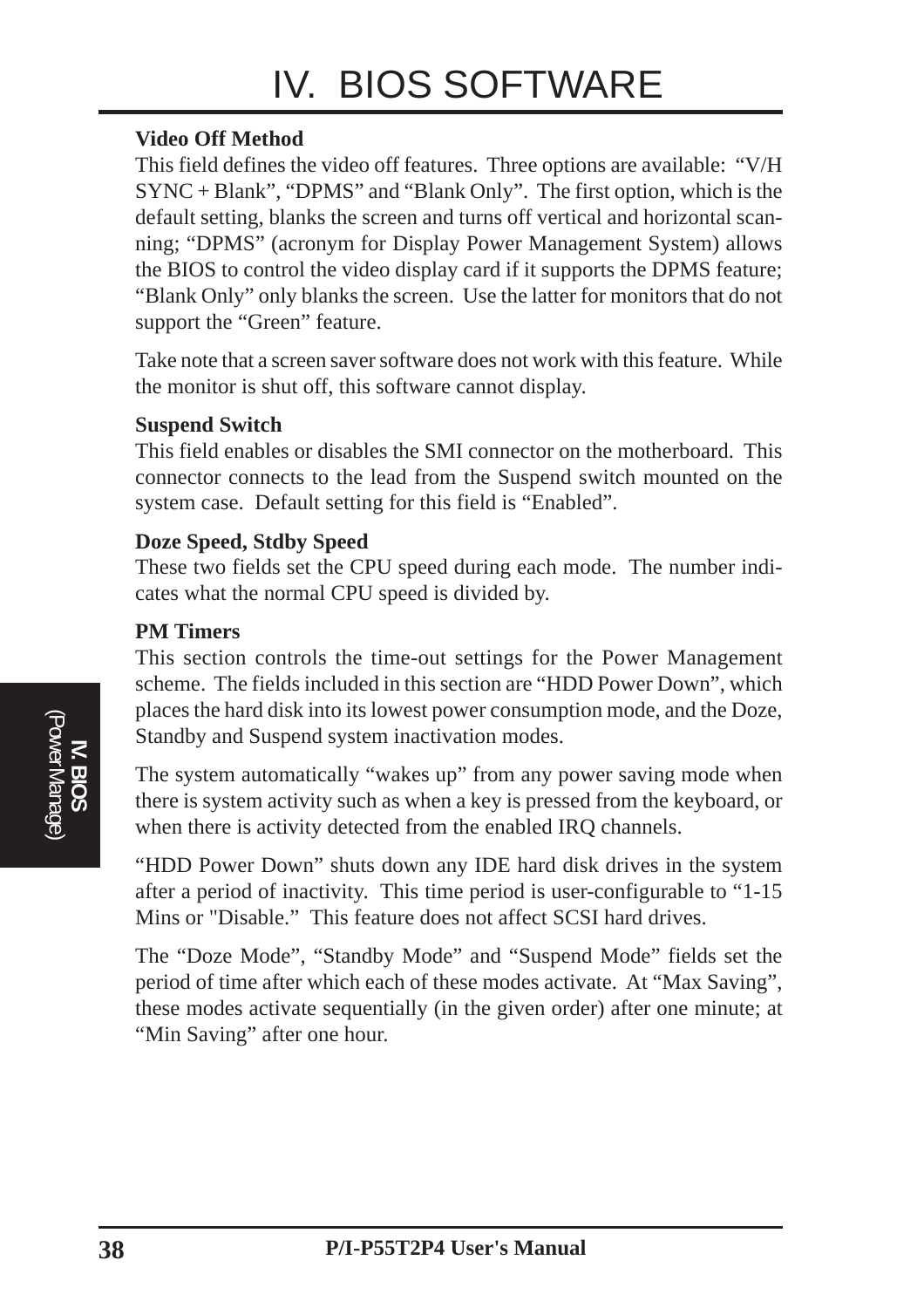**Video Off Method**

This field defines the video off features. Three options are available: "V/H SYNC + Blank", "DPMS" and "Blank Only". The first option, which is the default setting, blanks the screen and turns off vertical and horizontal scanning; "DPMS" (acronym for Display Power Management System) allows the BIOS to control the video display card if it supports the DPMS feature; "Blank Only" only blanks the screen. Use the latter for monitors that do not support the "Green" feature.

Take note that a screen saver software does not work with this feature. While the monitor is shut off, this software cannot display.

**Suspend Switch**

This field enables or disables the SMI connector on the motherboard. This connector connects to the lead from the Suspend switch mounted on the system case. Default setting for this field is "Enabled".

**Doze Speed, Stdby Speed**

These two fields set the CPU speed during each mode. The number indicates what the normal CPU speed is divided by.

**PM Timers**

This section controls the time-out settings for the Power Management scheme. The fields included in this section are "HDD Power Down", which places the hard disk into its lowest power consumption mode, and the Doze, Standby and Suspend system inactivation modes.

The system automatically "wakes up" from any power saving mode when there is system activity such as when a key is pressed from the keyboard, or when there is activity detected from the enabled IRQ channels.

"HDD Power Down" shuts down any IDE hard disk drives in the system after a period of inactivity. This time period is user-configurable to "1-15 Mins or "Disable." This feature does not affect SCSI hard drives.

The "Doze Mode", "Standby Mode" and "Suspend Mode" fields set the period of time after which each of these modes activate. At "Max Saving", these modes activate sequentially (in the given order) after one minute; at "Min Saving" after one hour.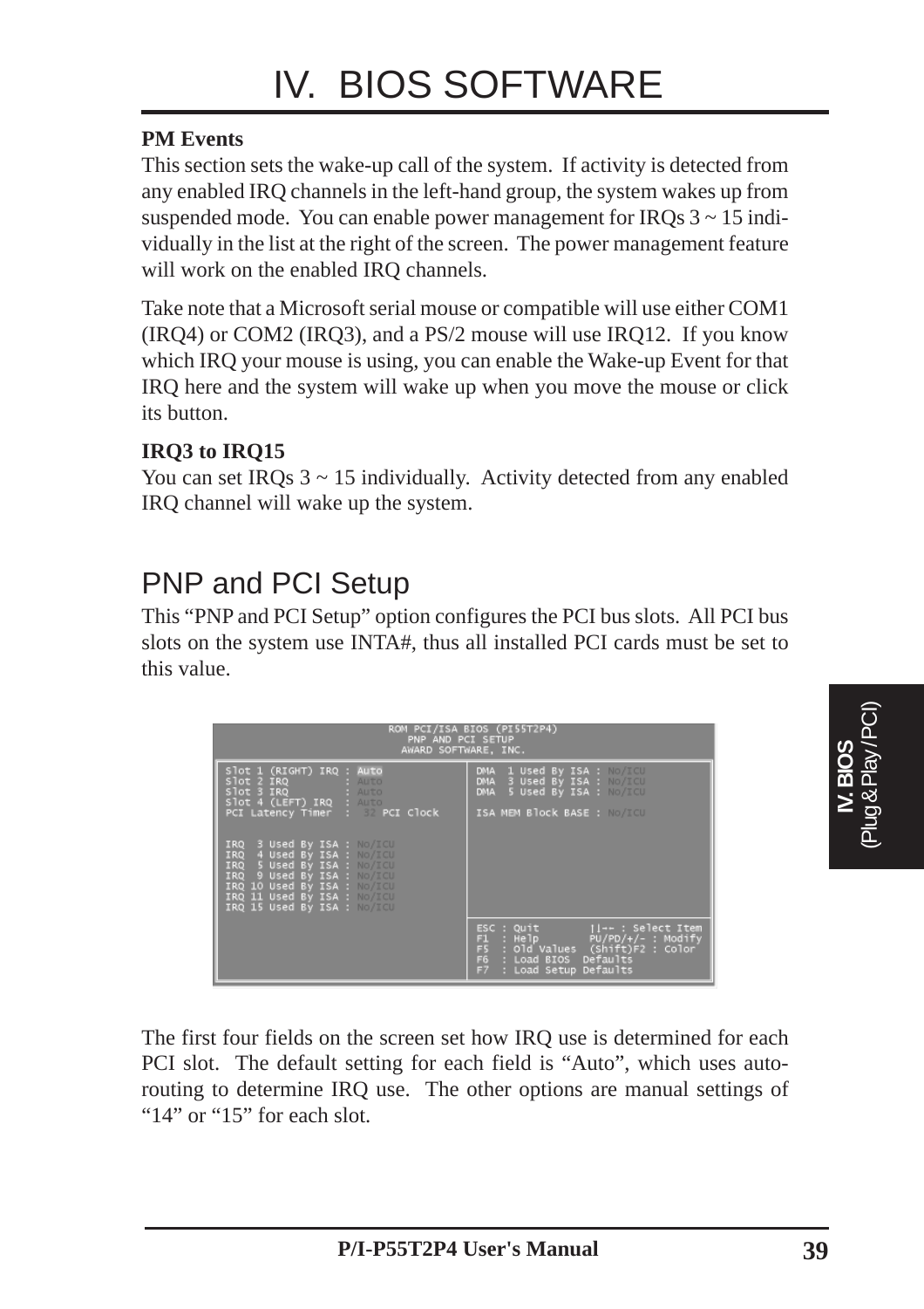**PM Events**

This section sets the wake-up call of the system. If activity is detected from any enabled IRQ channels in the left-hand group, the system wakes up from suspended mode. You can enable power management for IRQs 3 ~ 15 individually in the list at the right of the screen. The power management feature will work on the enabled IRQ channels.

Take note that a Microsoft serial mouse or compatible will use either COM1 (IRQ4) or COM2 (IRQ3), and a PS/2 mouse will use IRQ12. If you know which IRQ your mouse is using, you can enable the Wake-up Event for that IRQ here and the system will wake up when you move the mouse or click its button.

**IRQ3 to IRQ15**

You can set IRQs 3 ~ 15 individually. Activity detected from any enabled IRQ channel will wake up the system.

## PNP and PCI Setup

This "PNP and PCI Setup" option configures the PCI bus slots. All PCI bus slots on the system use INTA#, thus all installed PCI cards must be set to this value.

```
                      ROM PCI/ISA BIOS (PI55T2P4)
                           PNP AND PCI SETUP
                          AWARD SOFTWARE, INC.

Slot 1 (RIGHT) IRQ : Auto            DMA  1 Used By ISA : No/ICU
Slot 2 IRQ         : Auto            DMA  3 Used By ISA : No/ICU
Slot 3 IRQ         : Auto            DMA  5 Used By ISA : No/ICU
Slot 4 (LEFT) IRQ  : Auto
PCI Latency Timer  :  32 PCI Clock   ISA MEM Block BASE : No/ICU


IRQ  3 Used By ISA : No/ICU
IRQ  4 Used By ISA : No/ICU
IRQ  5 Used By ISA : No/ICU
IRQ  9 Used By ISA : No/ICU
IRQ 10 Used By ISA : No/ICU
IRQ 11 Used By ISA : No/ICU
IRQ 15 Used By ISA : No/ICU
                                     ESC : Quit        ↑↓→← : Select Item
                                     F1  : Help        PU/PD/+/- : Modify
                                     F5  : Old Values  (Shift)F2 : Color
                                     F6  : Load BIOS  Defaults
                                     F7  : Load Setup Defaults
```

The first four fields on the screen set how IRQ use is determined for each PCI slot. The default setting for each field is "Auto", which uses auto-routing to determine IRQ use. The other options are manual settings of "14" or "15" for each slot.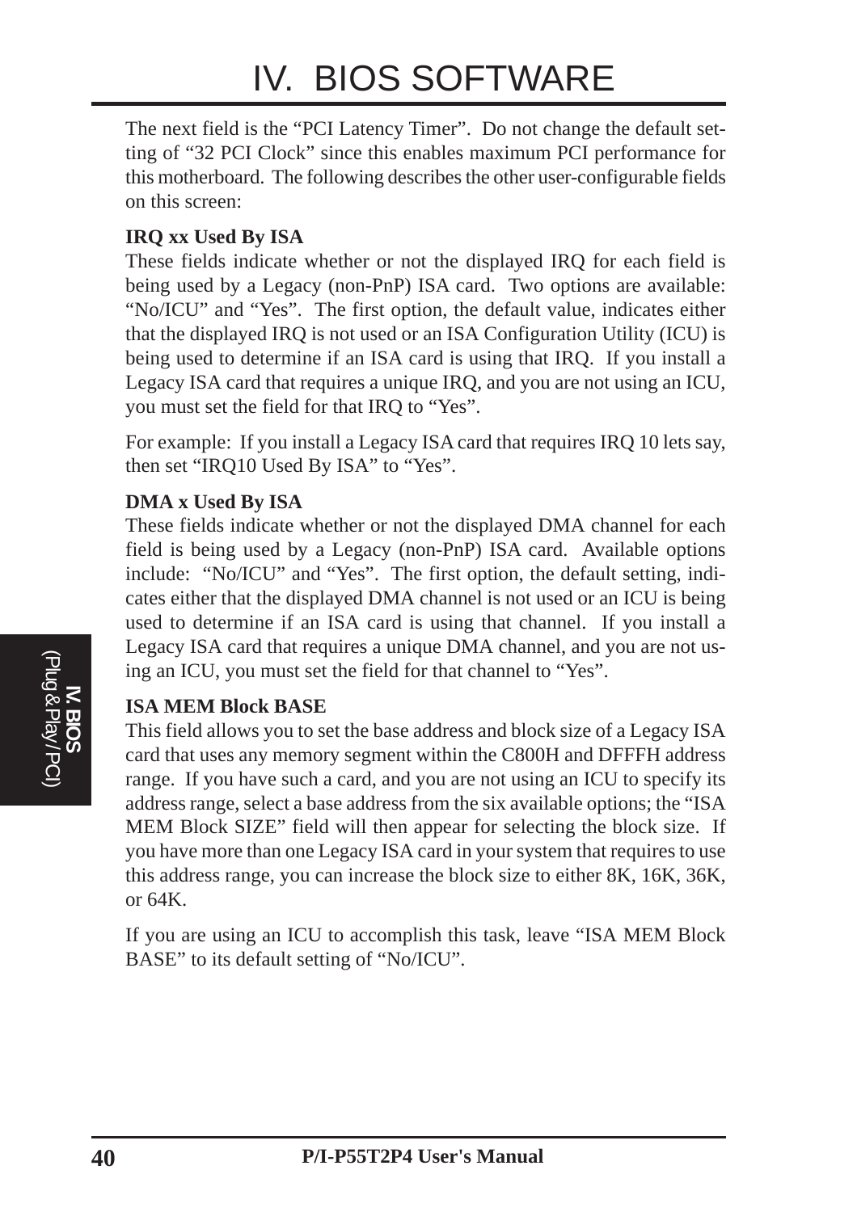The next field is the “PCI Latency Timer”. Do not change the default setting of “32 PCI Clock” since this enables maximum PCI performance for this motherboard. The following describes the other user-configurable fields on this screen:

**IRQ xx Used By ISA**

These fields indicate whether or not the displayed IRQ for each field is being used by a Legacy (non-PnP) ISA card. Two options are available: “No/ICU” and “Yes”. The first option, the default value, indicates either that the displayed IRQ is not used or an ISA Configuration Utility (ICU) is being used to determine if an ISA card is using that IRQ. If you install a Legacy ISA card that requires a unique IRQ, and you are not using an ICU, you must set the field for that IRQ to “Yes”.

For example: If you install a Legacy ISA card that requires IRQ 10 lets say, then set “IRQ10 Used By ISA” to “Yes”.

**DMA x Used By ISA**

These fields indicate whether or not the displayed DMA channel for each field is being used by a Legacy (non-PnP) ISA card. Available options include: “No/ICU” and “Yes”. The first option, the default setting, indicates either that the displayed DMA channel is not used or an ICU is being used to determine if an ISA card is using that channel. If you install a Legacy ISA card that requires a unique DMA channel, and you are not using an ICU, you must set the field for that channel to “Yes”.

**ISA MEM Block BASE**

This field allows you to set the base address and block size of a Legacy ISA card that uses any memory segment within the C800H and DFFFH address range. If you have such a card, and you are not using an ICU to specify its address range, select a base address from the six available options; the “ISA MEM Block SIZE” field will then appear for selecting the block size. If you have more than one Legacy ISA card in your system that requires to use this address range, you can increase the block size to either 8K, 16K, 36K, or 64K.

If you are using an ICU to accomplish this task, leave “ISA MEM Block BASE” to its default setting of “No/ICU”.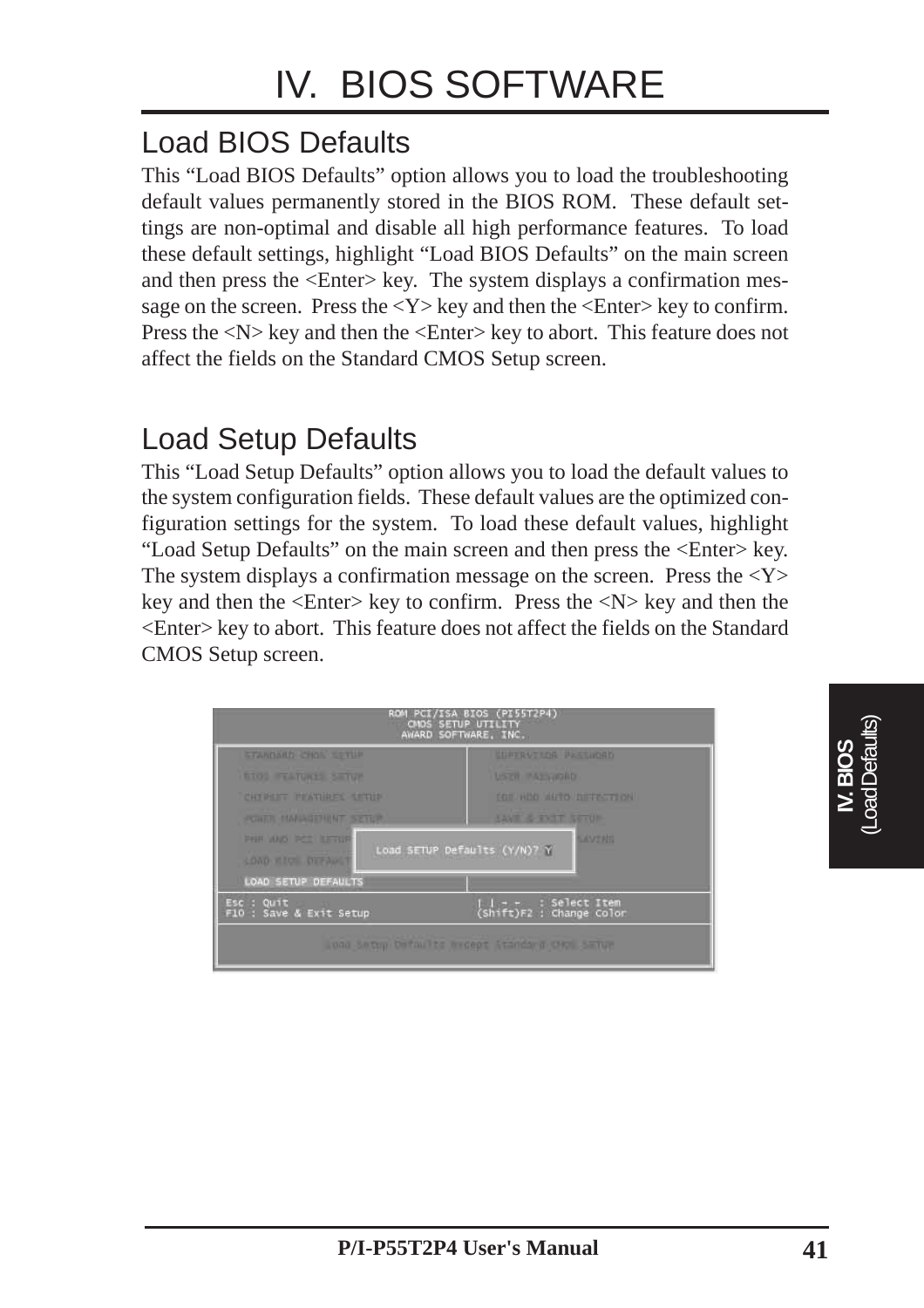# IV. BIOS SOFTWARE

## Load BIOS Defaults

This "Load BIOS Defaults" option allows you to load the troubleshooting default values permanently stored in the BIOS ROM. These default settings are non-optimal and disable all high performance features. To load these default settings, highlight "Load BIOS Defaults" on the main screen and then press the <Enter> key. The system displays a confirmation message on the screen. Press the <Y> key and then the <Enter> key to confirm. Press the <N> key and then the <Enter> key to abort. This feature does not affect the fields on the Standard CMOS Setup screen.

## Load Setup Defaults

This "Load Setup Defaults" option allows you to load the default values to the system configuration fields. These default values are the optimized configuration settings for the system. To load these default values, highlight "Load Setup Defaults" on the main screen and then press the <Enter> key. The system displays a confirmation message on the screen. Press the <Y> key and then the <Enter> key to confirm. Press the <N> key and then the <Enter> key to abort. This feature does not affect the fields on the Standard CMOS Setup screen.

```
ROM PCI/ISA BIOS (PI55T2P4)
CMOS SETUP UTILITY
AWARD SOFTWARE, INC.

STANDARD CMOS SETUP          SUPERVISOR PASSWORD
BIOS FEATURES SETUP          USER PASSWORD
CHIPSET FEATURES SETUP       IDE HDD AUTO DETECTION
POWER MANAGEMENT SETUP       SAVE & EXIT SETUP
PNP AND PCI SETUP            ...SAVING
LOAD BIOS DEFAULT...
LOAD SETUP DEFAULTS

        Load SETUP Defaults (Y/N)? Y

Esc : Quit                   ↑ ↓ → ←   : Select Item
F10 : Save & Exit Setup      (Shift)F2 : Change Color

Load Setup Defaults except Standard CMOS SETUP
```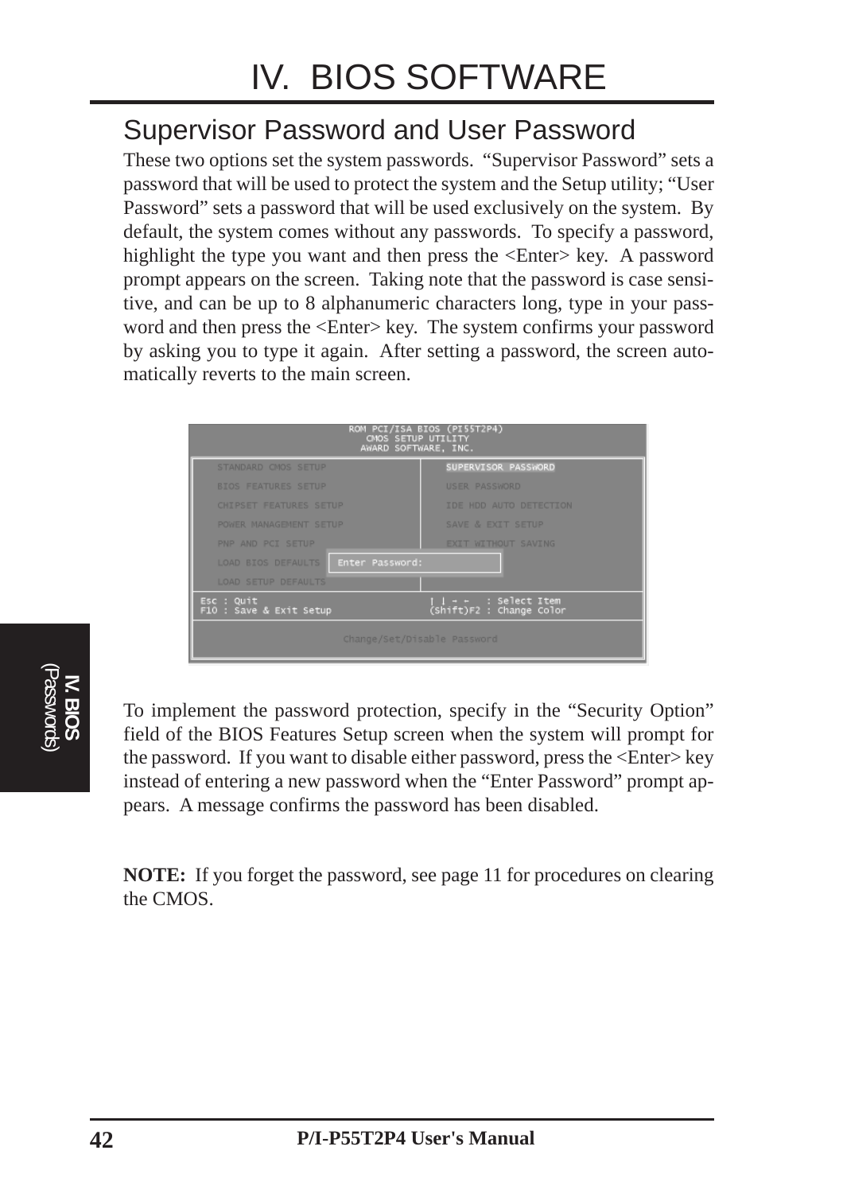# IV. BIOS SOFTWARE

## Supervisor Password and User Password

These two options set the system passwords. "Supervisor Password" sets a password that will be used to protect the system and the Setup utility; "User Password" sets a password that will be used exclusively on the system. By default, the system comes without any passwords. To specify a password, highlight the type you want and then press the <Enter> key. A password prompt appears on the screen. Taking note that the password is case sensitive, and can be up to 8 alphanumeric characters long, type in your password and then press the <Enter> key. The system confirms your password by asking you to type it again. After setting a password, the screen automatically reverts to the main screen.

```
ROM PCI/ISA BIOS (PI55T2P4)
CMOS SETUP UTILITY
AWARD SOFTWARE, INC.

STANDARD CMOS SETUP          SUPERVISOR PASSWORD
BIOS FEATURES SETUP          USER PASSWORD
CHIPSET FEATURES SETUP       IDE HDD AUTO DETECTION
POWER MANAGEMENT SETUP       SAVE & EXIT SETUP
PNP AND PCI SETUP            EXIT WITHOUT SAVING
LOAD BIOS DEFAULTS   Enter Password:
LOAD SETUP DEFAULTS

Esc : Quit                   ↑ ↓ → ←   : Select Item
F10 : Save & Exit Setup      (Shift)F2 : Change Color

Change/Set/Disable Password
```

To implement the password protection, specify in the "Security Option" field of the BIOS Features Setup screen when the system will prompt for the password. If you want to disable either password, press the <Enter> key instead of entering a new password when the "Enter Password" prompt appears. A message confirms the password has been disabled.

**NOTE:** If you forget the password, see page 11 for procedures on clearing the CMOS.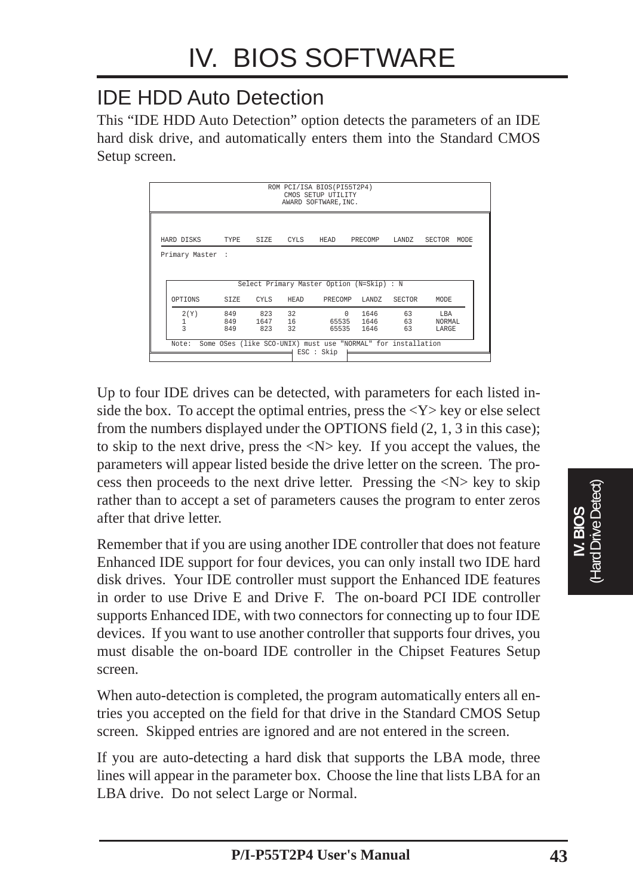# IV. BIOS SOFTWARE

## IDE HDD Auto Detection

This "IDE HDD Auto Detection" option detects the parameters of an IDE hard disk drive, and automatically enters them into the Standard CMOS Setup screen.

```
                         ROM PCI/ISA BIOS(PI55T2P4)
                             CMOS SETUP UTILITY
                            AWARD SOFTWARE,INC.


HARD DISKS      TYPE    SIZE    CYLS    HEAD    PRECOMP    LANDZ    SECTOR  MODE

Primary Master  :


              Select Primary Master Option (N=Skip) : N

  OPTIONS       SIZE    CYLS    HEAD     PRECOMP   LANDZ   SECTOR     MODE

   2(Y)         849      823    32             0    1646      63       LBA
   1            849     1647    16         65535    1646      63       NORMAL
   3            849      823    32         65535    1646      63       LARGE

  Note:  Some OSes (like SCO-UNIX) must use "NORMAL" for installation
                                  ESC : Skip
```

Up to four IDE drives can be detected, with parameters for each listed inside the box. To accept the optimal entries, press the <Y> key or else select from the numbers displayed under the OPTIONS field (2, 1, 3 in this case); to skip to the next drive, press the <N> key. If you accept the values, the parameters will appear listed beside the drive letter on the screen. The process then proceeds to the next drive letter. Pressing the <N> key to skip rather than to accept a set of parameters causes the program to enter zeros after that drive letter.

Remember that if you are using another IDE controller that does not feature Enhanced IDE support for four devices, you can only install two IDE hard disk drives. Your IDE controller must support the Enhanced IDE features in order to use Drive E and Drive F. The on-board PCI IDE controller supports Enhanced IDE, with two connectors for connecting up to four IDE devices. If you want to use another controller that supports four drives, you must disable the on-board IDE controller in the Chipset Features Setup screen.

When auto-detection is completed, the program automatically enters all entries you accepted on the field for that drive in the Standard CMOS Setup screen. Skipped entries are ignored and are not entered in the screen.

If you are auto-detecting a hard disk that supports the LBA mode, three lines will appear in the parameter box. Choose the line that lists LBA for an LBA drive. Do not select Large or Normal.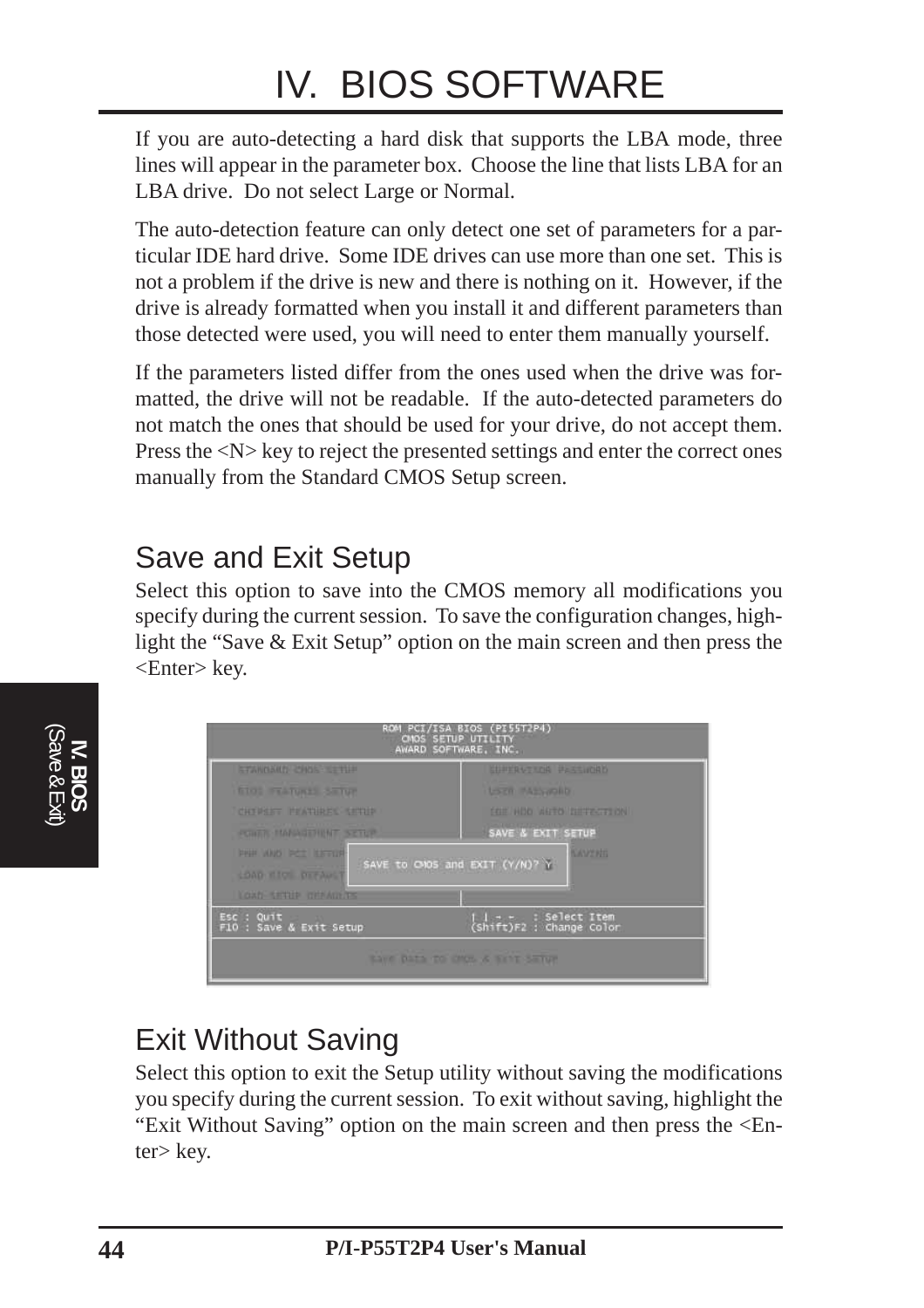If you are auto-detecting a hard disk that supports the LBA mode, three lines will appear in the parameter box. Choose the line that lists LBA for an LBA drive. Do not select Large or Normal.

The auto-detection feature can only detect one set of parameters for a particular IDE hard drive. Some IDE drives can use more than one set. This is not a problem if the drive is new and there is nothing on it. However, if the drive is already formatted when you install it and different parameters than those detected were used, you will need to enter them manually yourself.

If the parameters listed differ from the ones used when the drive was formatted, the drive will not be readable. If the auto-detected parameters do not match the ones that should be used for your drive, do not accept them. Press the <N> key to reject the presented settings and enter the correct ones manually from the Standard CMOS Setup screen.

## Save and Exit Setup

Select this option to save into the CMOS memory all modifications you specify during the current session. To save the configuration changes, highlight the "Save & Exit Setup" option on the main screen and then press the <Enter> key.

## Exit Without Saving

Select this option to exit the Setup utility without saving the modifications you specify during the current session. To exit without saving, highlight the "Exit Without Saving" option on the main screen and then press the <Enter> key.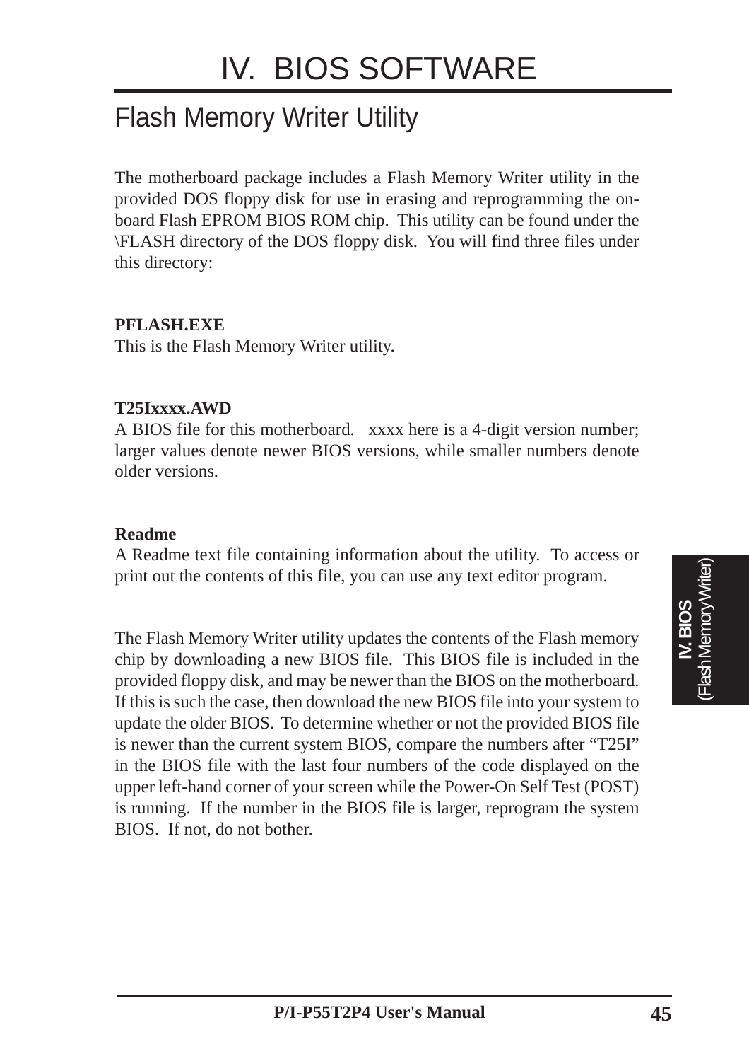# IV. BIOS SOFTWARE

## Flash Memory Writer Utility

The motherboard package includes a Flash Memory Writer utility in the provided DOS floppy disk for use in erasing and reprogramming the on-board Flash EPROM BIOS ROM chip. This utility can be found under the \FLASH directory of the DOS floppy disk. You will find three files under this directory:

**PFLASH.EXE**
This is the Flash Memory Writer utility.

**T25Ixxxx.AWD**
A BIOS file for this motherboard. xxxx here is a 4-digit version number; larger values denote newer BIOS versions, while smaller numbers denote older versions.

**Readme**
A Readme text file containing information about the utility. To access or print out the contents of this file, you can use any text editor program.

The Flash Memory Writer utility updates the contents of the Flash memory chip by downloading a new BIOS file. This BIOS file is included in the provided floppy disk, and may be newer than the BIOS on the motherboard. If this is such the case, then download the new BIOS file into your system to update the older BIOS. To determine whether or not the provided BIOS file is newer than the current system BIOS, compare the numbers after "T25I" in the BIOS file with the last four numbers of the code displayed on the upper left-hand corner of your screen while the Power-On Self Test (POST) is running. If the number in the BIOS file is larger, reprogram the system BIOS. If not, do not bother.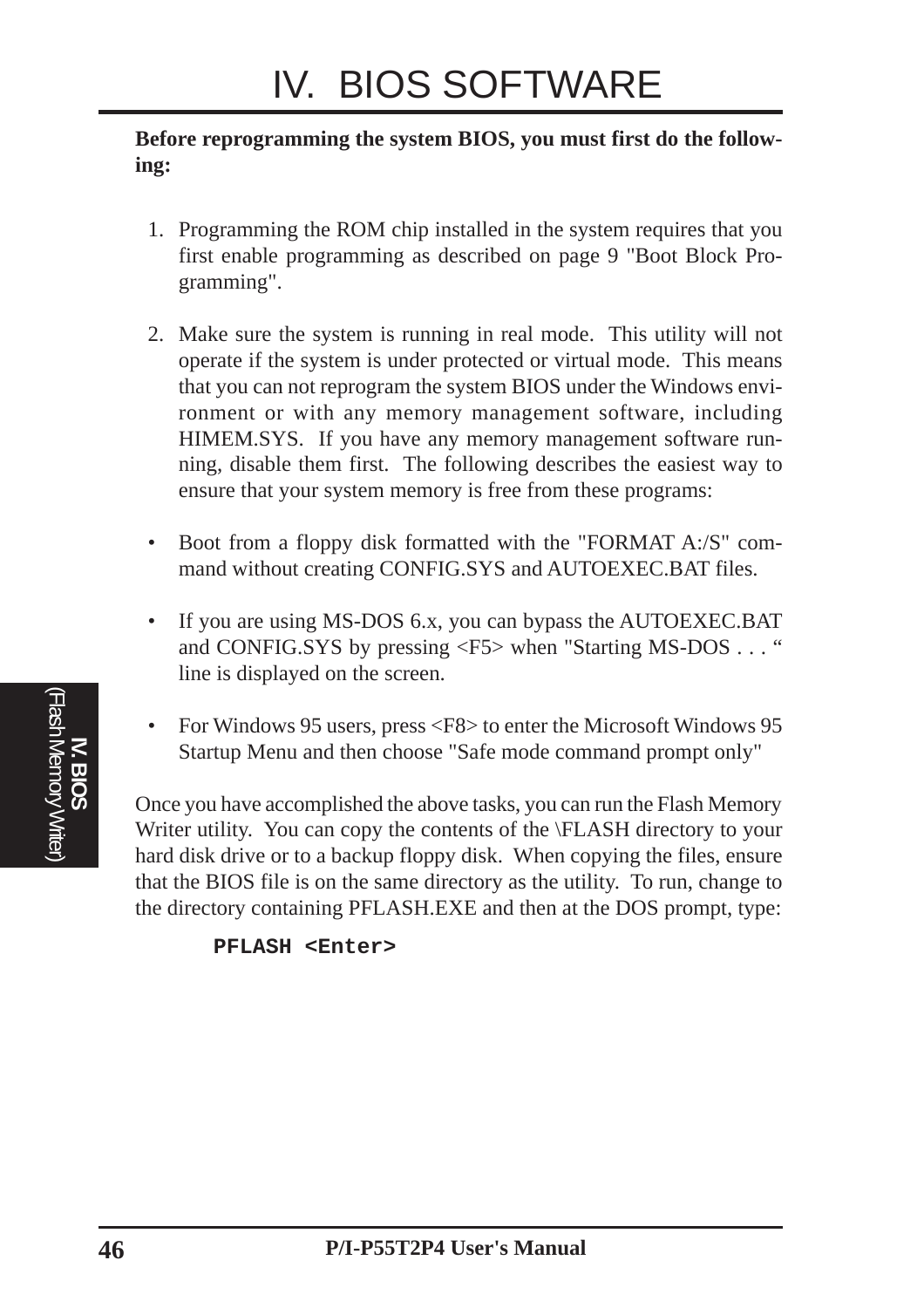**Before reprogramming the system BIOS, you must first do the following:**

1. Programming the ROM chip installed in the system requires that you first enable programming as described on page 9 "Boot Block Programming".

2. Make sure the system is running in real mode. This utility will not operate if the system is under protected or virtual mode. This means that you can not reprogram the system BIOS under the Windows environment or with any memory management software, including HIMEM.SYS. If you have any memory management software running, disable them first. The following describes the easiest way to ensure that your system memory is free from these programs:

- Boot from a floppy disk formatted with the "FORMAT A:/S" command without creating CONFIG.SYS and AUTOEXEC.BAT files.

- If you are using MS-DOS 6.x, you can bypass the AUTOEXEC.BAT and CONFIG.SYS by pressing <F5> when "Starting MS-DOS . . . " line is displayed on the screen.

- For Windows 95 users, press <F8> to enter the Microsoft Windows 95 Startup Menu and then choose "Safe mode command prompt only"

Once you have accomplished the above tasks, you can run the Flash Memory Writer utility. You can copy the contents of the \FLASH directory to your hard disk drive or to a backup floppy disk. When copying the files, ensure that the BIOS file is on the same directory as the utility. To run, change to the directory containing PFLASH.EXE and then at the DOS prompt, type:

```
PFLASH <Enter>
```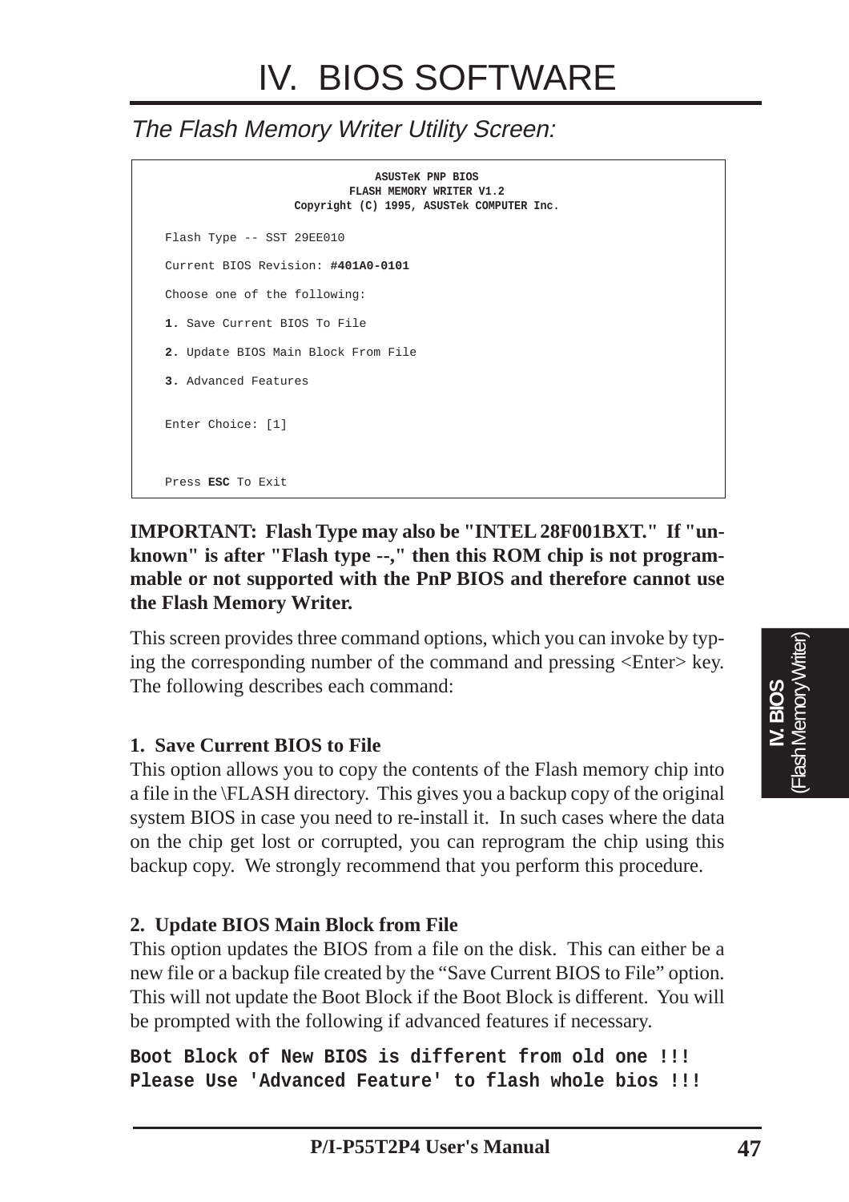# IV. BIOS SOFTWARE

*The Flash Memory Writer Utility Screen:*

```
                    ASUSTeK PNP BIOS
                FLASH MEMORY WRITER V1.2
        Copyright (C) 1995, ASUSTek COMPUTER Inc.

Flash Type -- SST 29EE010

Current BIOS Revision: #401A0-0101

Choose one of the following:

1. Save Current BIOS To File

2. Update BIOS Main Block From File

3. Advanced Features

Enter Choice: [1]


Press ESC To Exit
```

**IMPORTANT: Flash Type may also be "INTEL 28F001BXT." If "unknown" is after "Flash type --," then this ROM chip is not programmable or not supported with the PnP BIOS and therefore cannot use the Flash Memory Writer.**

This screen provides three command options, which you can invoke by typing the corresponding number of the command and pressing <Enter> key. The following describes each command:

**1. Save Current BIOS to File**

This option allows you to copy the contents of the Flash memory chip into a file in the \FLASH directory. This gives you a backup copy of the original system BIOS in case you need to re-install it. In such cases where the data on the chip get lost or corrupted, you can reprogram the chip using this backup copy. We strongly recommend that you perform this procedure.

**2. Update BIOS Main Block from File**

This option updates the BIOS from a file on the disk. This can either be a new file or a backup file created by the "Save Current BIOS to File" option. This will not update the Boot Block if the Boot Block is different. You will be prompted with the following if advanced features if necessary.

```
Boot Block of New BIOS is different from old one !!!
Please Use 'Advanced Feature' to flash whole bios !!!
```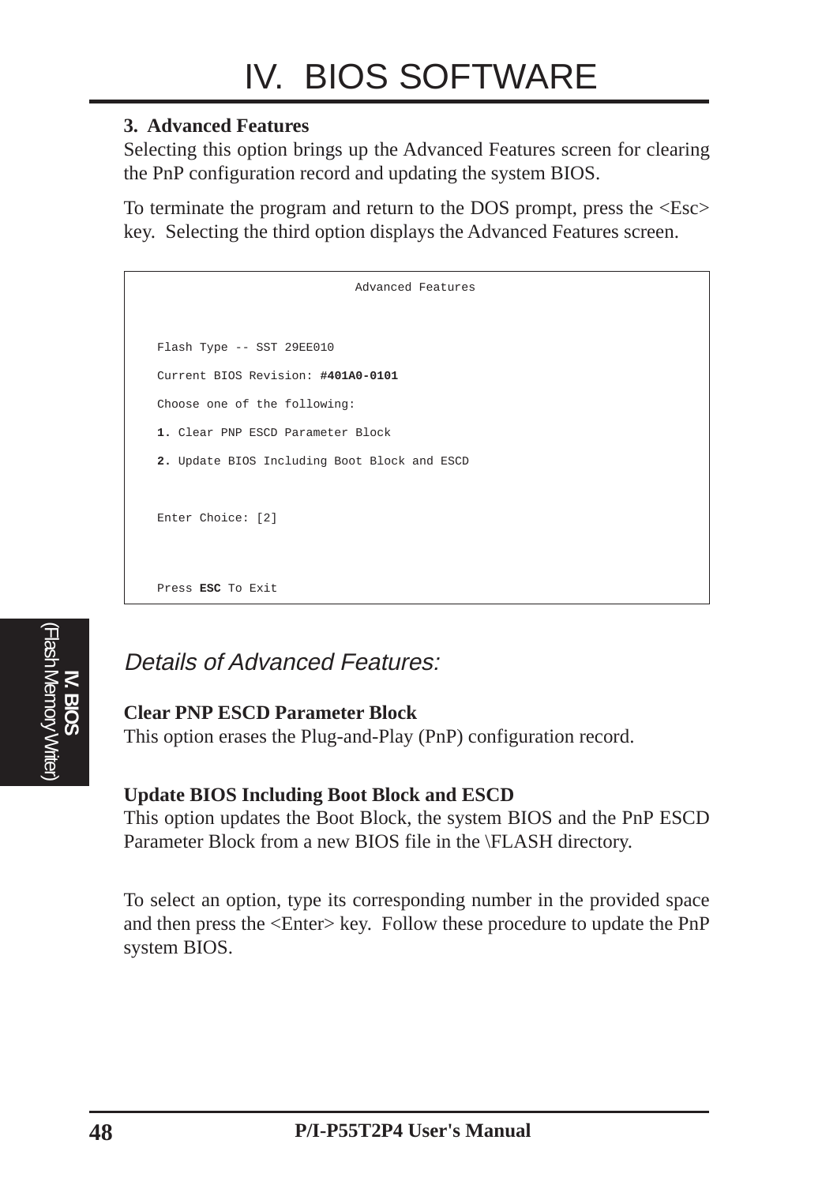### 3. Advanced Features

Selecting this option brings up the Advanced Features screen for clearing the PnP configuration record and updating the system BIOS.

To terminate the program and return to the DOS prompt, press the <Esc> key. Selecting the third option displays the Advanced Features screen.

```
                              Advanced Features


    Flash Type -- SST 29EE010

    Current BIOS Revision: #401A0-0101

    Choose one of the following:

    1. Clear PNP ESCD Parameter Block

    2. Update BIOS Including Boot Block and ESCD


    Enter Choice: [2]



    Press ESC To Exit
```

## *Details of Advanced Features:*

**Clear PNP ESCD Parameter Block**
This option erases the Plug-and-Play (PnP) configuration record.

**Update BIOS Including Boot Block and ESCD**
This option updates the Boot Block, the system BIOS and the PnP ESCD Parameter Block from a new BIOS file in the \FLASH directory.

To select an option, type its corresponding number in the provided space and then press the <Enter> key. Follow these procedure to update the PnP system BIOS.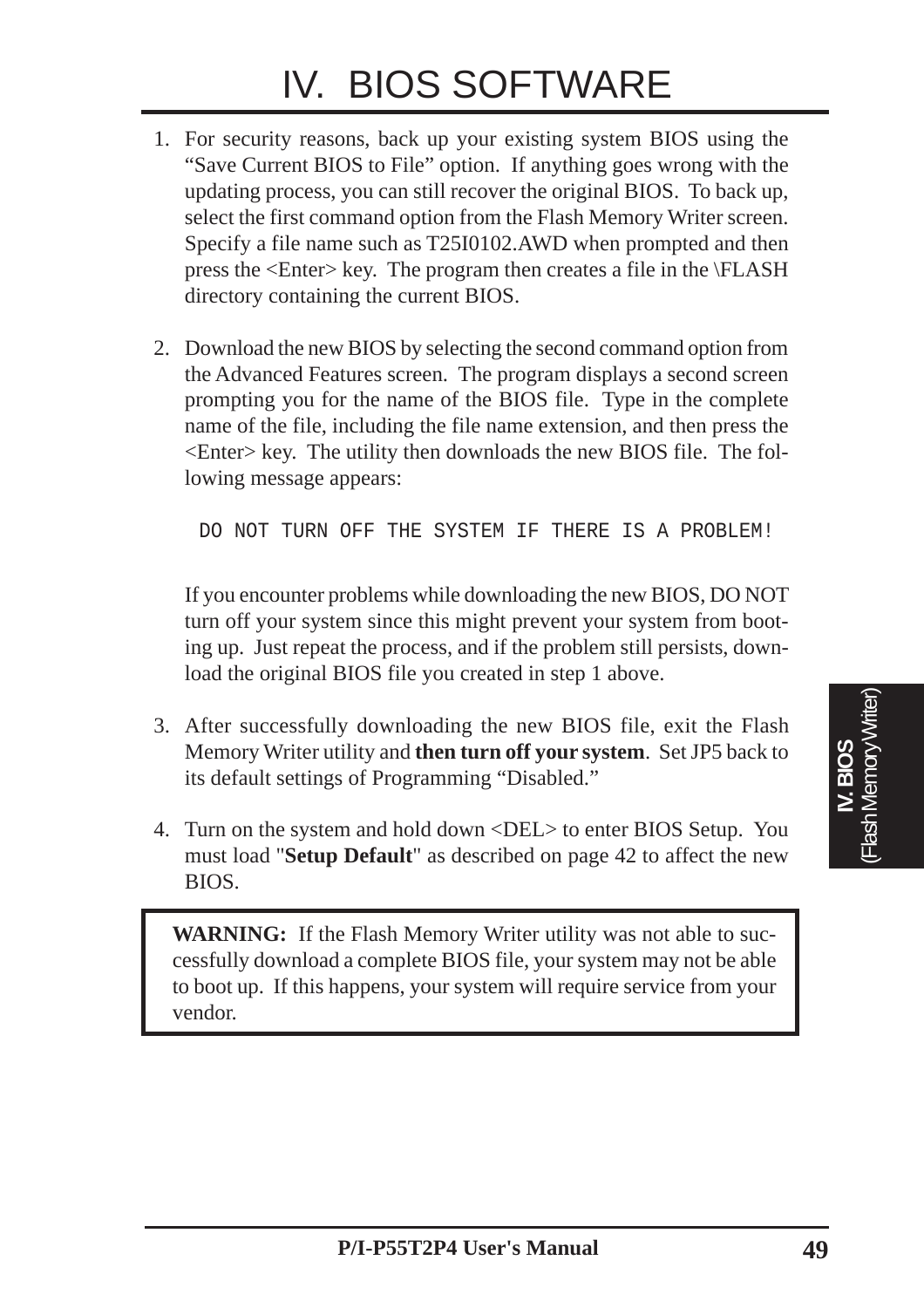# IV. BIOS SOFTWARE

1. For security reasons, back up your existing system BIOS using the "Save Current BIOS to File" option. If anything goes wrong with the updating process, you can still recover the original BIOS. To back up, select the first command option from the Flash Memory Writer screen. Specify a file name such as T25I0102.AWD when prompted and then press the <Enter> key. The program then creates a file in the \FLASH directory containing the current BIOS.

2. Download the new BIOS by selecting the second command option from the Advanced Features screen. The program displays a second screen prompting you for the name of the BIOS file. Type in the complete name of the file, including the file name extension, and then press the <Enter> key. The utility then downloads the new BIOS file. The following message appears:

   ```
   DO NOT TURN OFF THE SYSTEM IF THERE IS A PROBLEM!
   ```

   If you encounter problems while downloading the new BIOS, DO NOT turn off your system since this might prevent your system from booting up. Just repeat the process, and if the problem still persists, download the original BIOS file you created in step 1 above.

3. After successfully downloading the new BIOS file, exit the Flash Memory Writer utility and **then turn off your system**. Set JP5 back to its default settings of Programming "Disabled."

4. Turn on the system and hold down <DEL> to enter BIOS Setup. You must load "**Setup Default**" as described on page 42 to affect the new BIOS.

> **WARNING:** If the Flash Memory Writer utility was not able to successfully download a complete BIOS file, your system may not be able to boot up. If this happens, your system will require service from your vendor.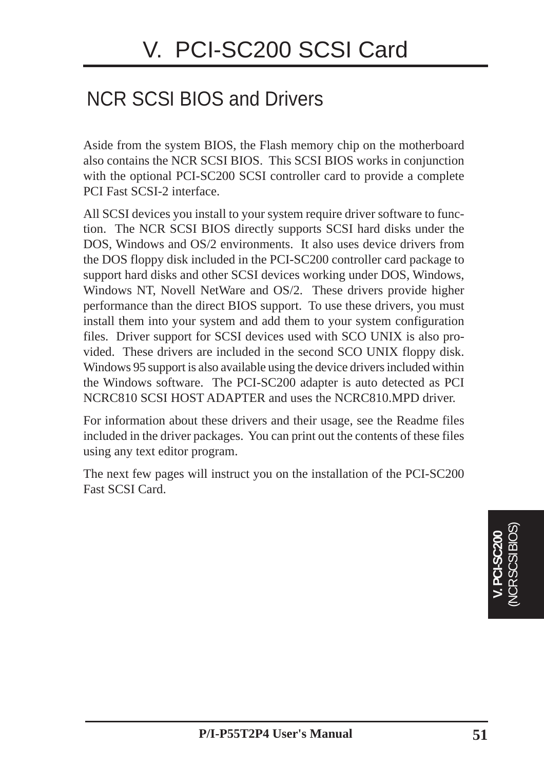# V. PCI-SC200 SCSI Card

## NCR SCSI BIOS and Drivers

Aside from the system BIOS, the Flash memory chip on the motherboard also contains the NCR SCSI BIOS. This SCSI BIOS works in conjunction with the optional PCI-SC200 SCSI controller card to provide a complete PCI Fast SCSI-2 interface.

All SCSI devices you install to your system require driver software to function. The NCR SCSI BIOS directly supports SCSI hard disks under the DOS, Windows and OS/2 environments. It also uses device drivers from the DOS floppy disk included in the PCI-SC200 controller card package to support hard disks and other SCSI devices working under DOS, Windows, Windows NT, Novell NetWare and OS/2. These drivers provide higher performance than the direct BIOS support. To use these drivers, you must install them into your system and add them to your system configuration files. Driver support for SCSI devices used with SCO UNIX is also provided. These drivers are included in the second SCO UNIX floppy disk. Windows 95 support is also available using the device drivers included within the Windows software. The PCI-SC200 adapter is auto detected as PCI NCRC810 SCSI HOST ADAPTER and uses the NCRC810.MPD driver.

For information about these drivers and their usage, see the Readme files included in the driver packages. You can print out the contents of these files using any text editor program.

The next few pages will instruct you on the installation of the PCI-SC200 Fast SCSI Card.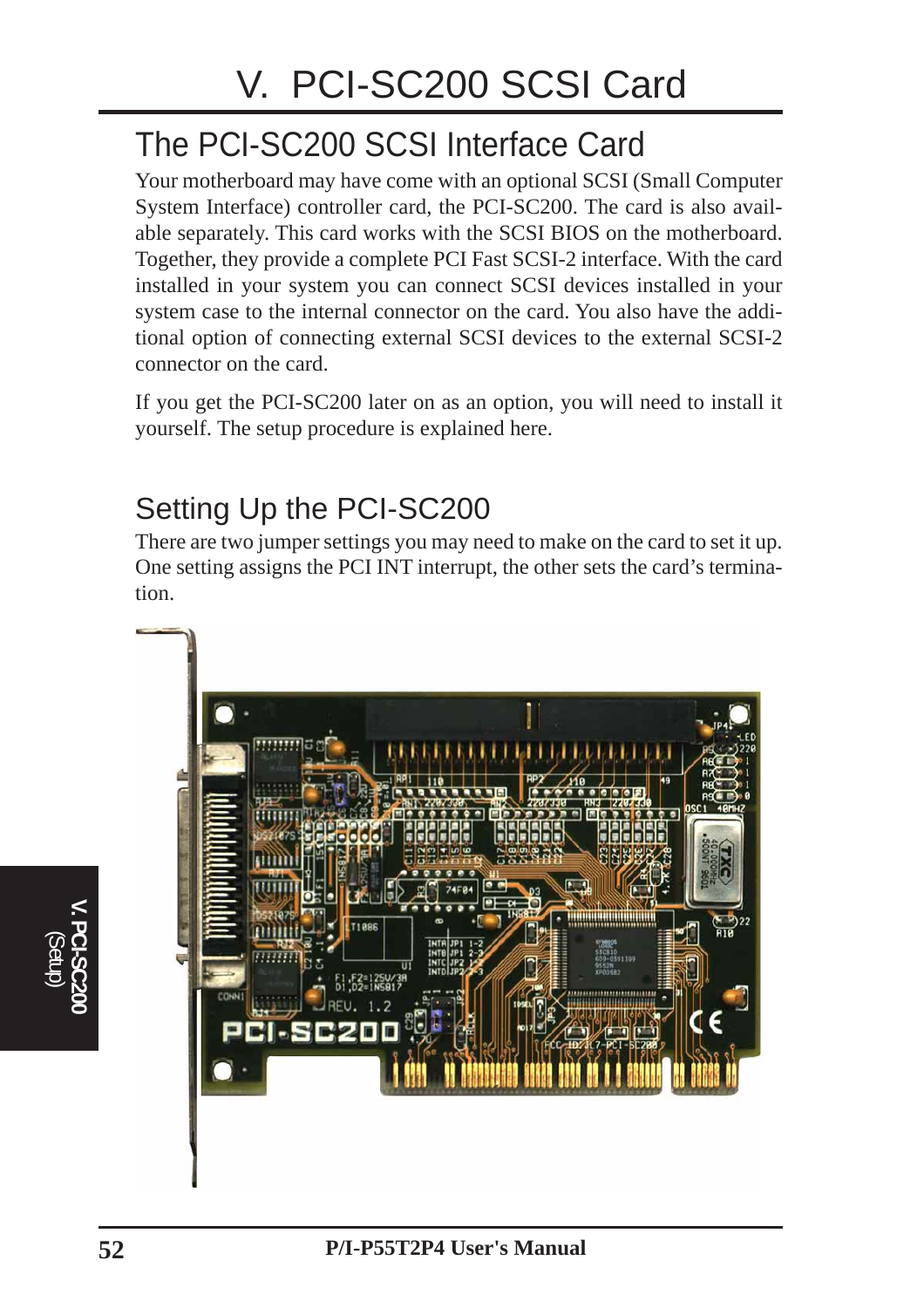# V. PCI-SC200 SCSI Card

## The PCI-SC200 SCSI Interface Card

Your motherboard may have come with an optional SCSI (Small Computer System Interface) controller card, the PCI-SC200. The card is also available separately. This card works with the SCSI BIOS on the motherboard. Together, they provide a complete PCI Fast SCSI-2 interface. With the card installed in your system you can connect SCSI devices installed in your system case to the internal connector on the card. You also have the additional option of connecting external SCSI devices to the external SCSI-2 connector on the card.

If you get the PCI-SC200 later on as an option, you will need to install it yourself. The setup procedure is explained here.

## Setting Up the PCI-SC200

There are two jumper settings you may need to make on the card to set it up. One setting assigns the PCI INT interrupt, the other sets the card's termination.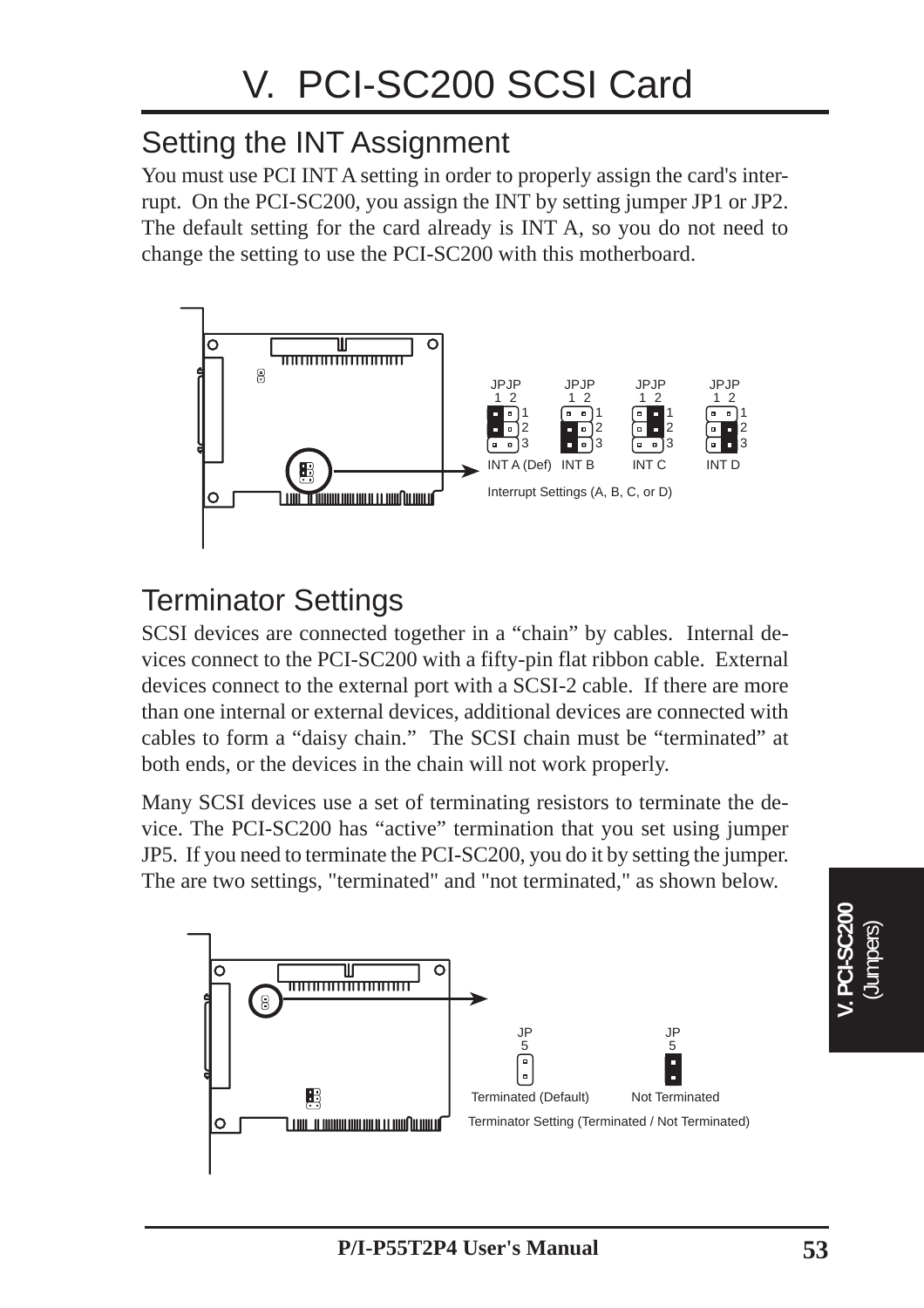# V. PCI-SC200 SCSI Card

## Setting the INT Assignment

You must use PCI INT A setting in order to properly assign the card's interrupt. On the PCI-SC200, you assign the INT by setting jumper JP1 or JP2. The default setting for the card already is INT A, so you do not need to change the setting to use the PCI-SC200 with this motherboard.

JPJP 1 2 — INT A (Def) | INT B | INT C | INT D

Interrupt Settings (A, B, C, or D)

## Terminator Settings

SCSI devices are connected together in a "chain" by cables. Internal devices connect to the PCI-SC200 with a fifty-pin flat ribbon cable. External devices connect to the external port with a SCSI-2 cable. If there are more than one internal or external devices, additional devices are connected with cables to form a "daisy chain." The SCSI chain must be "terminated" at both ends, or the devices in the chain will not work properly.

Many SCSI devices use a set of terminating resistors to terminate the device. The PCI-SC200 has "active" termination that you set using jumper JP5. If you need to terminate the PCI-SC200, you do it by setting the jumper. The are two settings, "terminated" and "not terminated," as shown below.

JP5 — Terminated (Default) | Not Terminated

Terminator Setting (Terminated / Not Terminated)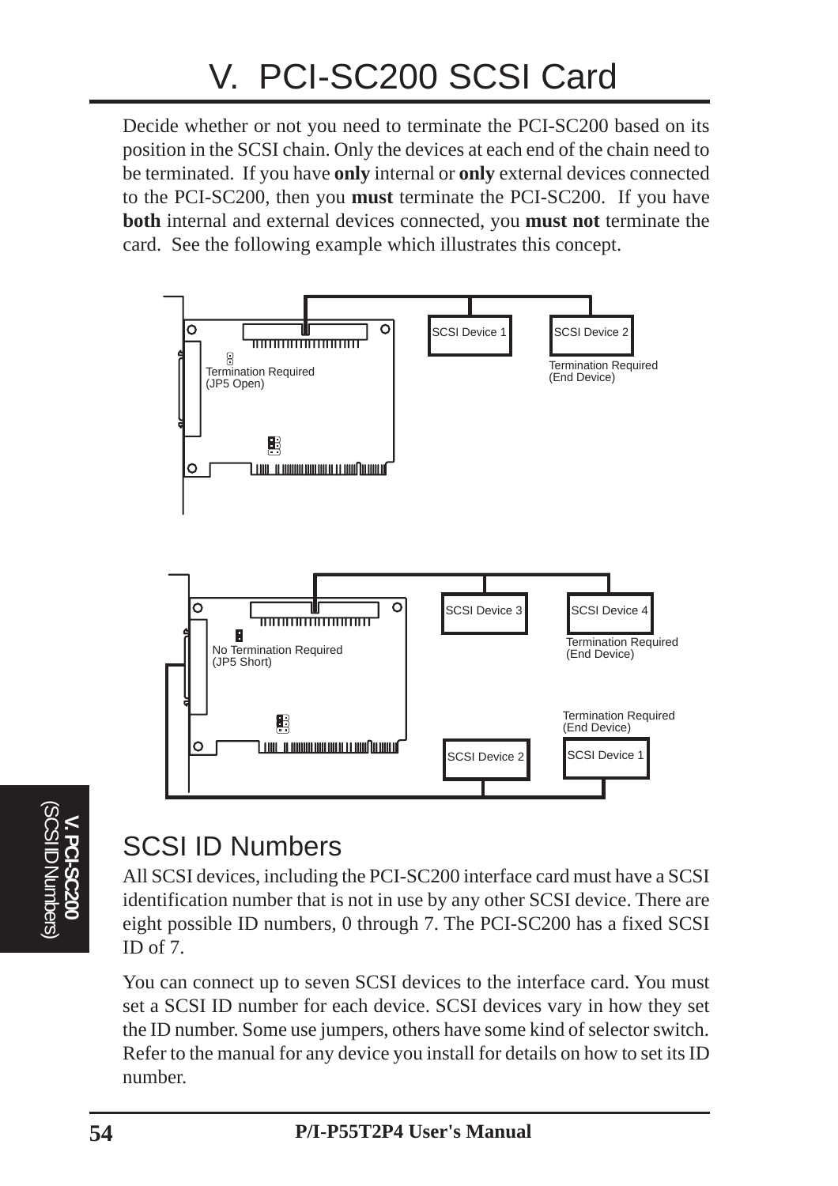# V. PCI-SC200 SCSI Card

Decide whether or not you need to terminate the PCI-SC200 based on its position in the SCSI chain. Only the devices at each end of the chain need to be terminated. If you have **only** internal or **only** external devices connected to the PCI-SC200, then you **must** terminate the PCI-SC200. If you have **both** internal and external devices connected, you **must not** terminate the card. See the following example which illustrates this concept.

SCSI Device 1
SCSI Device 2
Termination Required (JP5 Open)
Termination Required (End Device)

SCSI Device 3
SCSI Device 4
No Termination Required (JP5 Short)
Termination Required (End Device)
Termination Required (End Device)
SCSI Device 2
SCSI Device 1

## SCSI ID Numbers

All SCSI devices, including the PCI-SC200 interface card must have a SCSI identification number that is not in use by any other SCSI device. There are eight possible ID numbers, 0 through 7. The PCI-SC200 has a fixed SCSI ID of 7.

You can connect up to seven SCSI devices to the interface card. You must set a SCSI ID number for each device. SCSI devices vary in how they set the ID number. Some use jumpers, others have some kind of selector switch. Refer to the manual for any device you install for details on how to set its ID number.